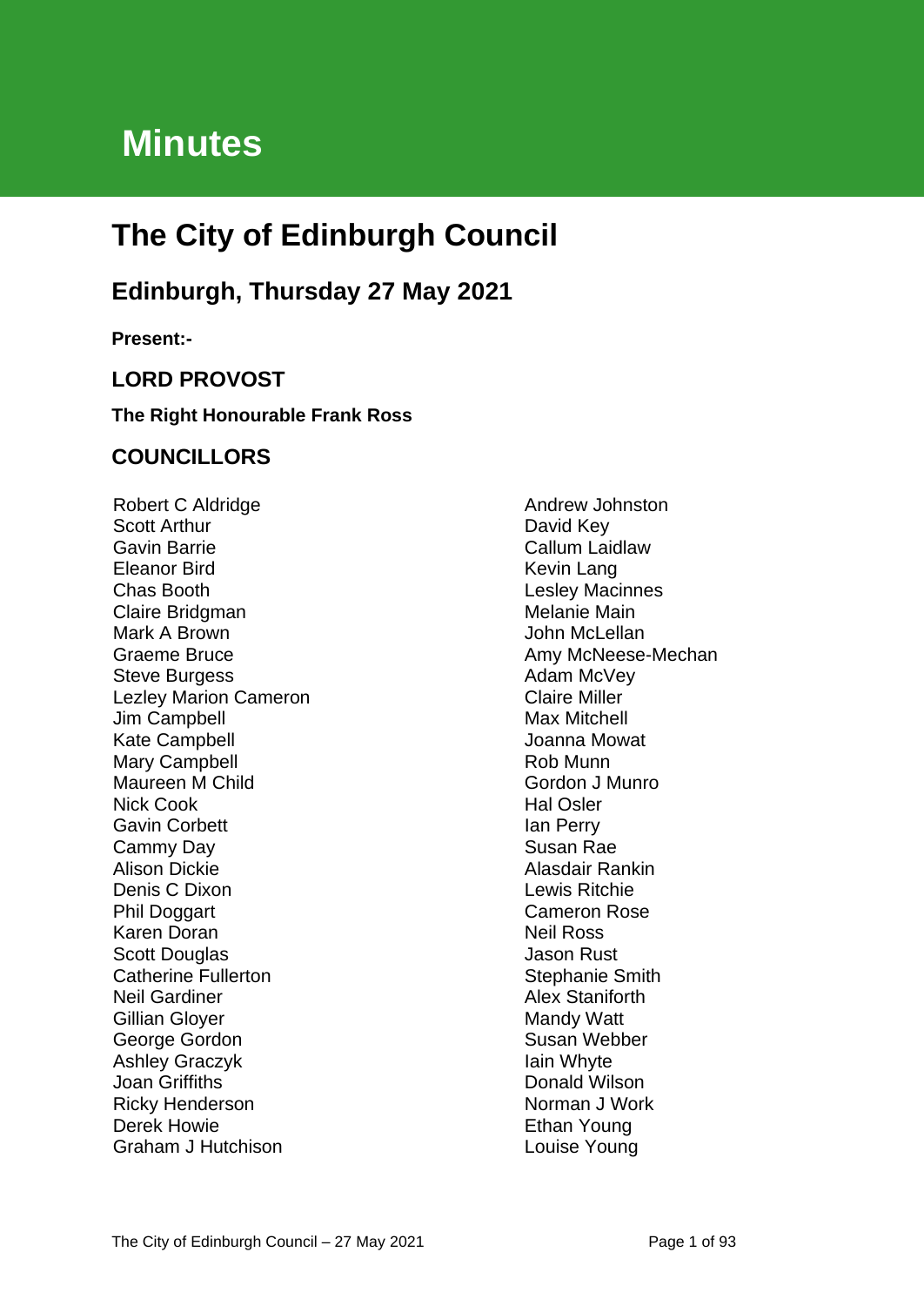# Minutes

# The City of Edinburgh Council

## Edinburgh, Thursday 27 May 2021

**Present:-**

### LORD PROVOST

**The Right Honourable Frank Ross**

### COUNCILLORS

Robert C Aldridge
Scott Arthur
Gavin Barrie
Eleanor Bird
Chas Booth
Claire Bridgman
Mark A Brown
Graeme Bruce
Steve Burgess
Lezley Marion Cameron
Jim Campbell
Kate Campbell
Mary Campbell
Maureen M Child
Nick Cook
Gavin Corbett
Cammy Day
Alison Dickie
Denis C Dixon
Phil Doggart
Karen Doran
Scott Douglas
Catherine Fullerton
Neil Gardiner
Gillian Gloyer
George Gordon
Ashley Graczyk
Joan Griffiths
Ricky Henderson
Derek Howie
Graham J Hutchison
Andrew Johnston
David Key
Callum Laidlaw
Kevin Lang
Lesley Macinnes
Melanie Main
John McLellan
Amy McNeese-Mechan
Adam McVey
Claire Miller
Max Mitchell
Joanna Mowat
Rob Munn
Gordon J Munro
Hal Osler
Ian Perry
Susan Rae
Alasdair Rankin
Lewis Ritchie
Cameron Rose
Neil Ross
Jason Rust
Stephanie Smith
Alex Staniforth
Mandy Watt
Susan Webber
Iain Whyte
Donald Wilson
Norman J Work
Ethan Young
Louise Young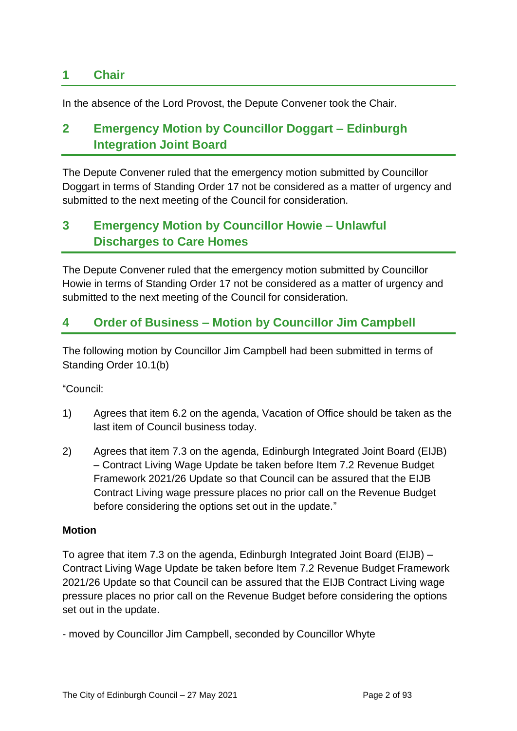## 1 Chair

In the absence of the Lord Provost, the Depute Convener took the Chair.

## 2 Emergency Motion by Councillor Doggart – Edinburgh Integration Joint Board

The Depute Convener ruled that the emergency motion submitted by Councillor Doggart in terms of Standing Order 17 not be considered as a matter of urgency and submitted to the next meeting of the Council for consideration.

## 3 Emergency Motion by Councillor Howie – Unlawful Discharges to Care Homes

The Depute Convener ruled that the emergency motion submitted by Councillor Howie in terms of Standing Order 17 not be considered as a matter of urgency and submitted to the next meeting of the Council for consideration.

## 4 Order of Business – Motion by Councillor Jim Campbell

The following motion by Councillor Jim Campbell had been submitted in terms of Standing Order 10.1(b)

"Council:

1) Agrees that item 6.2 on the agenda, Vacation of Office should be taken as the last item of Council business today.

2) Agrees that item 7.3 on the agenda, Edinburgh Integrated Joint Board (EIJB) – Contract Living Wage Update be taken before Item 7.2 Revenue Budget Framework 2021/26 Update so that Council can be assured that the EIJB Contract Living wage pressure places no prior call on the Revenue Budget before considering the options set out in the update."

**Motion**

To agree that item 7.3 on the agenda, Edinburgh Integrated Joint Board (EIJB) – Contract Living Wage Update be taken before Item 7.2 Revenue Budget Framework 2021/26 Update so that Council can be assured that the EIJB Contract Living wage pressure places no prior call on the Revenue Budget before considering the options set out in the update.

- moved by Councillor Jim Campbell, seconded by Councillor Whyte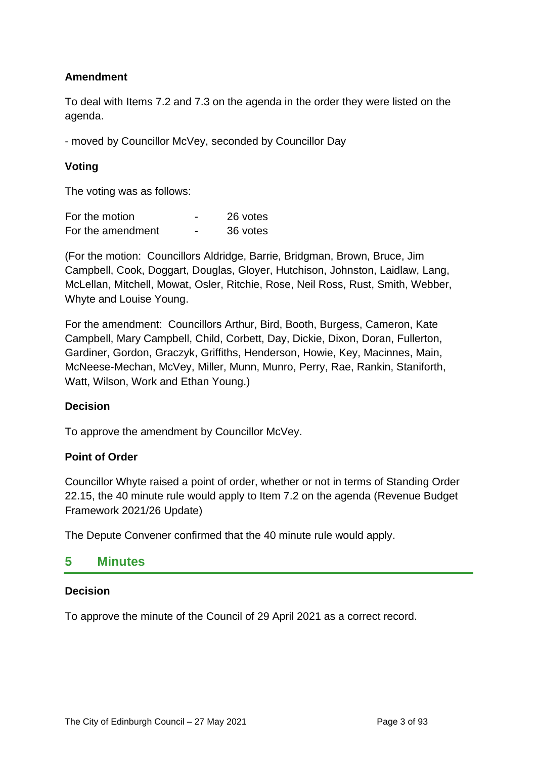**Amendment**

To deal with Items 7.2 and 7.3 on the agenda in the order they were listed on the agenda.

- moved by Councillor McVey, seconded by Councillor Day

**Voting**

The voting was as follows:

| | | |
|---|---|---|
| For the motion | - | 26 votes |
| For the amendment | - | 36 votes |

(For the motion: Councillors Aldridge, Barrie, Bridgman, Brown, Bruce, Jim Campbell, Cook, Doggart, Douglas, Gloyer, Hutchison, Johnston, Laidlaw, Lang, McLellan, Mitchell, Mowat, Osler, Ritchie, Rose, Neil Ross, Rust, Smith, Webber, Whyte and Louise Young.

For the amendment: Councillors Arthur, Bird, Booth, Burgess, Cameron, Kate Campbell, Mary Campbell, Child, Corbett, Day, Dickie, Dixon, Doran, Fullerton, Gardiner, Gordon, Graczyk, Griffiths, Henderson, Howie, Key, Macinnes, Main, McNeese-Mechan, McVey, Miller, Munn, Munro, Perry, Rae, Rankin, Staniforth, Watt, Wilson, Work and Ethan Young.)

**Decision**

To approve the amendment by Councillor McVey.

**Point of Order**

Councillor Whyte raised a point of order, whether or not in terms of Standing Order 22.15, the 40 minute rule would apply to Item 7.2 on the agenda (Revenue Budget Framework 2021/26 Update)

The Depute Convener confirmed that the 40 minute rule would apply.

## 5 Minutes

**Decision**

To approve the minute of the Council of 29 April 2021 as a correct record.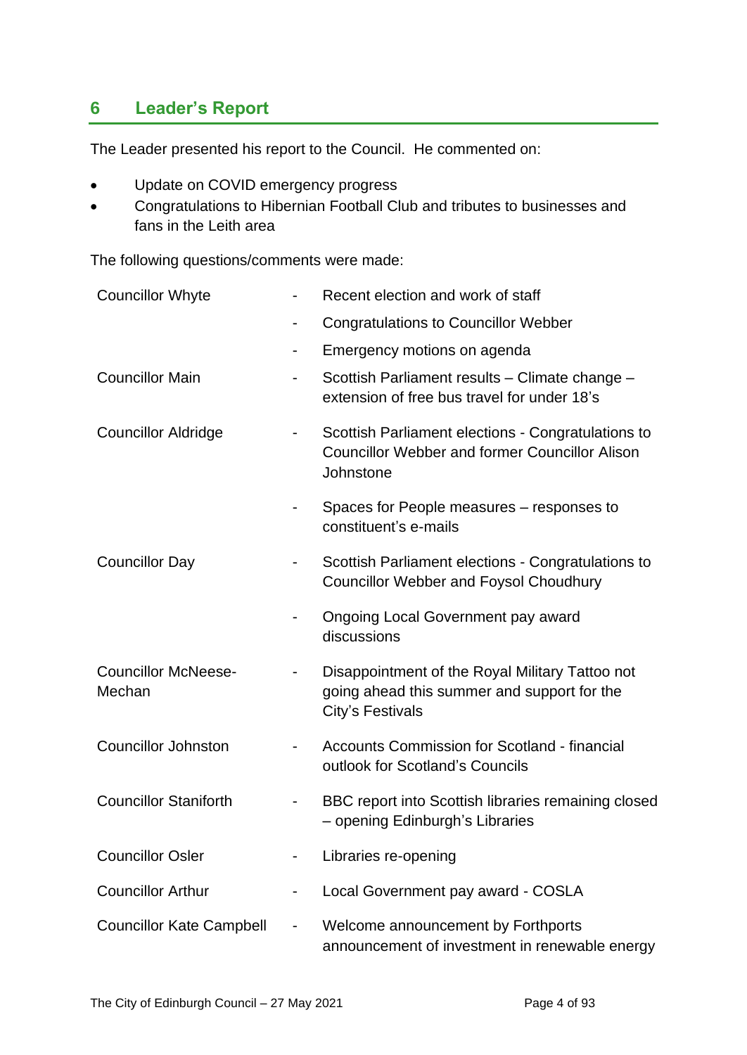## 6 Leader's Report

The Leader presented his report to the Council. He commented on:

- Update on COVID emergency progress
- Congratulations to Hibernian Football Club and tributes to businesses and fans in the Leith area

The following questions/comments were made:

| | | |
|---|---|---|
| Councillor Whyte | - | Recent election and work of staff |
| | - | Congratulations to Councillor Webber |
| | - | Emergency motions on agenda |
| Councillor Main | - | Scottish Parliament results – Climate change – extension of free bus travel for under 18's |
| Councillor Aldridge | - | Scottish Parliament elections - Congratulations to Councillor Webber and former Councillor Alison Johnstone |
| | - | Spaces for People measures – responses to constituent's e-mails |
| Councillor Day | - | Scottish Parliament elections - Congratulations to Councillor Webber and Foysol Choudhury |
| | - | Ongoing Local Government pay award discussions |
| Councillor McNeese-Mechan | - | Disappointment of the Royal Military Tattoo not going ahead this summer and support for the City's Festivals |
| Councillor Johnston | - | Accounts Commission for Scotland - financial outlook for Scotland's Councils |
| Councillor Staniforth | - | BBC report into Scottish libraries remaining closed – opening Edinburgh's Libraries |
| Councillor Osler | - | Libraries re-opening |
| Councillor Arthur | - | Local Government pay award - COSLA |
| Councillor Kate Campbell | - | Welcome announcement by Forthports announcement of investment in renewable energy |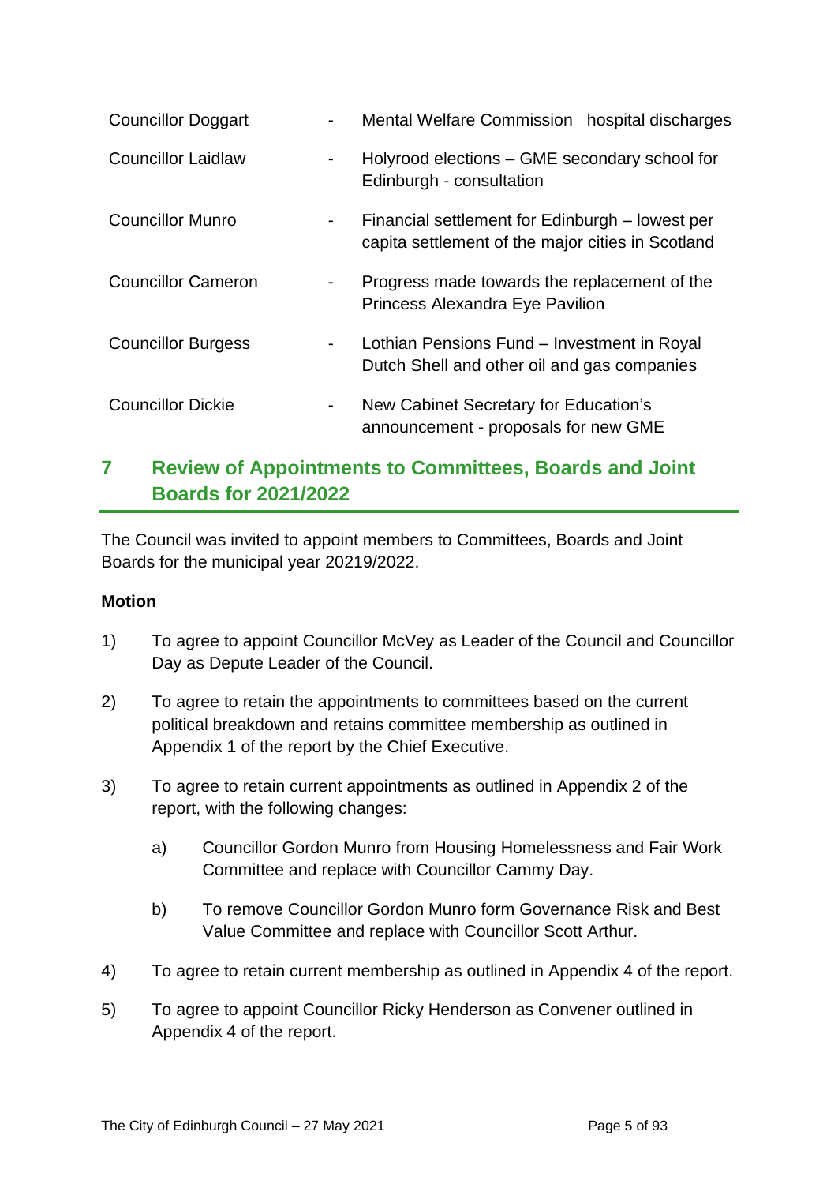| | | |
|---|---|---|
| Councillor Doggart | - | Mental Welfare Commission hospital discharges |
| Councillor Laidlaw | - | Holyrood elections – GME secondary school for Edinburgh - consultation |
| Councillor Munro | - | Financial settlement for Edinburgh – lowest per capita settlement of the major cities in Scotland |
| Councillor Cameron | - | Progress made towards the replacement of the Princess Alexandra Eye Pavilion |
| Councillor Burgess | - | Lothian Pensions Fund – Investment in Royal Dutch Shell and other oil and gas companies |
| Councillor Dickie | - | New Cabinet Secretary for Education's announcement - proposals for new GME |

## 7 Review of Appointments to Committees, Boards and Joint Boards for 2021/2022

The Council was invited to appoint members to Committees, Boards and Joint Boards for the municipal year 20219/2022.

**Motion**

1) To agree to appoint Councillor McVey as Leader of the Council and Councillor Day as Depute Leader of the Council.

2) To agree to retain the appointments to committees based on the current political breakdown and retains committee membership as outlined in Appendix 1 of the report by the Chief Executive.

3) To agree to retain current appointments as outlined in Appendix 2 of the report, with the following changes:

   a) Councillor Gordon Munro from Housing Homelessness and Fair Work Committee and replace with Councillor Cammy Day.

   b) To remove Councillor Gordon Munro form Governance Risk and Best Value Committee and replace with Councillor Scott Arthur.

4) To agree to retain current membership as outlined in Appendix 4 of the report.

5) To agree to appoint Councillor Ricky Henderson as Convener outlined in Appendix 4 of the report.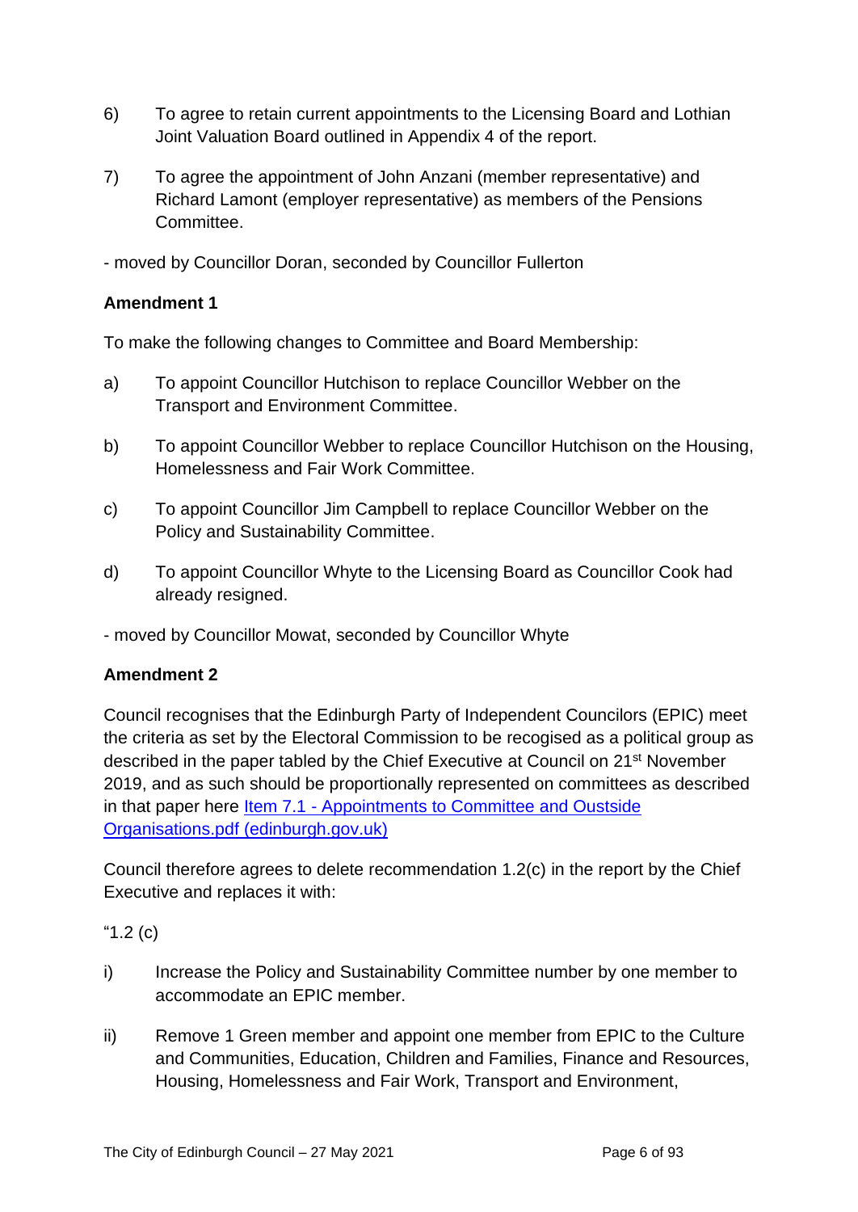6) To agree to retain current appointments to the Licensing Board and Lothian Joint Valuation Board outlined in Appendix 4 of the report.

7) To agree the appointment of John Anzani (member representative) and Richard Lamont (employer representative) as members of the Pensions Committee.

- moved by Councillor Doran, seconded by Councillor Fullerton

**Amendment 1**

To make the following changes to Committee and Board Membership:

a) To appoint Councillor Hutchison to replace Councillor Webber on the Transport and Environment Committee.

b) To appoint Councillor Webber to replace Councillor Hutchison on the Housing, Homelessness and Fair Work Committee.

c) To appoint Councillor Jim Campbell to replace Councillor Webber on the Policy and Sustainability Committee.

d) To appoint Councillor Whyte to the Licensing Board as Councillor Cook had already resigned.

- moved by Councillor Mowat, seconded by Councillor Whyte

**Amendment 2**

Council recognises that the Edinburgh Party of Independent Councilors (EPIC) meet the criteria as set by the Electoral Commission to be recogised as a political group as described in the paper tabled by the Chief Executive at Council on 21st November 2019, and as such should be proportionally represented on committees as described in that paper here [Item 7.1 - Appointments to Committee and Oustside Organisations.pdf (edinburgh.gov.uk)]

Council therefore agrees to delete recommendation 1.2(c) in the report by the Chief Executive and replaces it with:

"1.2 (c)

i) Increase the Policy and Sustainability Committee number by one member to accommodate an EPIC member.

ii) Remove 1 Green member and appoint one member from EPIC to the Culture and Communities, Education, Children and Families, Finance and Resources, Housing, Homelessness and Fair Work, Transport and Environment,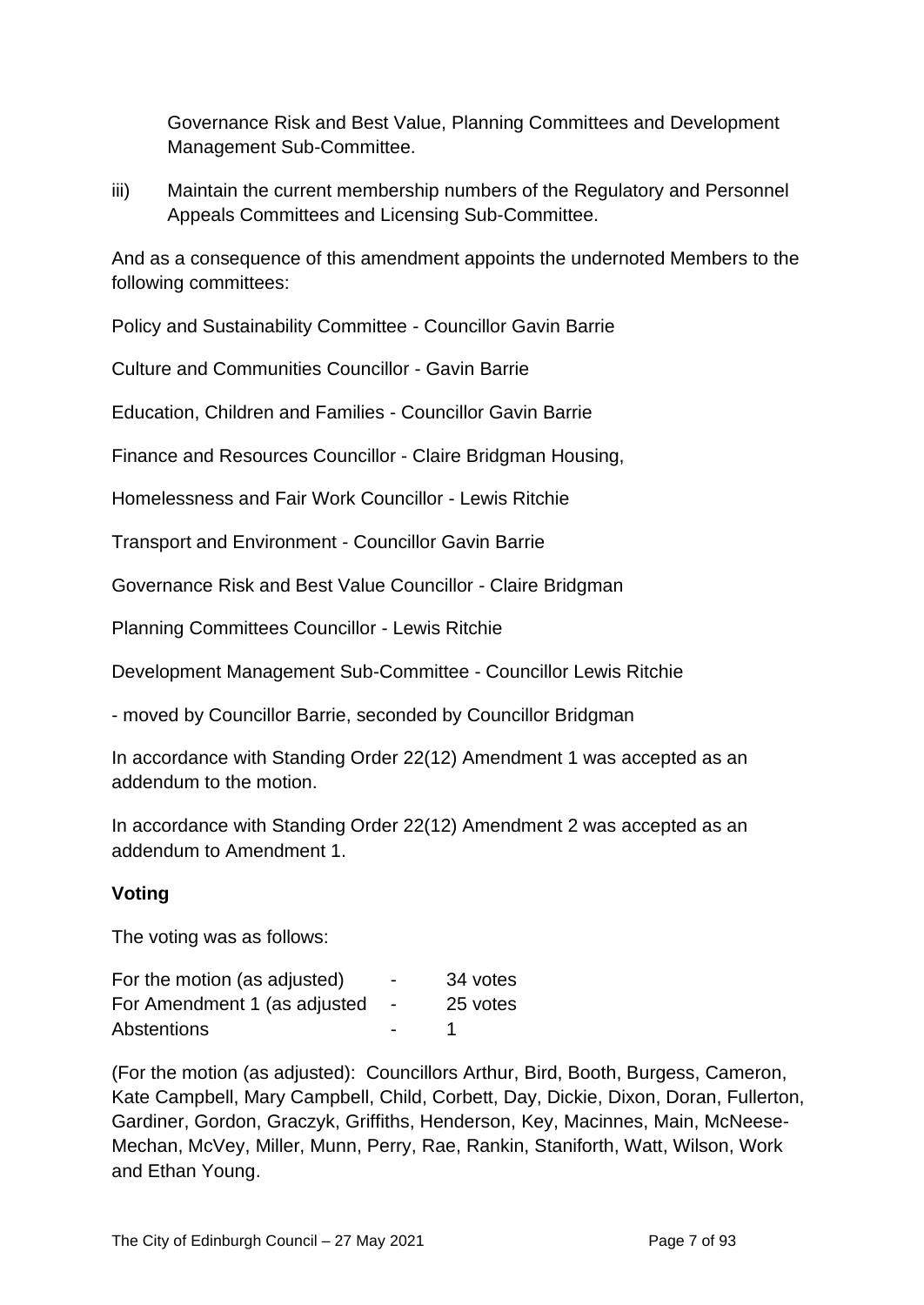Governance Risk and Best Value, Planning Committees and Development Management Sub-Committee.

iii) Maintain the current membership numbers of the Regulatory and Personnel Appeals Committees and Licensing Sub-Committee.

And as a consequence of this amendment appoints the undernoted Members to the following committees:

Policy and Sustainability Committee - Councillor Gavin Barrie

Culture and Communities Councillor - Gavin Barrie

Education, Children and Families - Councillor Gavin Barrie

Finance and Resources Councillor - Claire Bridgman Housing,

Homelessness and Fair Work Councillor - Lewis Ritchie

Transport and Environment - Councillor Gavin Barrie

Governance Risk and Best Value Councillor - Claire Bridgman

Planning Committees Councillor - Lewis Ritchie

Development Management Sub-Committee - Councillor Lewis Ritchie

- moved by Councillor Barrie, seconded by Councillor Bridgman

In accordance with Standing Order 22(12) Amendment 1 was accepted as an addendum to the motion.

In accordance with Standing Order 22(12) Amendment 2 was accepted as an addendum to Amendment 1.

**Voting**

The voting was as follows:

| | | |
|---|---|---|
| For the motion (as adjusted) | - | 34 votes |
| For Amendment 1 (as adjusted | - | 25 votes |
| Abstentions | - | 1 |

(For the motion (as adjusted): Councillors Arthur, Bird, Booth, Burgess, Cameron, Kate Campbell, Mary Campbell, Child, Corbett, Day, Dickie, Dixon, Doran, Fullerton, Gardiner, Gordon, Graczyk, Griffiths, Henderson, Key, Macinnes, Main, McNeese-Mechan, McVey, Miller, Munn, Perry, Rae, Rankin, Staniforth, Watt, Wilson, Work and Ethan Young.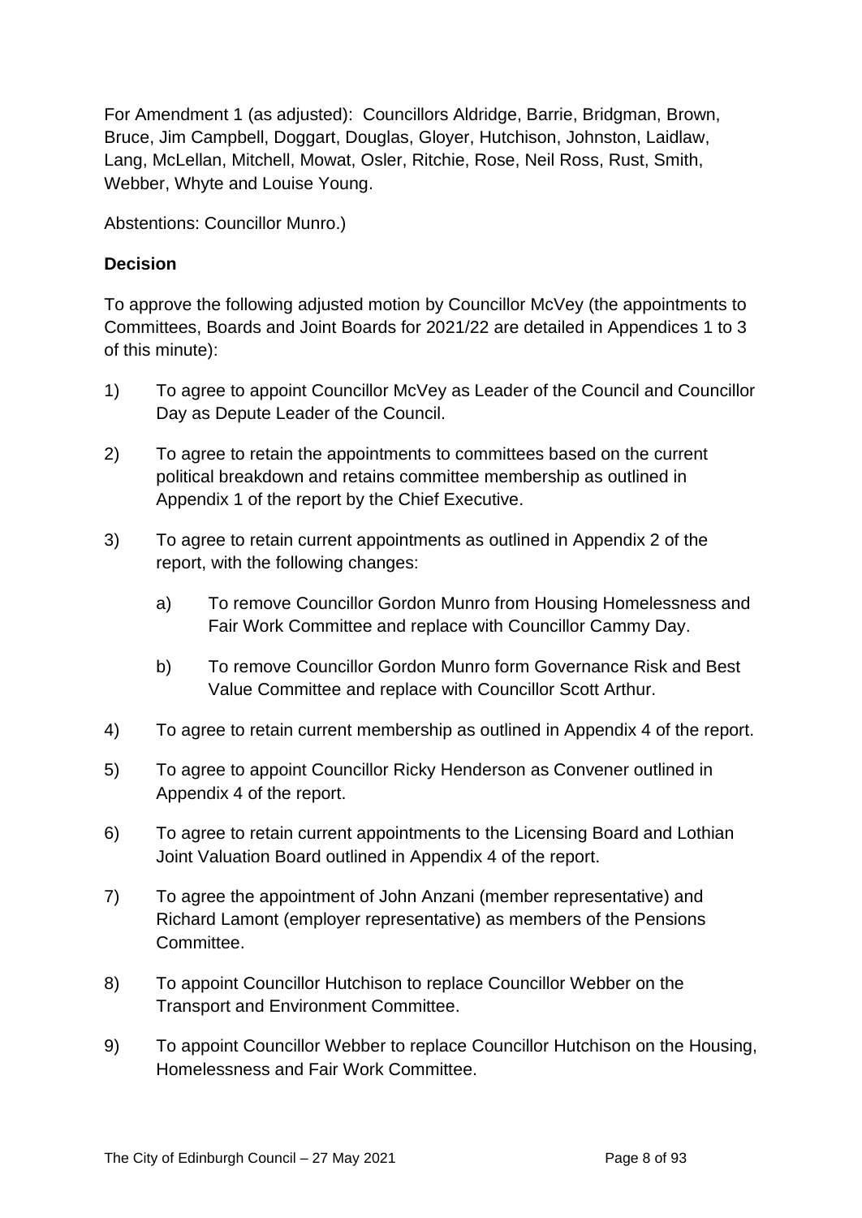For Amendment 1 (as adjusted): Councillors Aldridge, Barrie, Bridgman, Brown, Bruce, Jim Campbell, Doggart, Douglas, Gloyer, Hutchison, Johnston, Laidlaw, Lang, McLellan, Mitchell, Mowat, Osler, Ritchie, Rose, Neil Ross, Rust, Smith, Webber, Whyte and Louise Young.

Abstentions: Councillor Munro.)

**Decision**

To approve the following adjusted motion by Councillor McVey (the appointments to Committees, Boards and Joint Boards for 2021/22 are detailed in Appendices 1 to 3 of this minute):

1) To agree to appoint Councillor McVey as Leader of the Council and Councillor Day as Depute Leader of the Council.

2) To agree to retain the appointments to committees based on the current political breakdown and retains committee membership as outlined in Appendix 1 of the report by the Chief Executive.

3) To agree to retain current appointments as outlined in Appendix 2 of the report, with the following changes:

   a) To remove Councillor Gordon Munro from Housing Homelessness and Fair Work Committee and replace with Councillor Cammy Day.

   b) To remove Councillor Gordon Munro form Governance Risk and Best Value Committee and replace with Councillor Scott Arthur.

4) To agree to retain current membership as outlined in Appendix 4 of the report.

5) To agree to appoint Councillor Ricky Henderson as Convener outlined in Appendix 4 of the report.

6) To agree to retain current appointments to the Licensing Board and Lothian Joint Valuation Board outlined in Appendix 4 of the report.

7) To agree the appointment of John Anzani (member representative) and Richard Lamont (employer representative) as members of the Pensions Committee.

8) To appoint Councillor Hutchison to replace Councillor Webber on the Transport and Environment Committee.

9) To appoint Councillor Webber to replace Councillor Hutchison on the Housing, Homelessness and Fair Work Committee.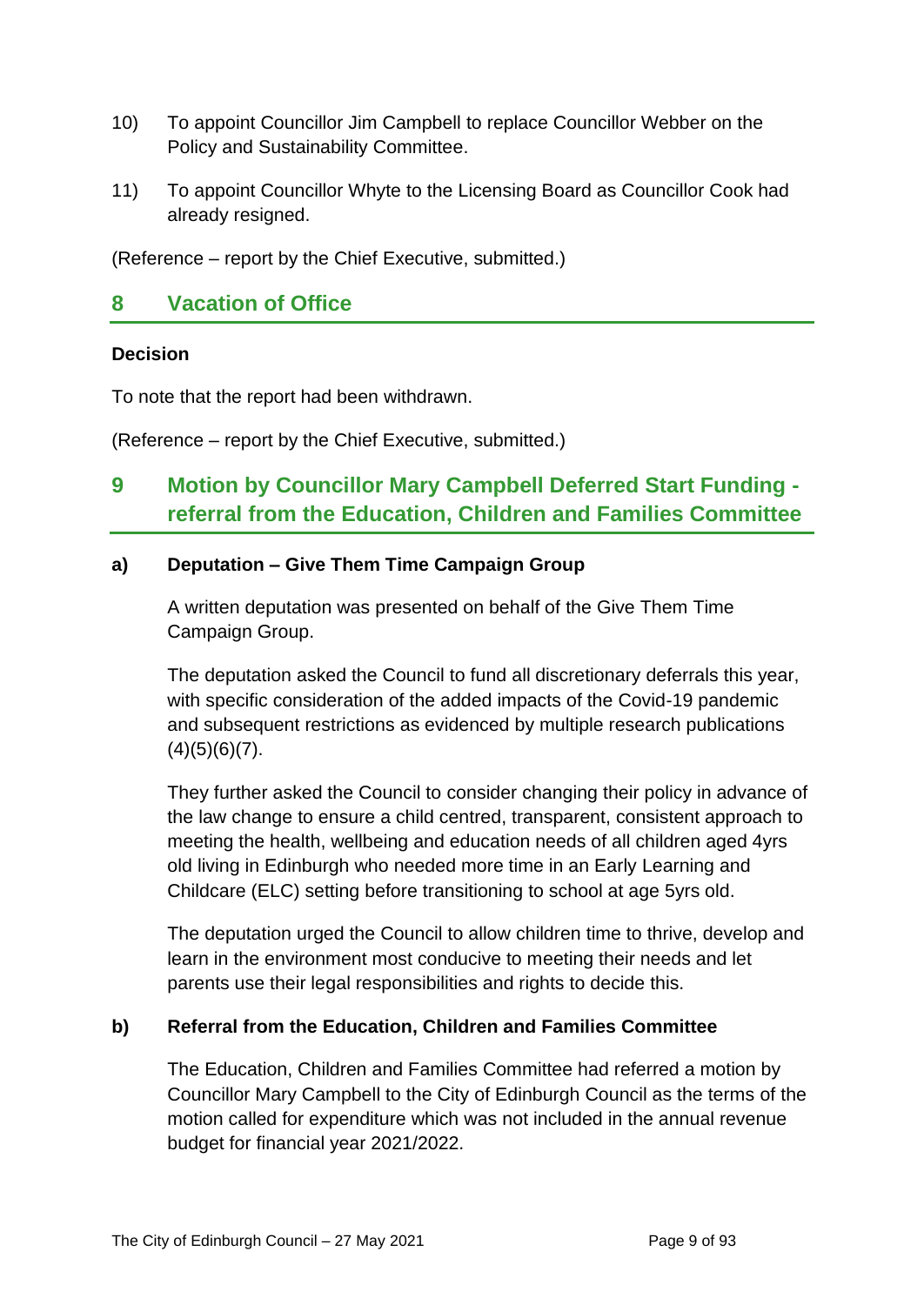10) To appoint Councillor Jim Campbell to replace Councillor Webber on the Policy and Sustainability Committee.

11) To appoint Councillor Whyte to the Licensing Board as Councillor Cook had already resigned.

(Reference – report by the Chief Executive, submitted.)

## 8 Vacation of Office

**Decision**

To note that the report had been withdrawn.

(Reference – report by the Chief Executive, submitted.)

## 9 Motion by Councillor Mary Campbell Deferred Start Funding - referral from the Education, Children and Families Committee

### a) Deputation – Give Them Time Campaign Group

A written deputation was presented on behalf of the Give Them Time Campaign Group.

The deputation asked the Council to fund all discretionary deferrals this year, with specific consideration of the added impacts of the Covid-19 pandemic and subsequent restrictions as evidenced by multiple research publications (4)(5)(6)(7).

They further asked the Council to consider changing their policy in advance of the law change to ensure a child centred, transparent, consistent approach to meeting the health, wellbeing and education needs of all children aged 4yrs old living in Edinburgh who needed more time in an Early Learning and Childcare (ELC) setting before transitioning to school at age 5yrs old.

The deputation urged the Council to allow children time to thrive, develop and learn in the environment most conducive to meeting their needs and let parents use their legal responsibilities and rights to decide this.

### b) Referral from the Education, Children and Families Committee

The Education, Children and Families Committee had referred a motion by Councillor Mary Campbell to the City of Edinburgh Council as the terms of the motion called for expenditure which was not included in the annual revenue budget for financial year 2021/2022.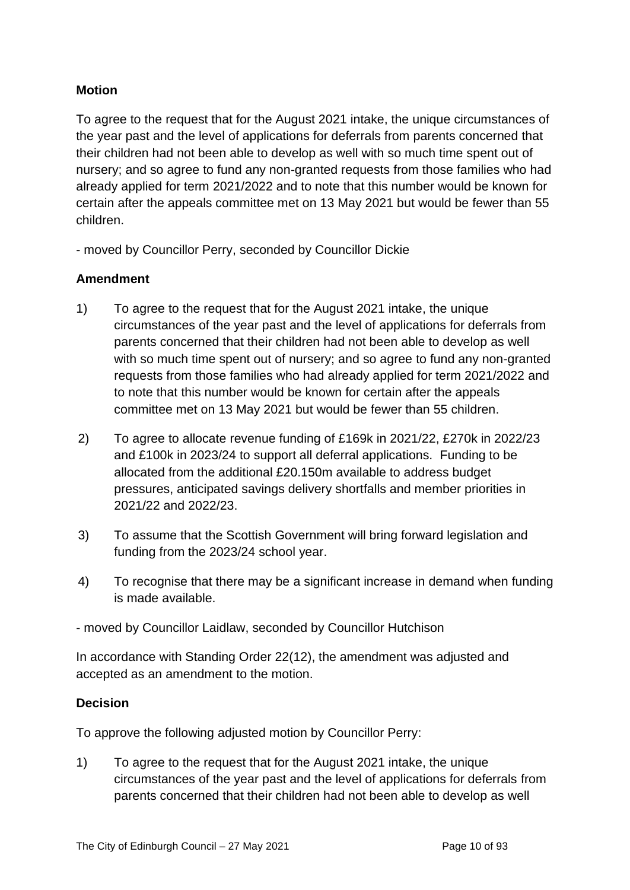**Motion**

To agree to the request that for the August 2021 intake, the unique circumstances of the year past and the level of applications for deferrals from parents concerned that their children had not been able to develop as well with so much time spent out of nursery; and so agree to fund any non-granted requests from those families who had already applied for term 2021/2022 and to note that this number would be known for certain after the appeals committee met on 13 May 2021 but would be fewer than 55 children.

- moved by Councillor Perry, seconded by Councillor Dickie

**Amendment**

1) To agree to the request that for the August 2021 intake, the unique circumstances of the year past and the level of applications for deferrals from parents concerned that their children had not been able to develop as well with so much time spent out of nursery; and so agree to fund any non-granted requests from those families who had already applied for term 2021/2022 and to note that this number would be known for certain after the appeals committee met on 13 May 2021 but would be fewer than 55 children.

2) To agree to allocate revenue funding of £169k in 2021/22, £270k in 2022/23 and £100k in 2023/24 to support all deferral applications. Funding to be allocated from the additional £20.150m available to address budget pressures, anticipated savings delivery shortfalls and member priorities in 2021/22 and 2022/23.

3) To assume that the Scottish Government will bring forward legislation and funding from the 2023/24 school year.

4) To recognise that there may be a significant increase in demand when funding is made available.

- moved by Councillor Laidlaw, seconded by Councillor Hutchison

In accordance with Standing Order 22(12), the amendment was adjusted and accepted as an amendment to the motion.

**Decision**

To approve the following adjusted motion by Councillor Perry:

1) To agree to the request that for the August 2021 intake, the unique circumstances of the year past and the level of applications for deferrals from parents concerned that their children had not been able to develop as well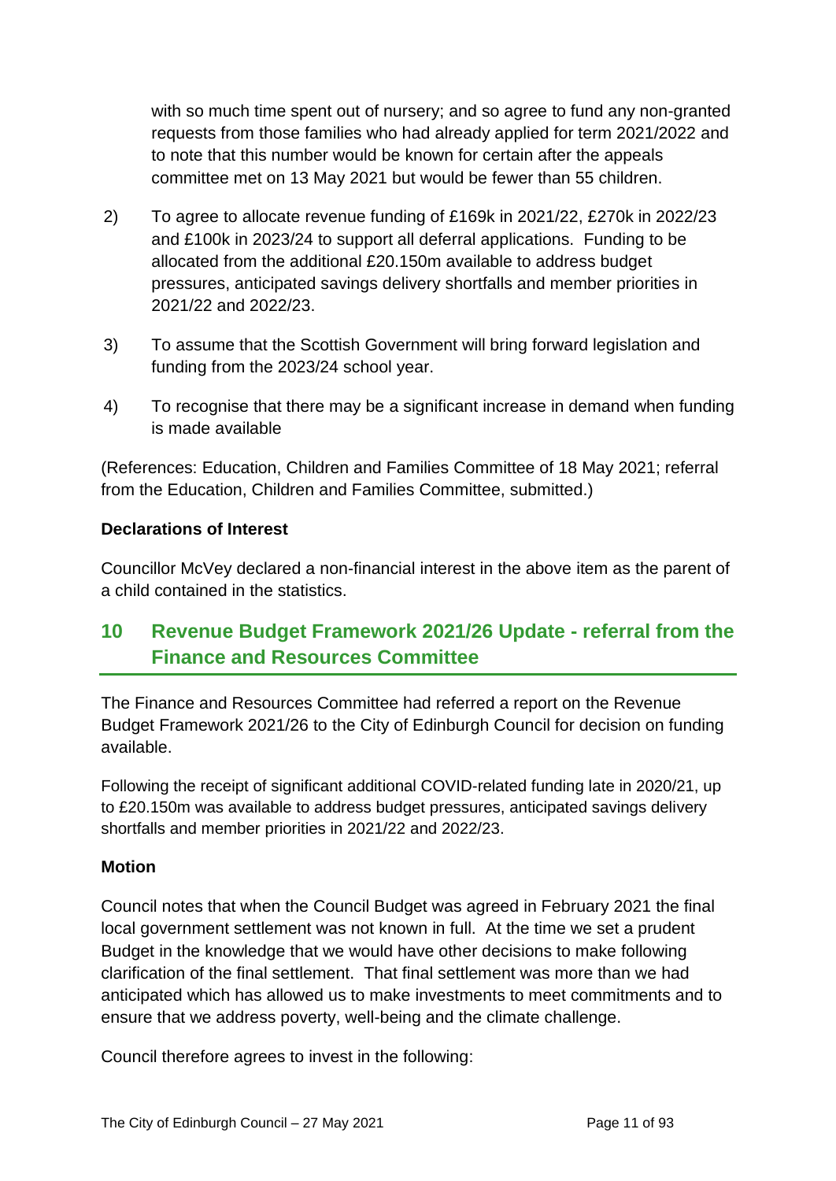with so much time spent out of nursery; and so agree to fund any non-granted requests from those families who had already applied for term 2021/2022 and to note that this number would be known for certain after the appeals committee met on 13 May 2021 but would be fewer than 55 children.

2) To agree to allocate revenue funding of £169k in 2021/22, £270k in 2022/23 and £100k in 2023/24 to support all deferral applications. Funding to be allocated from the additional £20.150m available to address budget pressures, anticipated savings delivery shortfalls and member priorities in 2021/22 and 2022/23.

3) To assume that the Scottish Government will bring forward legislation and funding from the 2023/24 school year.

4) To recognise that there may be a significant increase in demand when funding is made available

(References: Education, Children and Families Committee of 18 May 2021; referral from the Education, Children and Families Committee, submitted.)

**Declarations of Interest**

Councillor McVey declared a non-financial interest in the above item as the parent of a child contained in the statistics.

## 10 Revenue Budget Framework 2021/26 Update - referral from the Finance and Resources Committee

The Finance and Resources Committee had referred a report on the Revenue Budget Framework 2021/26 to the City of Edinburgh Council for decision on funding available.

Following the receipt of significant additional COVID-related funding late in 2020/21, up to £20.150m was available to address budget pressures, anticipated savings delivery shortfalls and member priorities in 2021/22 and 2022/23.

**Motion**

Council notes that when the Council Budget was agreed in February 2021 the final local government settlement was not known in full. At the time we set a prudent Budget in the knowledge that we would have other decisions to make following clarification of the final settlement. That final settlement was more than we had anticipated which has allowed us to make investments to meet commitments and to ensure that we address poverty, well-being and the climate challenge.

Council therefore agrees to invest in the following: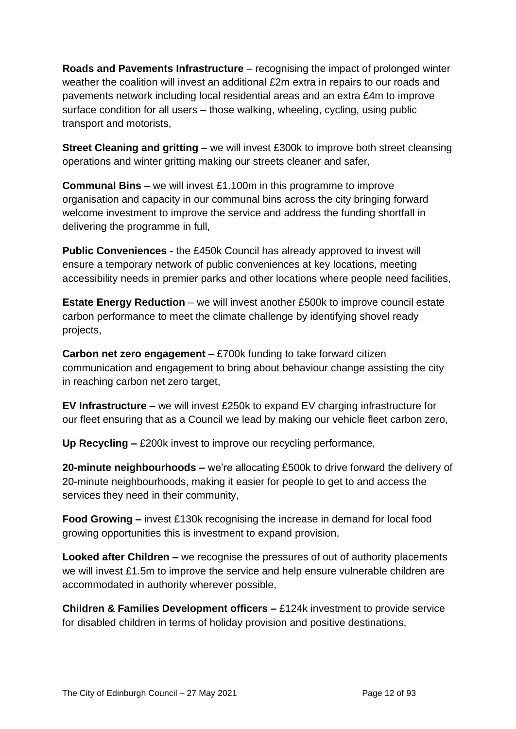**Roads and Pavements Infrastructure** – recognising the impact of prolonged winter weather the coalition will invest an additional £2m extra in repairs to our roads and pavements network including local residential areas and an extra £4m to improve surface condition for all users – those walking, wheeling, cycling, using public transport and motorists,

**Street Cleaning and gritting** – we will invest £300k to improve both street cleansing operations and winter gritting making our streets cleaner and safer,

**Communal Bins** – we will invest £1.100m in this programme to improve organisation and capacity in our communal bins across the city bringing forward welcome investment to improve the service and address the funding shortfall in delivering the programme in full,

**Public Conveniences** - the £450k Council has already approved to invest will ensure a temporary network of public conveniences at key locations, meeting accessibility needs in premier parks and other locations where people need facilities,

**Estate Energy Reduction** – we will invest another £500k to improve council estate carbon performance to meet the climate challenge by identifying shovel ready projects,

**Carbon net zero engagement** – £700k funding to take forward citizen communication and engagement to bring about behaviour change assisting the city in reaching carbon net zero target,

**EV Infrastructure –** we will invest £250k to expand EV charging infrastructure for our fleet ensuring that as a Council we lead by making our vehicle fleet carbon zero,

**Up Recycling –** £200k invest to improve our recycling performance,

**20-minute neighbourhoods –** we're allocating £500k to drive forward the delivery of 20-minute neighbourhoods, making it easier for people to get to and access the services they need in their community,

**Food Growing –** invest £130k recognising the increase in demand for local food growing opportunities this is investment to expand provision,

**Looked after Children –** we recognise the pressures of out of authority placements we will invest £1.5m to improve the service and help ensure vulnerable children are accommodated in authority wherever possible,

**Children & Families Development officers –** £124k investment to provide service for disabled children in terms of holiday provision and positive destinations,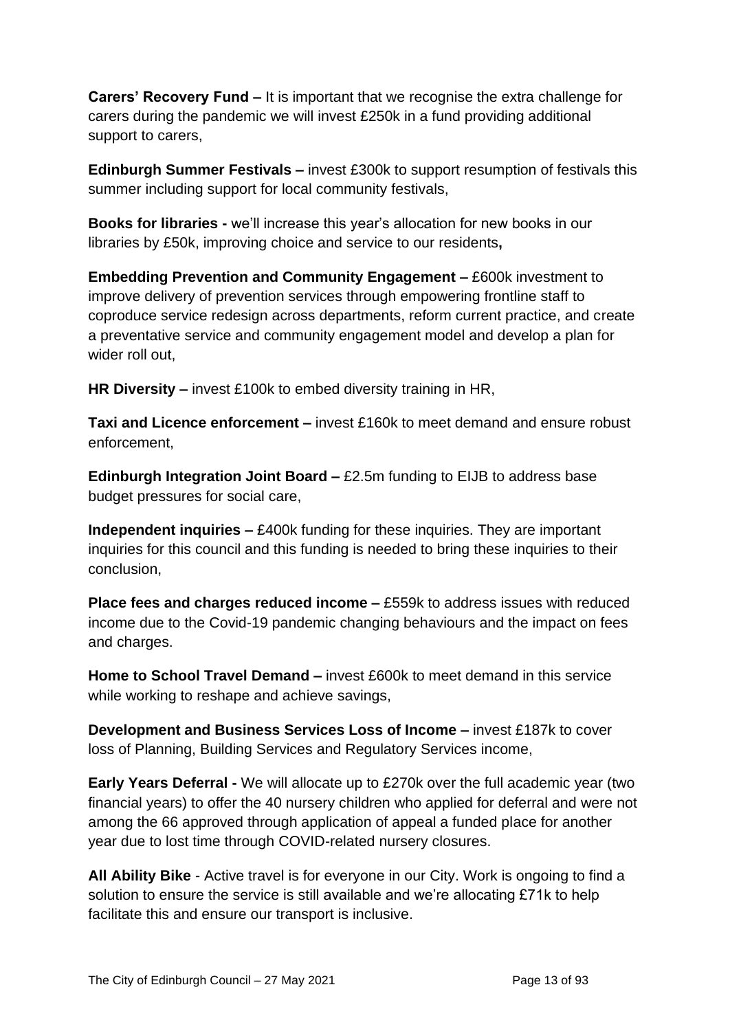**Carers' Recovery Fund –** It is important that we recognise the extra challenge for carers during the pandemic we will invest £250k in a fund providing additional support to carers,

**Edinburgh Summer Festivals –** invest £300k to support resumption of festivals this summer including support for local community festivals,

**Books for libraries -** we'll increase this year's allocation for new books in our libraries by £50k, improving choice and service to our residents**,**

**Embedding Prevention and Community Engagement –** £600k investment to improve delivery of prevention services through empowering frontline staff to coproduce service redesign across departments, reform current practice, and create a preventative service and community engagement model and develop a plan for wider roll out,

**HR Diversity –** invest £100k to embed diversity training in HR,

**Taxi and Licence enforcement –** invest £160k to meet demand and ensure robust enforcement,

**Edinburgh Integration Joint Board –** £2.5m funding to EIJB to address base budget pressures for social care,

**Independent inquiries –** £400k funding for these inquiries. They are important inquiries for this council and this funding is needed to bring these inquiries to their conclusion,

**Place fees and charges reduced income –** £559k to address issues with reduced income due to the Covid-19 pandemic changing behaviours and the impact on fees and charges.

**Home to School Travel Demand –** invest £600k to meet demand in this service while working to reshape and achieve savings,

**Development and Business Services Loss of Income –** invest £187k to cover loss of Planning, Building Services and Regulatory Services income,

**Early Years Deferral -** We will allocate up to £270k over the full academic year (two financial years) to offer the 40 nursery children who applied for deferral and were not among the 66 approved through application of appeal a funded place for another year due to lost time through COVID-related nursery closures.

**All Ability Bike** - Active travel is for everyone in our City. Work is ongoing to find a solution to ensure the service is still available and we're allocating £71k to help facilitate this and ensure our transport is inclusive.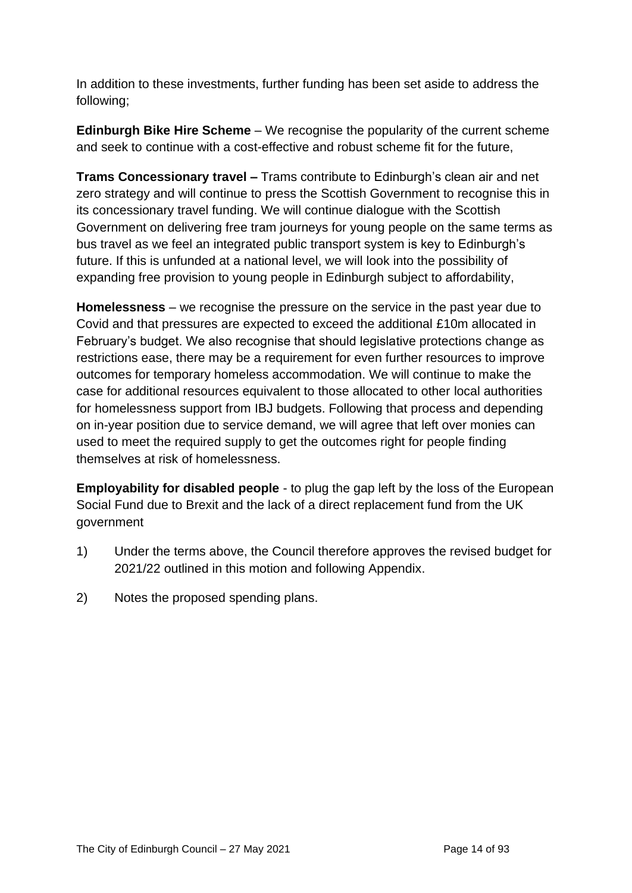In addition to these investments, further funding has been set aside to address the following;

**Edinburgh Bike Hire Scheme** – We recognise the popularity of the current scheme and seek to continue with a cost-effective and robust scheme fit for the future,

**Trams Concessionary travel –** Trams contribute to Edinburgh's clean air and net zero strategy and will continue to press the Scottish Government to recognise this in its concessionary travel funding. We will continue dialogue with the Scottish Government on delivering free tram journeys for young people on the same terms as bus travel as we feel an integrated public transport system is key to Edinburgh's future. If this is unfunded at a national level, we will look into the possibility of expanding free provision to young people in Edinburgh subject to affordability,

**Homelessness** – we recognise the pressure on the service in the past year due to Covid and that pressures are expected to exceed the additional £10m allocated in February's budget. We also recognise that should legislative protections change as restrictions ease, there may be a requirement for even further resources to improve outcomes for temporary homeless accommodation. We will continue to make the case for additional resources equivalent to those allocated to other local authorities for homelessness support from IBJ budgets. Following that process and depending on in-year position due to service demand, we will agree that left over monies can used to meet the required supply to get the outcomes right for people finding themselves at risk of homelessness.

**Employability for disabled people** - to plug the gap left by the loss of the European Social Fund due to Brexit and the lack of a direct replacement fund from the UK government

1) Under the terms above, the Council therefore approves the revised budget for 2021/22 outlined in this motion and following Appendix.

2) Notes the proposed spending plans.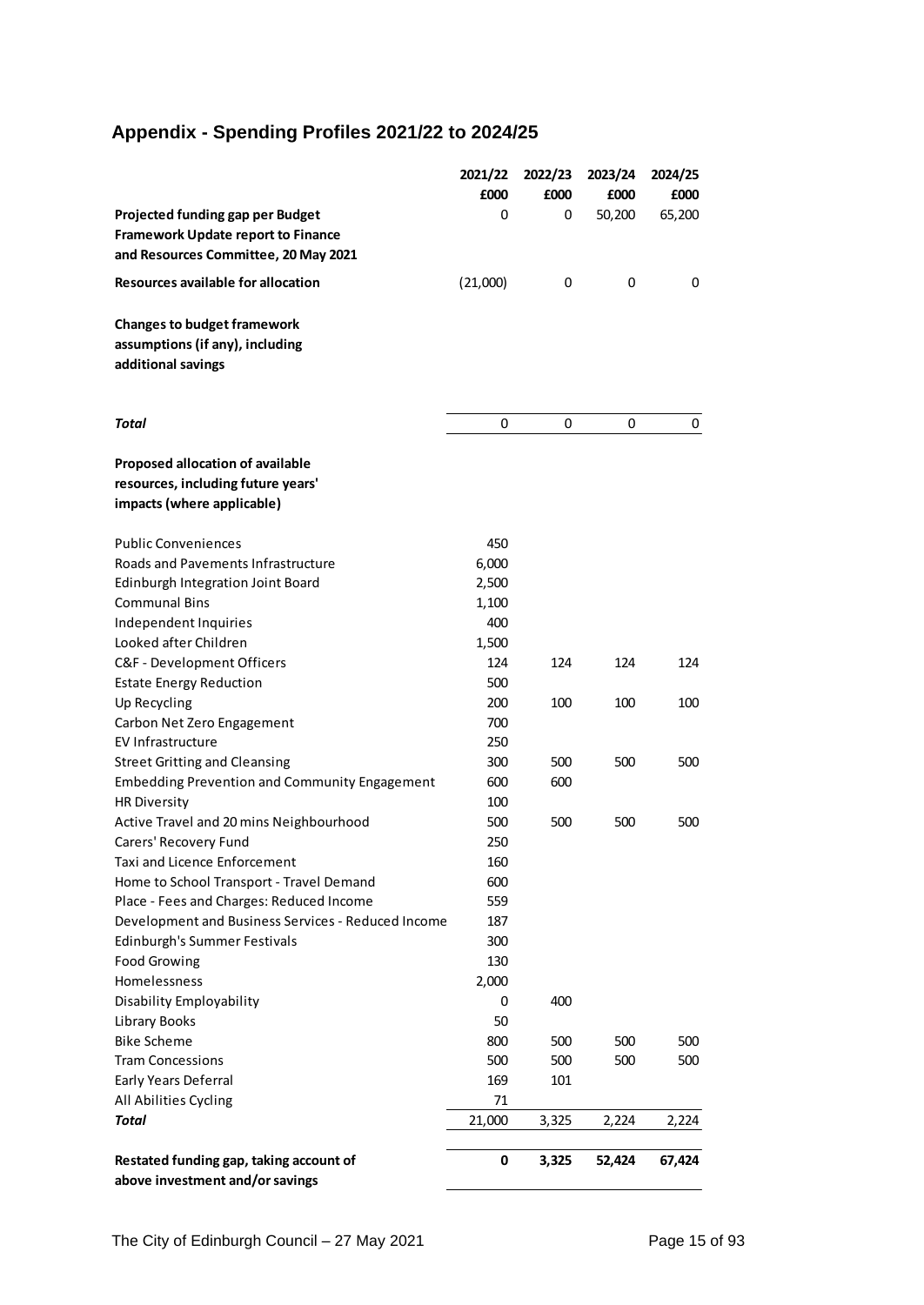## Appendix - Spending Profiles 2021/22 to 2024/25

| | 2021/22 | 2022/23 | 2023/24 | 2024/25 |
|---|---|---|---|---|
| | £000 | £000 | £000 | £000 |
| **Projected funding gap per Budget Framework Update report to Finance and Resources Committee, 20 May 2021** | 0 | 0 | 50,200 | 65,200 |
| **Resources available for allocation** | (21,000) | 0 | 0 | 0 |
| **Changes to budget framework assumptions (if any), including additional savings** | | | | |
| ***Total*** | 0 | 0 | 0 | 0 |
| **Proposed allocation of available resources, including future years' impacts (where applicable)** | | | | |
| Public Conveniences | 450 | | | |
| Roads and Pavements Infrastructure | 6,000 | | | |
| Edinburgh Integration Joint Board | 2,500 | | | |
| Communal Bins | 1,100 | | | |
| Independent Inquiries | 400 | | | |
| Looked after Children | 1,500 | | | |
| C&F - Development Officers | 124 | 124 | 124 | 124 |
| Estate Energy Reduction | 500 | | | |
| Up Recycling | 200 | 100 | 100 | 100 |
| Carbon Net Zero Engagement | 700 | | | |
| EV Infrastructure | 250 | | | |
| Street Gritting and Cleansing | 300 | 500 | 500 | 500 |
| Embedding Prevention and Community Engagement | 600 | 600 | | |
| HR Diversity | 100 | | | |
| Active Travel and 20 mins Neighbourhood | 500 | 500 | 500 | 500 |
| Carers' Recovery Fund | 250 | | | |
| Taxi and Licence Enforcement | 160 | | | |
| Home to School Transport - Travel Demand | 600 | | | |
| Place - Fees and Charges: Reduced Income | 559 | | | |
| Development and Business Services - Reduced Income | 187 | | | |
| Edinburgh's Summer Festivals | 300 | | | |
| Food Growing | 130 | | | |
| Homelessness | 2,000 | | | |
| Disability Employability | 0 | 400 | | |
| Library Books | 50 | | | |
| Bike Scheme | 800 | 500 | 500 | 500 |
| Tram Concessions | 500 | 500 | 500 | 500 |
| Early Years Deferral | 169 | 101 | | |
| All Abilities Cycling | 71 | | | |
| ***Total*** | 21,000 | 3,325 | 2,224 | 2,224 |
| **Restated funding gap, taking account of above investment and/or savings** | **0** | **3,325** | **52,424** | **67,424** |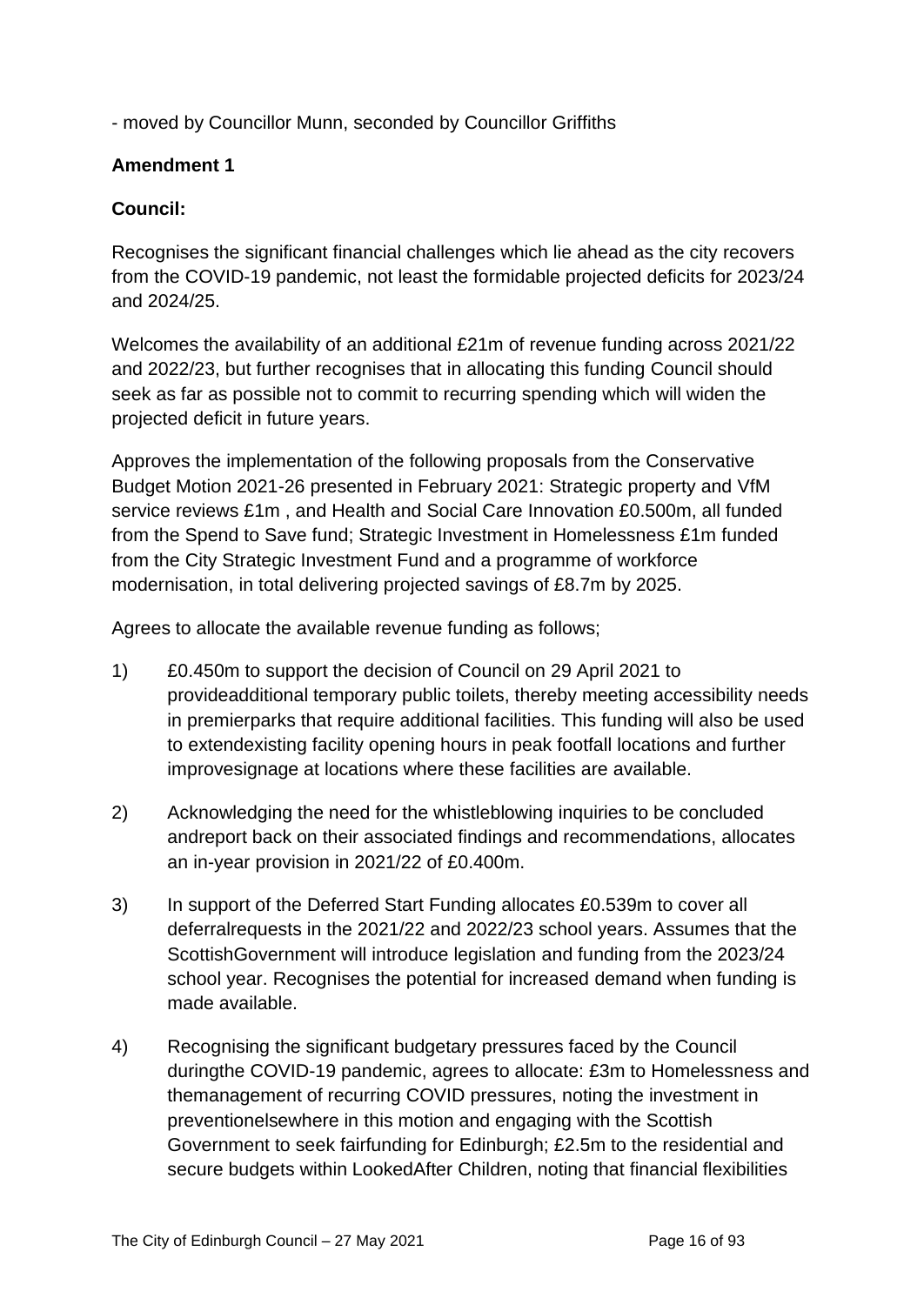- moved by Councillor Munn, seconded by Councillor Griffiths

**Amendment 1**

**Council:**

Recognises the significant financial challenges which lie ahead as the city recovers from the COVID-19 pandemic, not least the formidable projected deficits for 2023/24 and 2024/25.

Welcomes the availability of an additional £21m of revenue funding across 2021/22 and 2022/23, but further recognises that in allocating this funding Council should seek as far as possible not to commit to recurring spending which will widen the projected deficit in future years.

Approves the implementation of the following proposals from the Conservative Budget Motion 2021-26 presented in February 2021: Strategic property and VfM service reviews £1m , and Health and Social Care Innovation £0.500m, all funded from the Spend to Save fund; Strategic Investment in Homelessness £1m funded from the City Strategic Investment Fund and a programme of workforce modernisation, in total delivering projected savings of £8.7m by 2025.

Agrees to allocate the available revenue funding as follows;

1) £0.450m to support the decision of Council on 29 April 2021 to provideadditional temporary public toilets, thereby meeting accessibility needs in premierparks that require additional facilities. This funding will also be used to extendexisting facility opening hours in peak footfall locations and further improvesignage at locations where these facilities are available.

2) Acknowledging the need for the whistleblowing inquiries to be concluded andreport back on their associated findings and recommendations, allocates an in-year provision in 2021/22 of £0.400m.

3) In support of the Deferred Start Funding allocates £0.539m to cover all deferralrequests in the 2021/22 and 2022/23 school years. Assumes that the ScottishGovernment will introduce legislation and funding from the 2023/24 school year. Recognises the potential for increased demand when funding is made available.

4) Recognising the significant budgetary pressures faced by the Council duringthe COVID-19 pandemic, agrees to allocate: £3m to Homelessness and themanagement of recurring COVID pressures, noting the investment in preventionelsewhere in this motion and engaging with the Scottish Government to seek fairfunding for Edinburgh; £2.5m to the residential and secure budgets within LookedAfter Children, noting that financial flexibilities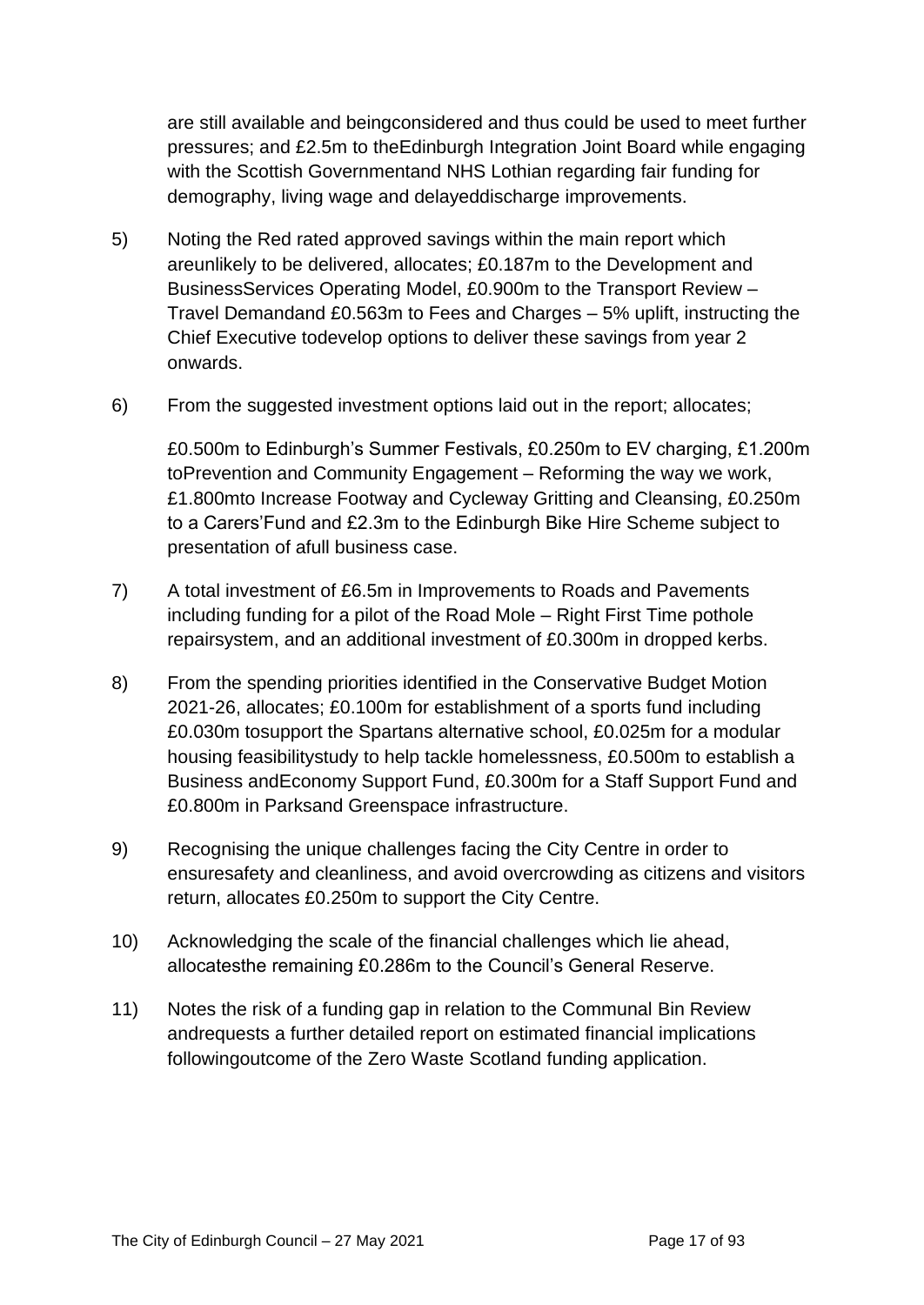are still available and beingconsidered and thus could be used to meet further pressures; and £2.5m to theEdinburgh Integration Joint Board while engaging with the Scottish Governmentand NHS Lothian regarding fair funding for demography, living wage and delayeddischarge improvements.

5) Noting the Red rated approved savings within the main report which areunlikely to be delivered, allocates; £0.187m to the Development and BusinessServices Operating Model, £0.900m to the Transport Review – Travel Demandand £0.563m to Fees and Charges – 5% uplift, instructing the Chief Executive todevelop options to deliver these savings from year 2 onwards.

6) From the suggested investment options laid out in the report; allocates;

   £0.500m to Edinburgh's Summer Festivals, £0.250m to EV charging, £1.200m toPrevention and Community Engagement – Reforming the way we work, £1.800mto Increase Footway and Cycleway Gritting and Cleansing, £0.250m to a Carers'Fund and £2.3m to the Edinburgh Bike Hire Scheme subject to presentation of afull business case.

7) A total investment of £6.5m in Improvements to Roads and Pavements including funding for a pilot of the Road Mole – Right First Time pothole repairsystem, and an additional investment of £0.300m in dropped kerbs.

8) From the spending priorities identified in the Conservative Budget Motion 2021-26, allocates; £0.100m for establishment of a sports fund including £0.030m tosupport the Spartans alternative school, £0.025m for a modular housing feasibilitystudy to help tackle homelessness, £0.500m to establish a Business andEconomy Support Fund, £0.300m for a Staff Support Fund and £0.800m in Parksand Greenspace infrastructure.

9) Recognising the unique challenges facing the City Centre in order to ensuresafety and cleanliness, and avoid overcrowding as citizens and visitors return, allocates £0.250m to support the City Centre.

10) Acknowledging the scale of the financial challenges which lie ahead, allocatesthe remaining £0.286m to the Council's General Reserve.

11) Notes the risk of a funding gap in relation to the Communal Bin Review andrequests a further detailed report on estimated financial implications followingoutcome of the Zero Waste Scotland funding application.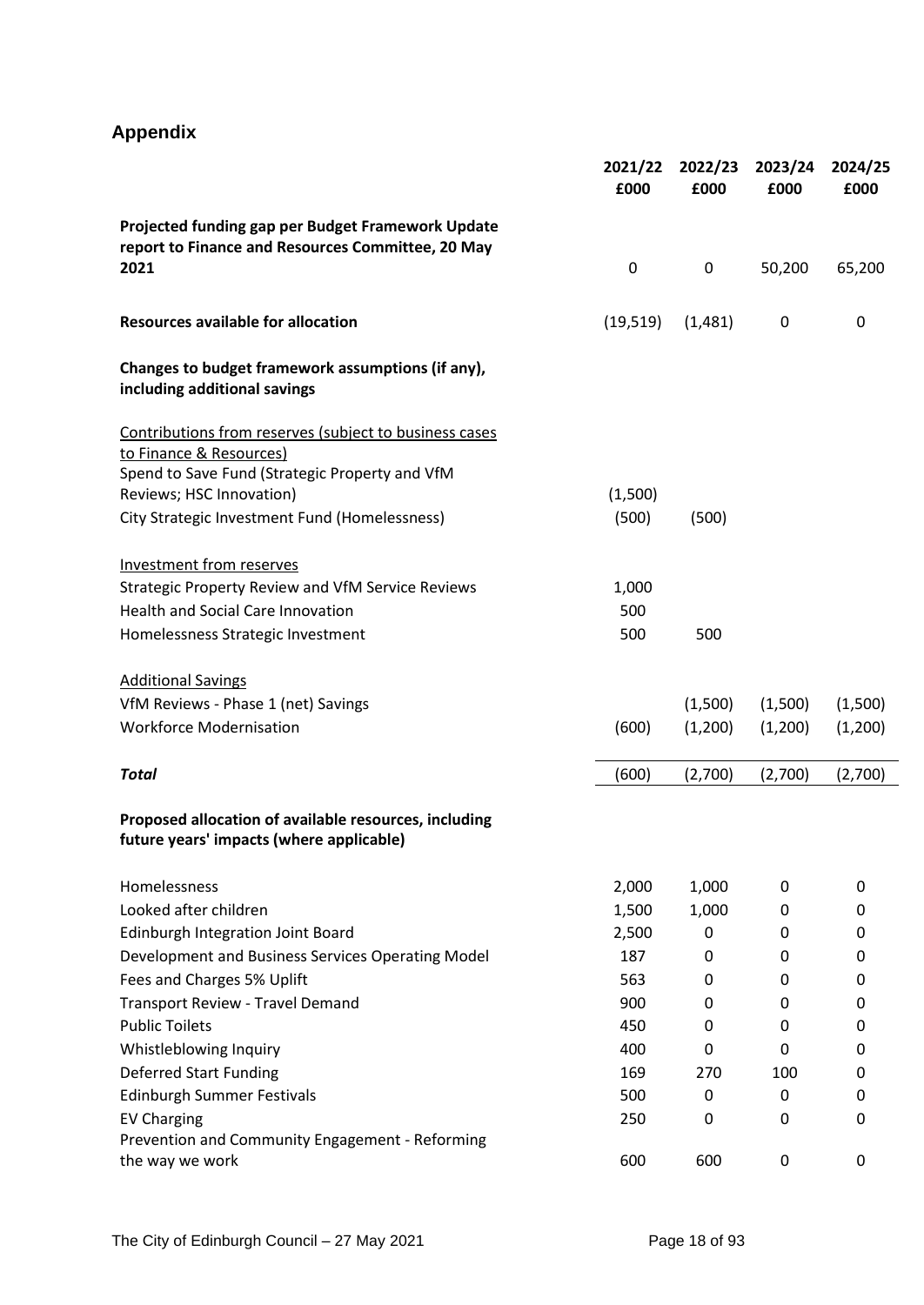## Appendix

| | 2021/22 £000 | 2022/23 £000 | 2023/24 £000 | 2024/25 £000 |
|---|---|---|---|---|
| **Projected funding gap per Budget Framework Update report to Finance and Resources Committee, 20 May 2021** | 0 | 0 | 50,200 | 65,200 |
| **Resources available for allocation** | (19,519) | (1,481) | 0 | 0 |
| **Changes to budget framework assumptions (if any), including additional savings** | | | | |
| Contributions from reserves (subject to business cases to Finance & Resources) | | | | |
| Spend to Save Fund (Strategic Property and VfM Reviews; HSC Innovation) | (1,500) | | | |
| City Strategic Investment Fund (Homelessness) | (500) | (500) | | |
| Investment from reserves | | | | |
| Strategic Property Review and VfM Service Reviews | 1,000 | | | |
| Health and Social Care Innovation | 500 | | | |
| Homelessness Strategic Investment | 500 | 500 | | |
| Additional Savings | | | | |
| VfM Reviews - Phase 1 (net) Savings | | (1,500) | (1,500) | (1,500) |
| Workforce Modernisation | (600) | (1,200) | (1,200) | (1,200) |
| ***Total*** | (600) | (2,700) | (2,700) | (2,700) |
| **Proposed allocation of available resources, including future years' impacts (where applicable)** | | | | |
| Homelessness | 2,000 | 1,000 | 0 | 0 |
| Looked after children | 1,500 | 1,000 | 0 | 0 |
| Edinburgh Integration Joint Board | 2,500 | 0 | 0 | 0 |
| Development and Business Services Operating Model | 187 | 0 | 0 | 0 |
| Fees and Charges 5% Uplift | 563 | 0 | 0 | 0 |
| Transport Review - Travel Demand | 900 | 0 | 0 | 0 |
| Public Toilets | 450 | 0 | 0 | 0 |
| Whistleblowing Inquiry | 400 | 0 | 0 | 0 |
| Deferred Start Funding | 169 | 270 | 100 | 0 |
| Edinburgh Summer Festivals | 500 | 0 | 0 | 0 |
| EV Charging | 250 | 0 | 0 | 0 |
| Prevention and Community Engagement - Reforming the way we work | 600 | 600 | 0 | 0 |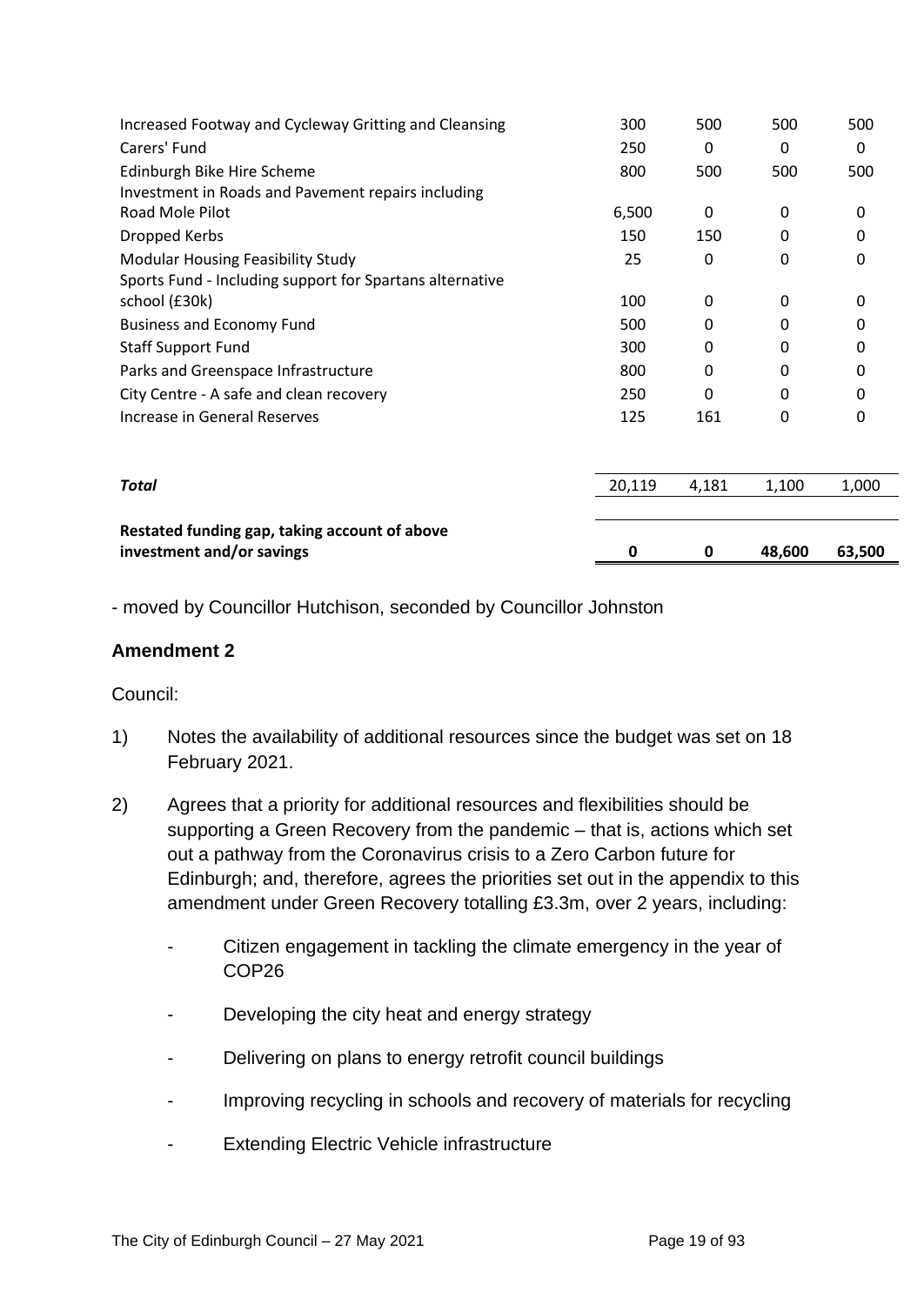| | | | | |
|---|---|---|---|---|
| Increased Footway and Cycleway Gritting and Cleansing | 300 | 500 | 500 | 500 |
| Carers' Fund | 250 | 0 | 0 | 0 |
| Edinburgh Bike Hire Scheme | 800 | 500 | 500 | 500 |
| Investment in Roads and Pavement repairs including Road Mole Pilot | 6,500 | 0 | 0 | 0 |
| Dropped Kerbs | 150 | 150 | 0 | 0 |
| Modular Housing Feasibility Study | 25 | 0 | 0 | 0 |
| Sports Fund - Including support for Spartans alternative school (£30k) | 100 | 0 | 0 | 0 |
| Business and Economy Fund | 500 | 0 | 0 | 0 |
| Staff Support Fund | 300 | 0 | 0 | 0 |
| Parks and Greenspace Infrastructure | 800 | 0 | 0 | 0 |
| City Centre - A safe and clean recovery | 250 | 0 | 0 | 0 |
| Increase in General Reserves | 125 | 161 | 0 | 0 |
| ***Total*** | 20,119 | 4,181 | 1,100 | 1,000 |
| **Restated funding gap, taking account of above investment and/or savings** | **0** | **0** | **48,600** | **63,500** |

- moved by Councillor Hutchison, seconded by Councillor Johnston

### Amendment 2

Council:

1) Notes the availability of additional resources since the budget was set on 18 February 2021.

2) Agrees that a priority for additional resources and flexibilities should be supporting a Green Recovery from the pandemic – that is, actions which set out a pathway from the Coronavirus crisis to a Zero Carbon future for Edinburgh; and, therefore, agrees the priorities set out in the appendix to this amendment under Green Recovery totalling £3.3m, over 2 years, including:

   - Citizen engagement in tackling the climate emergency in the year of COP26
   - Developing the city heat and energy strategy
   - Delivering on plans to energy retrofit council buildings
   - Improving recycling in schools and recovery of materials for recycling
   - Extending Electric Vehicle infrastructure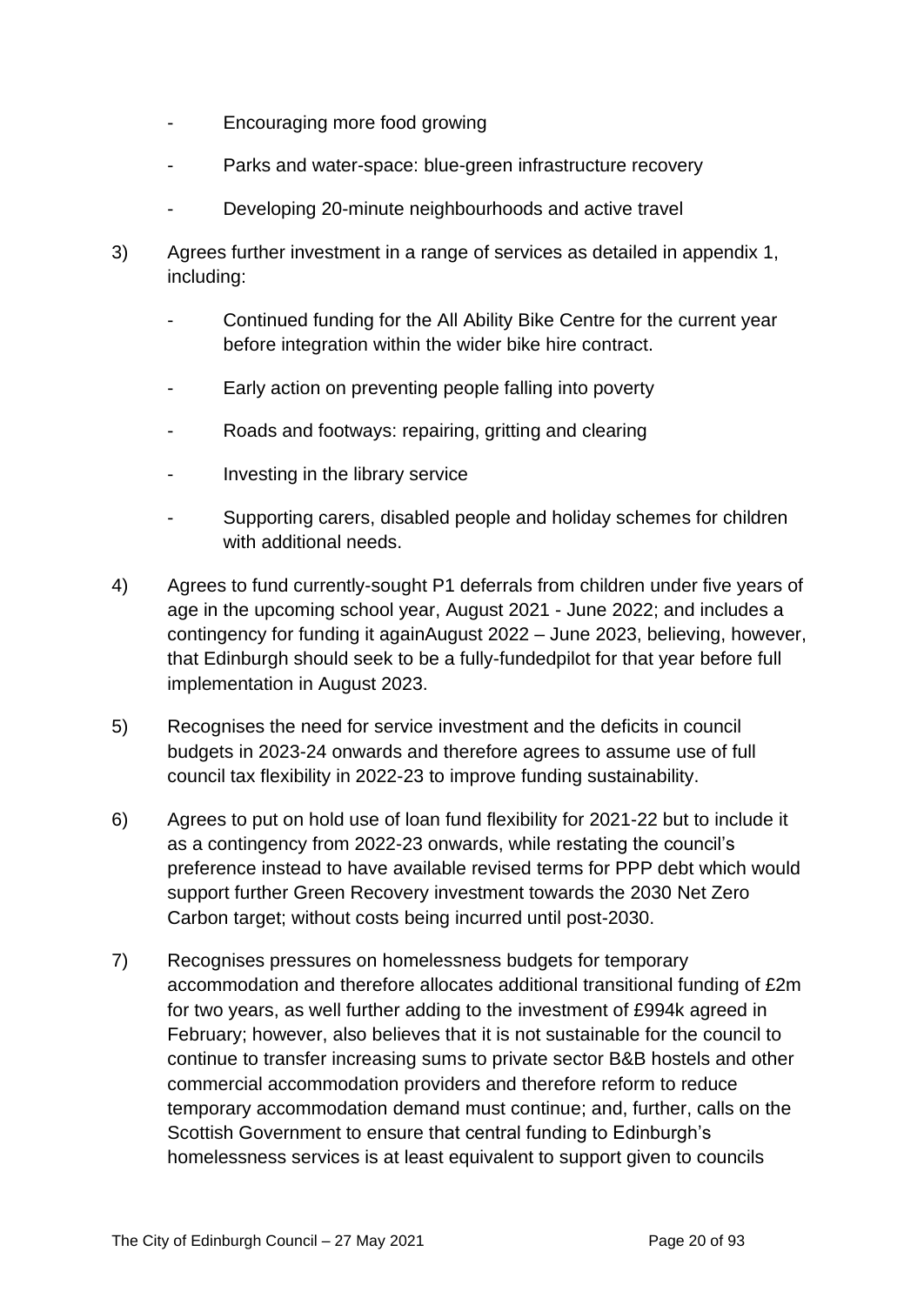- Encouraging more food growing
- Parks and water-space: blue-green infrastructure recovery
- Developing 20-minute neighbourhoods and active travel

3) Agrees further investment in a range of services as detailed in appendix 1, including:

   - Continued funding for the All Ability Bike Centre for the current year before integration within the wider bike hire contract.
   - Early action on preventing people falling into poverty
   - Roads and footways: repairing, gritting and clearing
   - Investing in the library service
   - Supporting carers, disabled people and holiday schemes for children with additional needs.

4) Agrees to fund currently-sought P1 deferrals from children under five years of age in the upcoming school year, August 2021 - June 2022; and includes a contingency for funding it againAugust 2022 – June 2023, believing, however, that Edinburgh should seek to be a fully-fundedpilot for that year before full implementation in August 2023.

5) Recognises the need for service investment and the deficits in council budgets in 2023-24 onwards and therefore agrees to assume use of full council tax flexibility in 2022-23 to improve funding sustainability.

6) Agrees to put on hold use of loan fund flexibility for 2021-22 but to include it as a contingency from 2022-23 onwards, while restating the council's preference instead to have available revised terms for PPP debt which would support further Green Recovery investment towards the 2030 Net Zero Carbon target; without costs being incurred until post-2030.

7) Recognises pressures on homelessness budgets for temporary accommodation and therefore allocates additional transitional funding of £2m for two years, as well further adding to the investment of £994k agreed in February; however, also believes that it is not sustainable for the council to continue to transfer increasing sums to private sector B&B hostels and other commercial accommodation providers and therefore reform to reduce temporary accommodation demand must continue; and, further, calls on the Scottish Government to ensure that central funding to Edinburgh's homelessness services is at least equivalent to support given to councils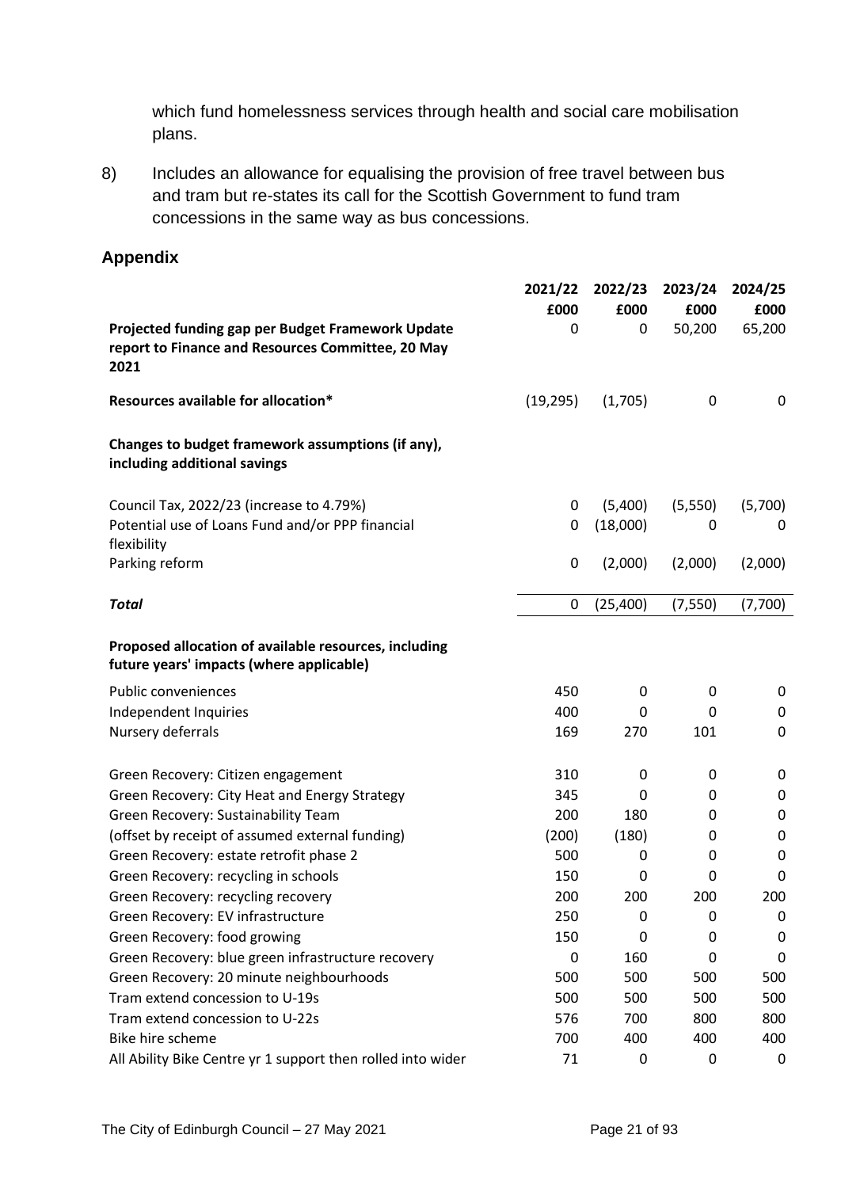which fund homelessness services through health and social care mobilisation plans.

8) Includes an allowance for equalising the provision of free travel between bus and tram but re-states its call for the Scottish Government to fund tram concessions in the same way as bus concessions.

## Appendix

| | 2021/22 £000 | 2022/23 £000 | 2023/24 £000 | 2024/25 £000 |
|---|---|---|---|---|
| **Projected funding gap per Budget Framework Update report to Finance and Resources Committee, 20 May 2021** | 0 | 0 | 50,200 | 65,200 |
| **Resources available for allocation*** | (19,295) | (1,705) | 0 | 0 |
| **Changes to budget framework assumptions (if any), including additional savings** | | | | |
| Council Tax, 2022/23 (increase to 4.79%) | 0 | (5,400) | (5,550) | (5,700) |
| Potential use of Loans Fund and/or PPP financial flexibility | 0 | (18,000) | 0 | 0 |
| Parking reform | 0 | (2,000) | (2,000) | (2,000) |
| ***Total*** | 0 | (25,400) | (7,550) | (7,700) |
| **Proposed allocation of available resources, including future years' impacts (where applicable)** | | | | |
| Public conveniences | 450 | 0 | 0 | 0 |
| Independent Inquiries | 400 | 0 | 0 | 0 |
| Nursery deferrals | 169 | 270 | 101 | 0 |
| Green Recovery: Citizen engagement | 310 | 0 | 0 | 0 |
| Green Recovery: City Heat and Energy Strategy | 345 | 0 | 0 | 0 |
| Green Recovery: Sustainability Team | 200 | 180 | 0 | 0 |
| (offset by receipt of assumed external funding) | (200) | (180) | 0 | 0 |
| Green Recovery: estate retrofit phase 2 | 500 | 0 | 0 | 0 |
| Green Recovery: recycling in schools | 150 | 0 | 0 | 0 |
| Green Recovery: recycling recovery | 200 | 200 | 200 | 200 |
| Green Recovery: EV infrastructure | 250 | 0 | 0 | 0 |
| Green Recovery: food growing | 150 | 0 | 0 | 0 |
| Green Recovery: blue green infrastructure recovery | 0 | 160 | 0 | 0 |
| Green Recovery: 20 minute neighbourhoods | 500 | 500 | 500 | 500 |
| Tram extend concession to U-19s | 500 | 500 | 500 | 500 |
| Tram extend concession to U-22s | 576 | 700 | 800 | 800 |
| Bike hire scheme | 700 | 400 | 400 | 400 |
| All Ability Bike Centre yr 1 support then rolled into wider | 71 | 0 | 0 | 0 |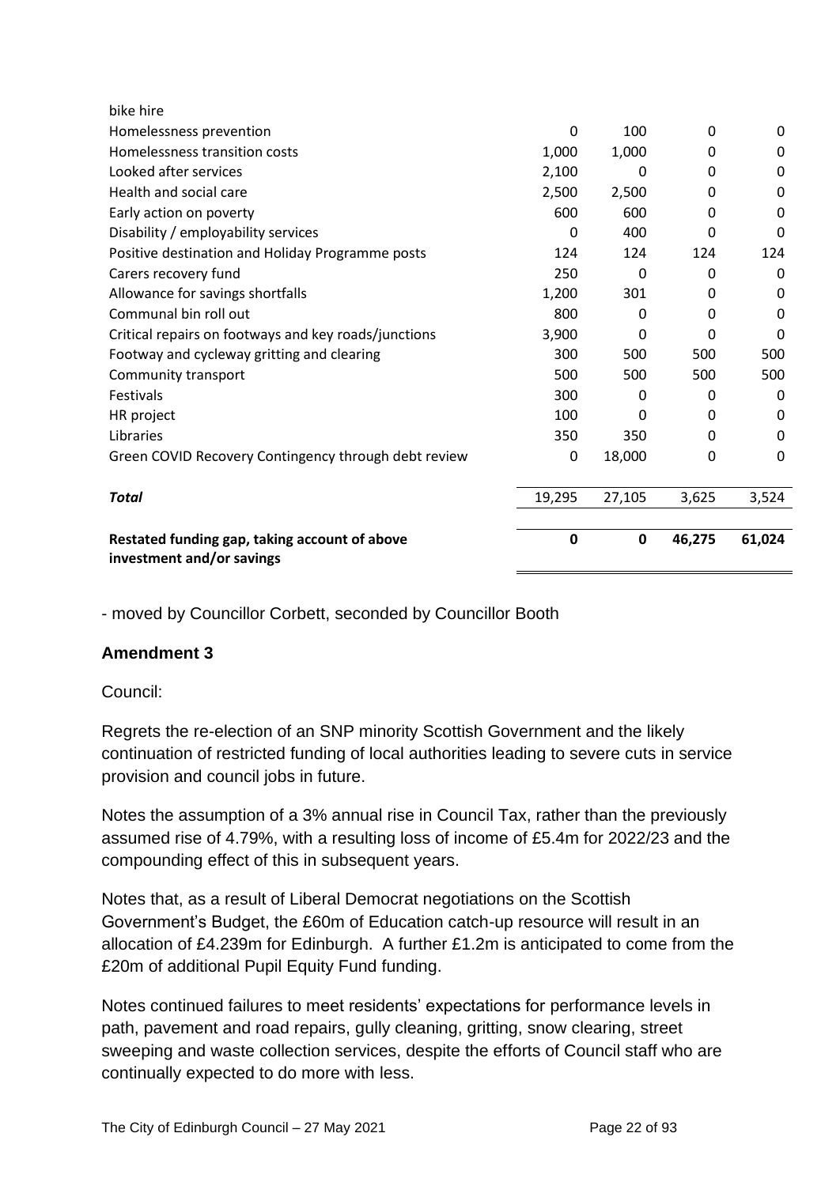| | | | | |
|---|---|---|---|---|
| bike hire | | | | |
| Homelessness prevention | 0 | 100 | 0 | 0 |
| Homelessness transition costs | 1,000 | 1,000 | 0 | 0 |
| Looked after services | 2,100 | 0 | 0 | 0 |
| Health and social care | 2,500 | 2,500 | 0 | 0 |
| Early action on poverty | 600 | 600 | 0 | 0 |
| Disability / employability services | 0 | 400 | 0 | 0 |
| Positive destination and Holiday Programme posts | 124 | 124 | 124 | 124 |
| Carers recovery fund | 250 | 0 | 0 | 0 |
| Allowance for savings shortfalls | 1,200 | 301 | 0 | 0 |
| Communal bin roll out | 800 | 0 | 0 | 0 |
| Critical repairs on footways and key roads/junctions | 3,900 | 0 | 0 | 0 |
| Footway and cycleway gritting and clearing | 300 | 500 | 500 | 500 |
| Community transport | 500 | 500 | 500 | 500 |
| Festivals | 300 | 0 | 0 | 0 |
| HR project | 100 | 0 | 0 | 0 |
| Libraries | 350 | 350 | 0 | 0 |
| Green COVID Recovery Contingency through debt review | 0 | 18,000 | 0 | 0 |
| ***Total*** | 19,295 | 27,105 | 3,625 | 3,524 |
| **Restated funding gap, taking account of above investment and/or savings** | **0** | **0** | **46,275** | **61,024** |

- moved by Councillor Corbett, seconded by Councillor Booth

### Amendment 3

Council:

Regrets the re-election of an SNP minority Scottish Government and the likely continuation of restricted funding of local authorities leading to severe cuts in service provision and council jobs in future.

Notes the assumption of a 3% annual rise in Council Tax, rather than the previously assumed rise of 4.79%, with a resulting loss of income of £5.4m for 2022/23 and the compounding effect of this in subsequent years.

Notes that, as a result of Liberal Democrat negotiations on the Scottish Government's Budget, the £60m of Education catch-up resource will result in an allocation of £4.239m for Edinburgh. A further £1.2m is anticipated to come from the £20m of additional Pupil Equity Fund funding.

Notes continued failures to meet residents' expectations for performance levels in path, pavement and road repairs, gully cleaning, gritting, snow clearing, street sweeping and waste collection services, despite the efforts of Council staff who are continually expected to do more with less.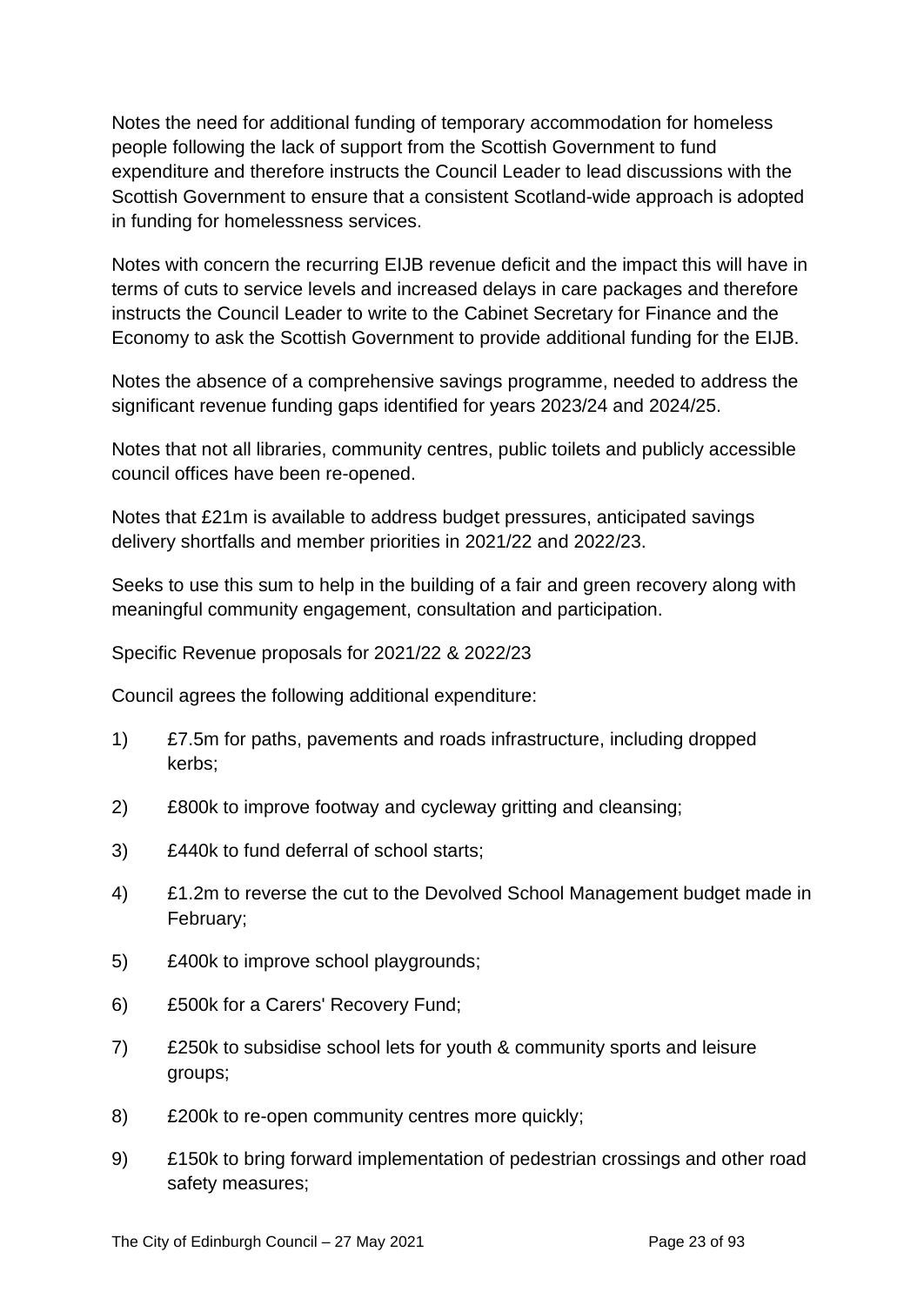Notes the need for additional funding of temporary accommodation for homeless people following the lack of support from the Scottish Government to fund expenditure and therefore instructs the Council Leader to lead discussions with the Scottish Government to ensure that a consistent Scotland-wide approach is adopted in funding for homelessness services.

Notes with concern the recurring EIJB revenue deficit and the impact this will have in terms of cuts to service levels and increased delays in care packages and therefore instructs the Council Leader to write to the Cabinet Secretary for Finance and the Economy to ask the Scottish Government to provide additional funding for the EIJB.

Notes the absence of a comprehensive savings programme, needed to address the significant revenue funding gaps identified for years 2023/24 and 2024/25.

Notes that not all libraries, community centres, public toilets and publicly accessible council offices have been re-opened.

Notes that £21m is available to address budget pressures, anticipated savings delivery shortfalls and member priorities in 2021/22 and 2022/23.

Seeks to use this sum to help in the building of a fair and green recovery along with meaningful community engagement, consultation and participation.

Specific Revenue proposals for 2021/22 & 2022/23

Council agrees the following additional expenditure:

1) £7.5m for paths, pavements and roads infrastructure, including dropped kerbs;
2) £800k to improve footway and cycleway gritting and cleansing;
3) £440k to fund deferral of school starts;
4) £1.2m to reverse the cut to the Devolved School Management budget made in February;
5) £400k to improve school playgrounds;
6) £500k for a Carers' Recovery Fund;
7) £250k to subsidise school lets for youth & community sports and leisure groups;
8) £200k to re-open community centres more quickly;
9) £150k to bring forward implementation of pedestrian crossings and other road safety measures;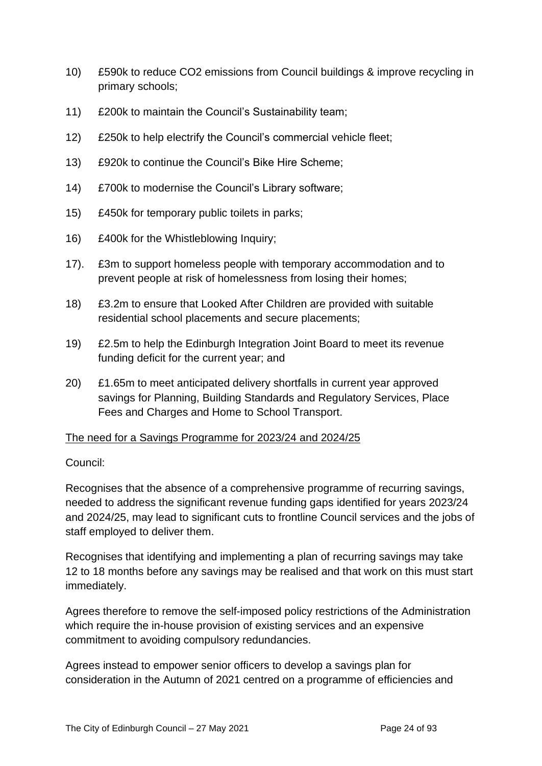10) £590k to reduce $CO_2$ emissions from Council buildings & improve recycling in primary schools;

11) £200k to maintain the Council's Sustainability team;

12) £250k to help electrify the Council's commercial vehicle fleet;

13) £920k to continue the Council's Bike Hire Scheme;

14) £700k to modernise the Council's Library software;

15) £450k for temporary public toilets in parks;

16) £400k for the Whistleblowing Inquiry;

17). £3m to support homeless people with temporary accommodation and to prevent people at risk of homelessness from losing their homes;

18) £3.2m to ensure that Looked After Children are provided with suitable residential school placements and secure placements;

19) £2.5m to help the Edinburgh Integration Joint Board to meet its revenue funding deficit for the current year; and

20) £1.65m to meet anticipated delivery shortfalls in current year approved savings for Planning, Building Standards and Regulatory Services, Place Fees and Charges and Home to School Transport.

<u>The need for a Savings Programme for 2023/24 and 2024/25</u>

Council:

Recognises that the absence of a comprehensive programme of recurring savings, needed to address the significant revenue funding gaps identified for years 2023/24 and 2024/25, may lead to significant cuts to frontline Council services and the jobs of staff employed to deliver them.

Recognises that identifying and implementing a plan of recurring savings may take 12 to 18 months before any savings may be realised and that work on this must start immediately.

Agrees therefore to remove the self-imposed policy restrictions of the Administration which require the in-house provision of existing services and an expensive commitment to avoiding compulsory redundancies.

Agrees instead to empower senior officers to develop a savings plan for consideration in the Autumn of 2021 centred on a programme of efficiencies and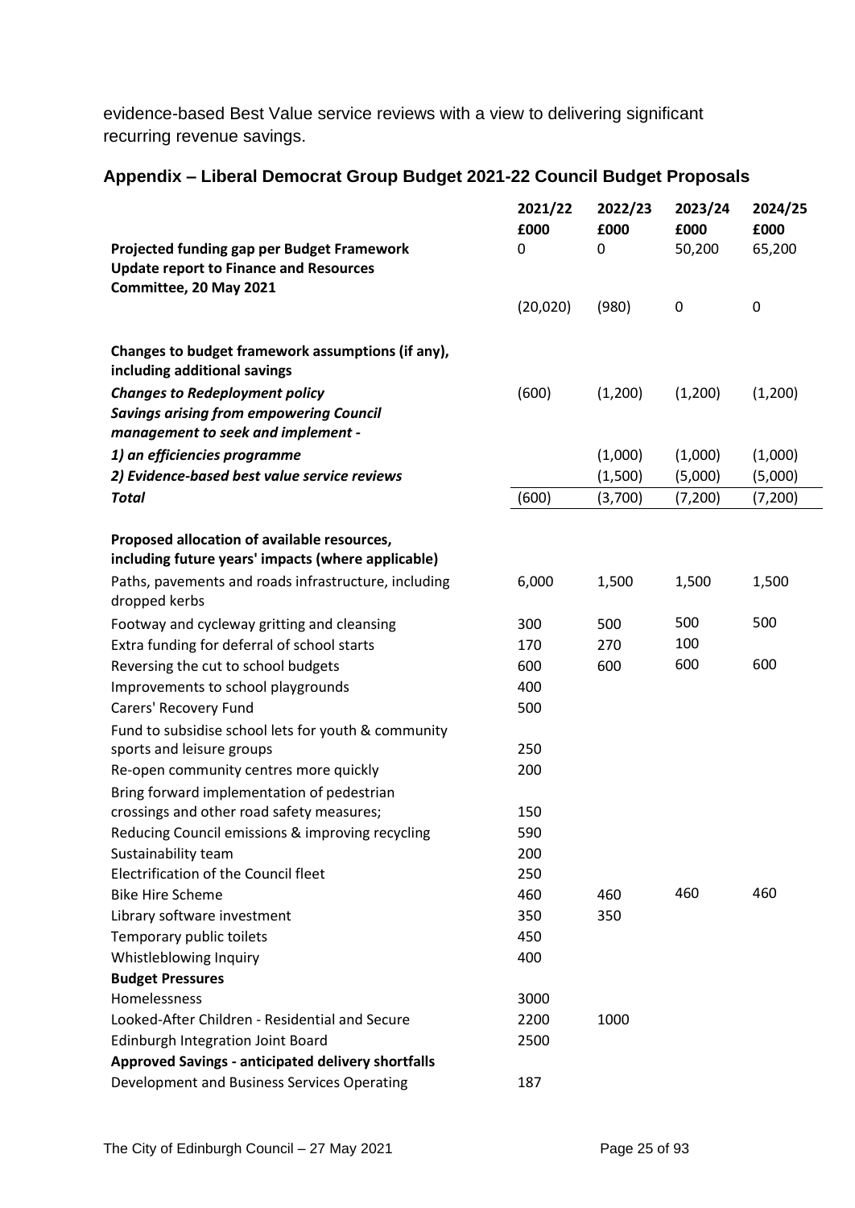evidence-based Best Value service reviews with a view to delivering significant recurring revenue savings.

## Appendix – Liberal Democrat Group Budget 2021-22 Council Budget Proposals

| | 2021/22 £000 | 2022/23 £000 | 2023/24 £000 | 2024/25 £000 |
|---|---|---|---|---|
| **Projected funding gap per Budget Framework Update report to Finance and Resources Committee, 20 May 2021** | 0 | 0 | 50,200 | 65,200 |
| | (20,020) | (980) | 0 | 0 |
| **Changes to budget framework assumptions (if any), including additional savings** | | | | |
| ***Changes to Redeployment policy*** | (600) | (1,200) | (1,200) | (1,200) |
| ***Savings arising from empowering Council management to seek and implement -*** | | | | |
| ***1) an efficiencies programme*** | | (1,000) | (1,000) | (1,000) |
| ***2) Evidence-based best value service reviews*** | | (1,500) | (5,000) | (5,000) |
| ***Total*** | (600) | (3,700) | (7,200) | (7,200) |
| **Proposed allocation of available resources, including future years' impacts (where applicable)** | | | | |
| Paths, pavements and roads infrastructure, including dropped kerbs | 6,000 | 1,500 | 1,500 | 1,500 |
| Footway and cycleway gritting and cleansing | 300 | 500 | 500 | 500 |
| Extra funding for deferral of school starts | 170 | 270 | 100 | |
| Reversing the cut to school budgets | 600 | 600 | 600 | 600 |
| Improvements to school playgrounds | 400 | | | |
| Carers' Recovery Fund | 500 | | | |
| Fund to subsidise school lets for youth & community sports and leisure groups | 250 | | | |
| Re-open community centres more quickly | 200 | | | |
| Bring forward implementation of pedestrian crossings and other road safety measures; | 150 | | | |
| Reducing Council emissions & improving recycling | 590 | | | |
| Sustainability team | 200 | | | |
| Electrification of the Council fleet | 250 | | | |
| Bike Hire Scheme | 460 | 460 | 460 | 460 |
| Library software investment | 350 | 350 | | |
| Temporary public toilets | 450 | | | |
| Whistleblowing Inquiry | 400 | | | |
| **Budget Pressures** | | | | |
| Homelessness | 3000 | | | |
| Looked-After Children - Residential and Secure | 2200 | 1000 | | |
| Edinburgh Integration Joint Board | 2500 | | | |
| **Approved Savings - anticipated delivery shortfalls** | | | | |
| Development and Business Services Operating | 187 | | | |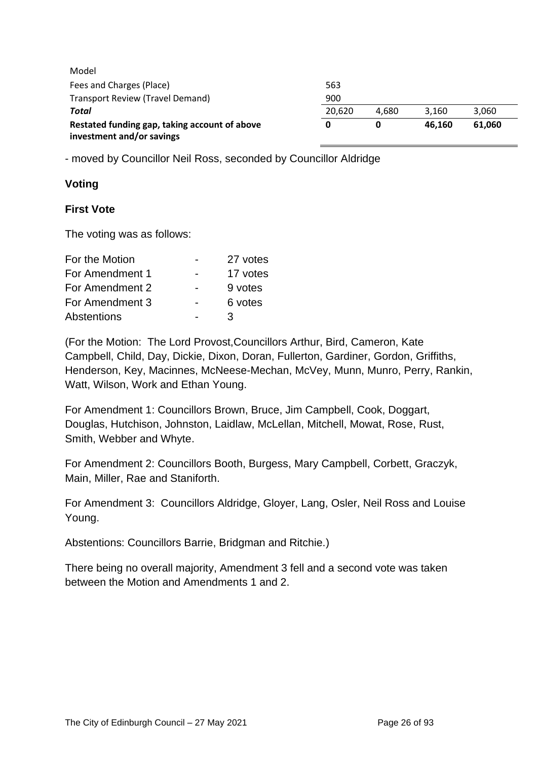| | | | | |
|---|---|---|---|---|
| Model | | | | |
| Fees and Charges (Place) | 563 | | | |
| Transport Review (Travel Demand) | 900 | | | |
| ***Total*** | 20,620 | 4,680 | 3,160 | 3,060 |
| **Restated funding gap, taking account of above investment and/or savings** | **0** | **0** | **46,160** | **61,060** |

- moved by Councillor Neil Ross, seconded by Councillor Aldridge

### Voting

### First Vote

The voting was as follows:

| | | |
|---|---|---|
| For the Motion | - | 27 votes |
| For Amendment 1 | - | 17 votes |
| For Amendment 2 | - | 9 votes |
| For Amendment 3 | - | 6 votes |
| Abstentions | - | 3 |

(For the Motion: The Lord Provost,Councillors Arthur, Bird, Cameron, Kate Campbell, Child, Day, Dickie, Dixon, Doran, Fullerton, Gardiner, Gordon, Griffiths, Henderson, Key, Macinnes, McNeese-Mechan, McVey, Munn, Munro, Perry, Rankin, Watt, Wilson, Work and Ethan Young.

For Amendment 1: Councillors Brown, Bruce, Jim Campbell, Cook, Doggart, Douglas, Hutchison, Johnston, Laidlaw, McLellan, Mitchell, Mowat, Rose, Rust, Smith, Webber and Whyte.

For Amendment 2: Councillors Booth, Burgess, Mary Campbell, Corbett, Graczyk, Main, Miller, Rae and Staniforth.

For Amendment 3: Councillors Aldridge, Gloyer, Lang, Osler, Neil Ross and Louise Young.

Abstentions: Councillors Barrie, Bridgman and Ritchie.)

There being no overall majority, Amendment 3 fell and a second vote was taken between the Motion and Amendments 1 and 2.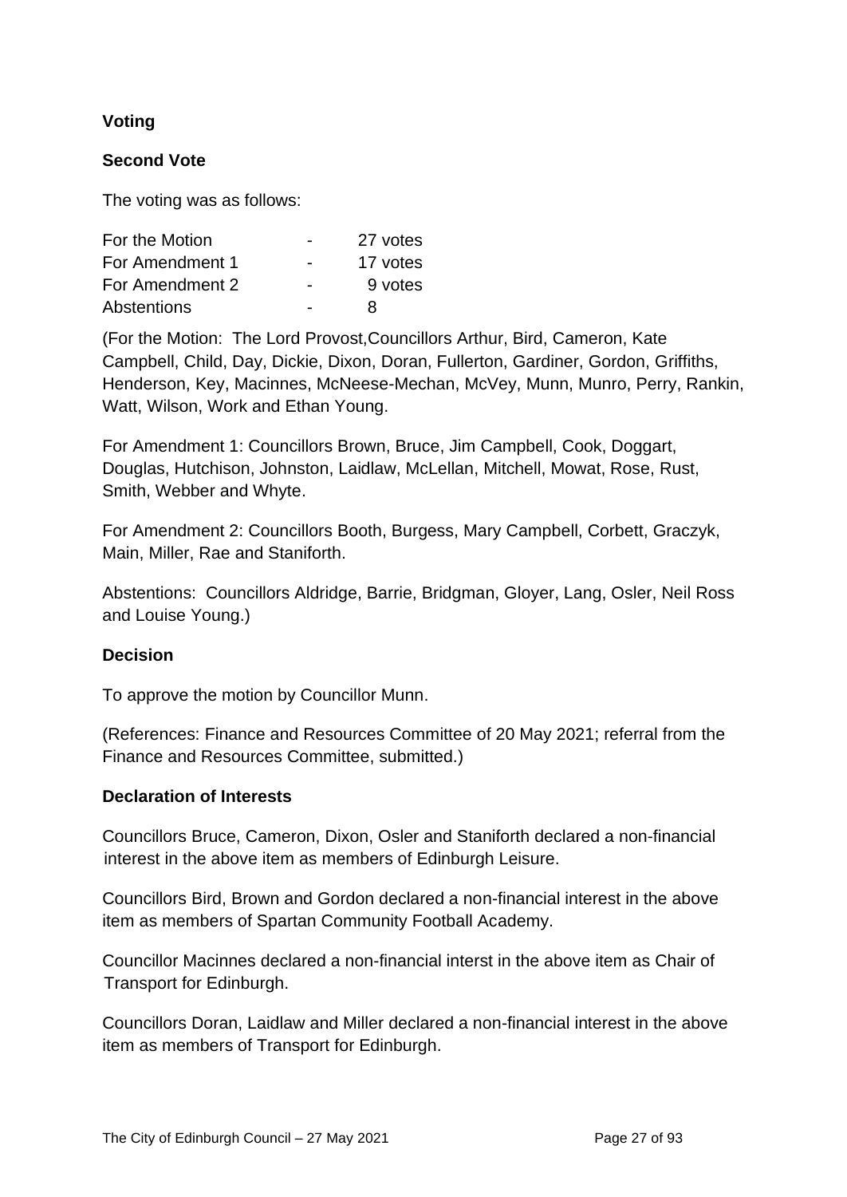**Voting**

**Second Vote**

The voting was as follows:

| | | |
|---|---|---|
| For the Motion | - | 27 votes |
| For Amendment 1 | - | 17 votes |
| For Amendment 2 | - | 9 votes |
| Abstentions | - | 8 |

(For the Motion: The Lord Provost,Councillors Arthur, Bird, Cameron, Kate Campbell, Child, Day, Dickie, Dixon, Doran, Fullerton, Gardiner, Gordon, Griffiths, Henderson, Key, Macinnes, McNeese-Mechan, McVey, Munn, Munro, Perry, Rankin, Watt, Wilson, Work and Ethan Young.

For Amendment 1: Councillors Brown, Bruce, Jim Campbell, Cook, Doggart, Douglas, Hutchison, Johnston, Laidlaw, McLellan, Mitchell, Mowat, Rose, Rust, Smith, Webber and Whyte.

For Amendment 2: Councillors Booth, Burgess, Mary Campbell, Corbett, Graczyk, Main, Miller, Rae and Staniforth.

Abstentions: Councillors Aldridge, Barrie, Bridgman, Gloyer, Lang, Osler, Neil Ross and Louise Young.)

**Decision**

To approve the motion by Councillor Munn.

(References: Finance and Resources Committee of 20 May 2021; referral from the Finance and Resources Committee, submitted.)

**Declaration of Interests**

Councillors Bruce, Cameron, Dixon, Osler and Staniforth declared a non-financial interest in the above item as members of Edinburgh Leisure.

Councillors Bird, Brown and Gordon declared a non-financial interest in the above item as members of Spartan Community Football Academy.

Councillor Macinnes declared a non-financial interst in the above item as Chair of Transport for Edinburgh.

Councillors Doran, Laidlaw and Miller declared a non-financial interest in the above item as members of Transport for Edinburgh.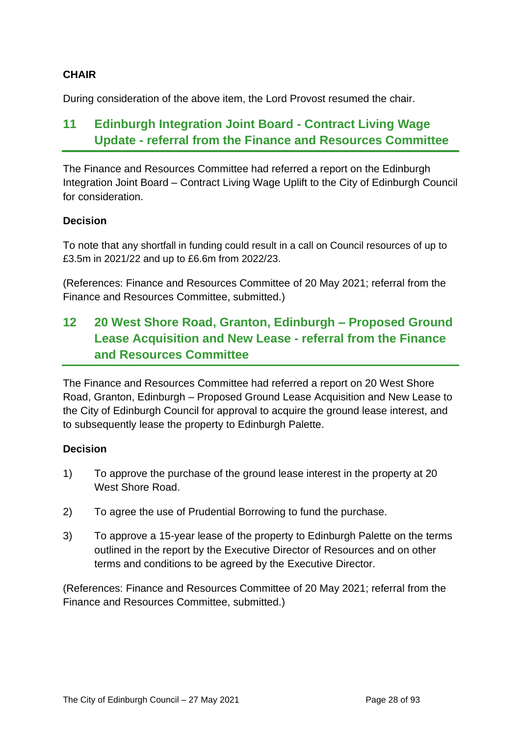**CHAIR**

During consideration of the above item, the Lord Provost resumed the chair.

## 11 Edinburgh Integration Joint Board - Contract Living Wage Update - referral from the Finance and Resources Committee

The Finance and Resources Committee had referred a report on the Edinburgh Integration Joint Board – Contract Living Wage Uplift to the City of Edinburgh Council for consideration.

**Decision**

To note that any shortfall in funding could result in a call on Council resources of up to £3.5m in 2021/22 and up to £6.6m from 2022/23.

(References: Finance and Resources Committee of 20 May 2021; referral from the Finance and Resources Committee, submitted.)

## 12 20 West Shore Road, Granton, Edinburgh – Proposed Ground Lease Acquisition and New Lease - referral from the Finance and Resources Committee

The Finance and Resources Committee had referred a report on 20 West Shore Road, Granton, Edinburgh – Proposed Ground Lease Acquisition and New Lease to the City of Edinburgh Council for approval to acquire the ground lease interest, and to subsequently lease the property to Edinburgh Palette.

**Decision**

1) To approve the purchase of the ground lease interest in the property at 20 West Shore Road.

2) To agree the use of Prudential Borrowing to fund the purchase.

3) To approve a 15-year lease of the property to Edinburgh Palette on the terms outlined in the report by the Executive Director of Resources and on other terms and conditions to be agreed by the Executive Director.

(References: Finance and Resources Committee of 20 May 2021; referral from the Finance and Resources Committee, submitted.)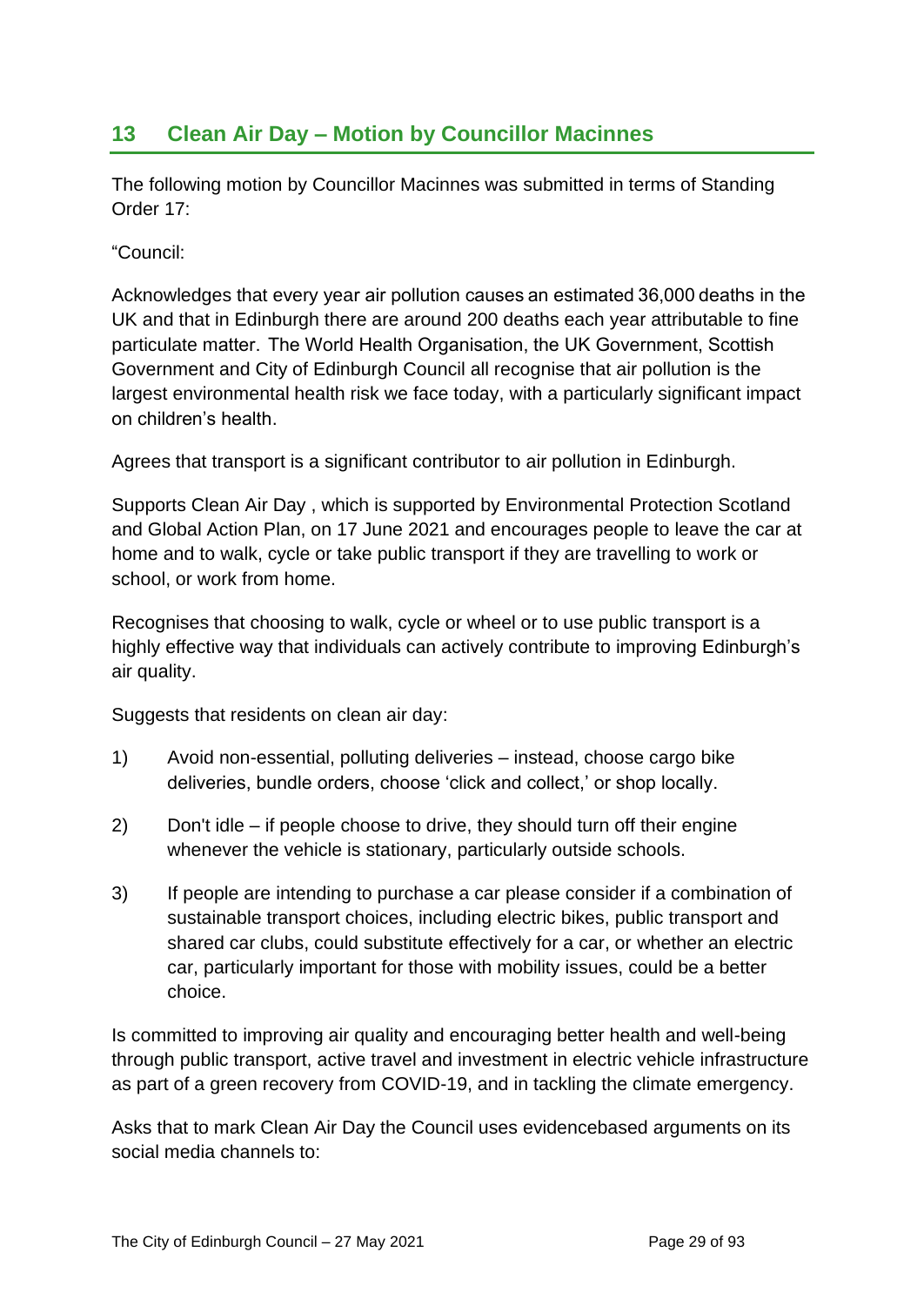## 13 Clean Air Day – Motion by Councillor Macinnes

The following motion by Councillor Macinnes was submitted in terms of Standing Order 17:

"Council:

Acknowledges that every year air pollution causes an estimated 36,000 deaths in the UK and that in Edinburgh there are around 200 deaths each year attributable to fine particulate matter. The World Health Organisation, the UK Government, Scottish Government and City of Edinburgh Council all recognise that air pollution is the largest environmental health risk we face today, with a particularly significant impact on children's health.

Agrees that transport is a significant contributor to air pollution in Edinburgh.

Supports Clean Air Day , which is supported by Environmental Protection Scotland and Global Action Plan, on 17 June 2021 and encourages people to leave the car at home and to walk, cycle or take public transport if they are travelling to work or school, or work from home.

Recognises that choosing to walk, cycle or wheel or to use public transport is a highly effective way that individuals can actively contribute to improving Edinburgh's air quality.

Suggests that residents on clean air day:

1) Avoid non-essential, polluting deliveries – instead, choose cargo bike deliveries, bundle orders, choose 'click and collect,' or shop locally.

2) Don't idle – if people choose to drive, they should turn off their engine whenever the vehicle is stationary, particularly outside schools.

3) If people are intending to purchase a car please consider if a combination of sustainable transport choices, including electric bikes, public transport and shared car clubs, could substitute effectively for a car, or whether an electric car, particularly important for those with mobility issues, could be a better choice.

Is committed to improving air quality and encouraging better health and well-being through public transport, active travel and investment in electric vehicle infrastructure as part of a green recovery from COVID-19, and in tackling the climate emergency.

Asks that to mark Clean Air Day the Council uses evidencebased arguments on its social media channels to: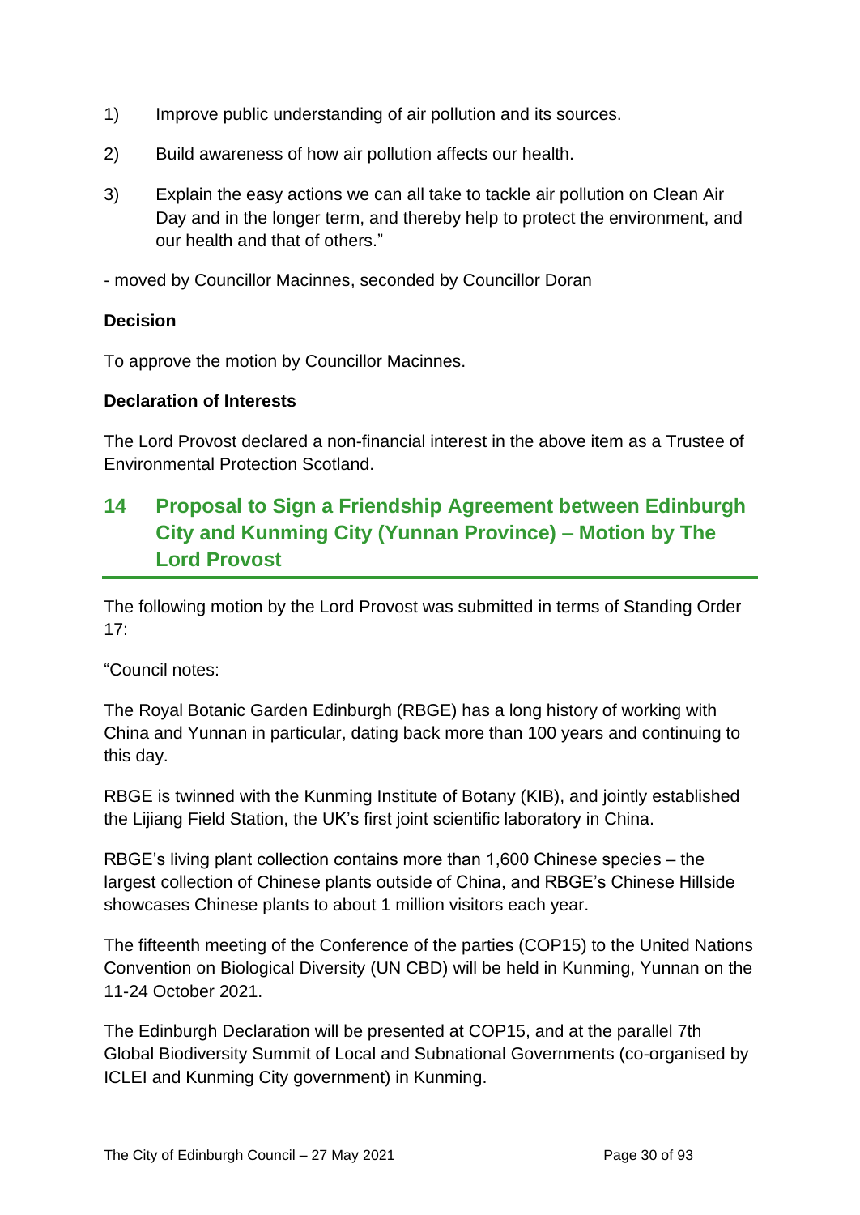1) Improve public understanding of air pollution and its sources.

2) Build awareness of how air pollution affects our health.

3) Explain the easy actions we can all take to tackle air pollution on Clean Air Day and in the longer term, and thereby help to protect the environment, and our health and that of others."

- moved by Councillor Macinnes, seconded by Councillor Doran

**Decision**

To approve the motion by Councillor Macinnes.

**Declaration of Interests**

The Lord Provost declared a non-financial interest in the above item as a Trustee of Environmental Protection Scotland.

## 14 Proposal to Sign a Friendship Agreement between Edinburgh City and Kunming City (Yunnan Province) – Motion by The Lord Provost

The following motion by the Lord Provost was submitted in terms of Standing Order 17:

"Council notes:

The Royal Botanic Garden Edinburgh (RBGE) has a long history of working with China and Yunnan in particular, dating back more than 100 years and continuing to this day.

RBGE is twinned with the Kunming Institute of Botany (KIB), and jointly established the Lijiang Field Station, the UK's first joint scientific laboratory in China.

RBGE's living plant collection contains more than 1,600 Chinese species – the largest collection of Chinese plants outside of China, and RBGE's Chinese Hillside showcases Chinese plants to about 1 million visitors each year.

The fifteenth meeting of the Conference of the parties (COP15) to the United Nations Convention on Biological Diversity (UN CBD) will be held in Kunming, Yunnan on the 11-24 October 2021.

The Edinburgh Declaration will be presented at COP15, and at the parallel 7th Global Biodiversity Summit of Local and Subnational Governments (co-organised by ICLEI and Kunming City government) in Kunming.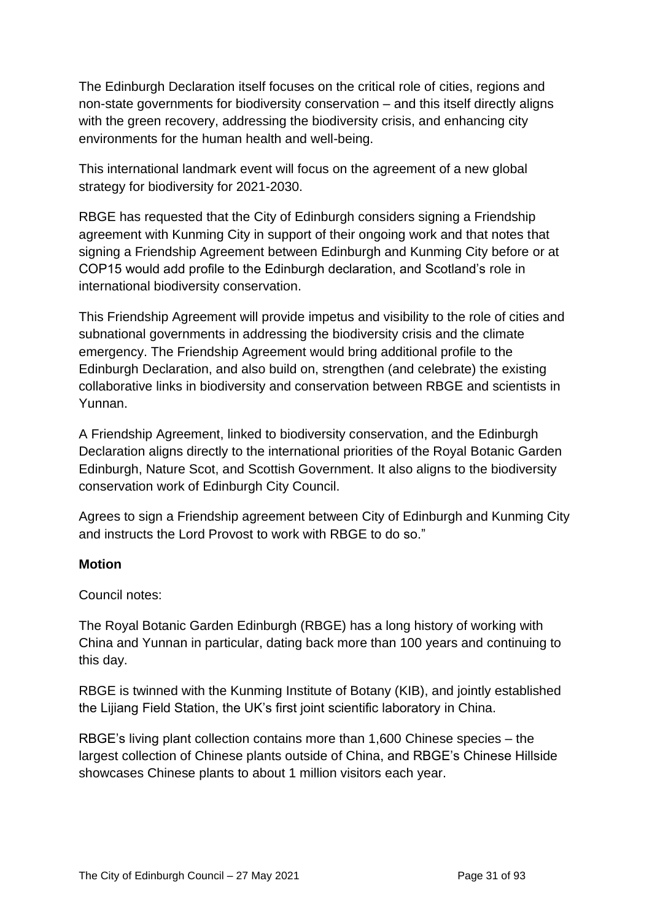The Edinburgh Declaration itself focuses on the critical role of cities, regions and non-state governments for biodiversity conservation – and this itself directly aligns with the green recovery, addressing the biodiversity crisis, and enhancing city environments for the human health and well-being.

This international landmark event will focus on the agreement of a new global strategy for biodiversity for 2021-2030.

RBGE has requested that the City of Edinburgh considers signing a Friendship agreement with Kunming City in support of their ongoing work and that notes that signing a Friendship Agreement between Edinburgh and Kunming City before or at COP15 would add profile to the Edinburgh declaration, and Scotland's role in international biodiversity conservation.

This Friendship Agreement will provide impetus and visibility to the role of cities and subnational governments in addressing the biodiversity crisis and the climate emergency. The Friendship Agreement would bring additional profile to the Edinburgh Declaration, and also build on, strengthen (and celebrate) the existing collaborative links in biodiversity and conservation between RBGE and scientists in Yunnan.

A Friendship Agreement, linked to biodiversity conservation, and the Edinburgh Declaration aligns directly to the international priorities of the Royal Botanic Garden Edinburgh, Nature Scot, and Scottish Government. It also aligns to the biodiversity conservation work of Edinburgh City Council.

Agrees to sign a Friendship agreement between City of Edinburgh and Kunming City and instructs the Lord Provost to work with RBGE to do so."

**Motion**

Council notes:

The Royal Botanic Garden Edinburgh (RBGE) has a long history of working with China and Yunnan in particular, dating back more than 100 years and continuing to this day.

RBGE is twinned with the Kunming Institute of Botany (KIB), and jointly established the Lijiang Field Station, the UK's first joint scientific laboratory in China.

RBGE's living plant collection contains more than 1,600 Chinese species – the largest collection of Chinese plants outside of China, and RBGE's Chinese Hillside showcases Chinese plants to about 1 million visitors each year.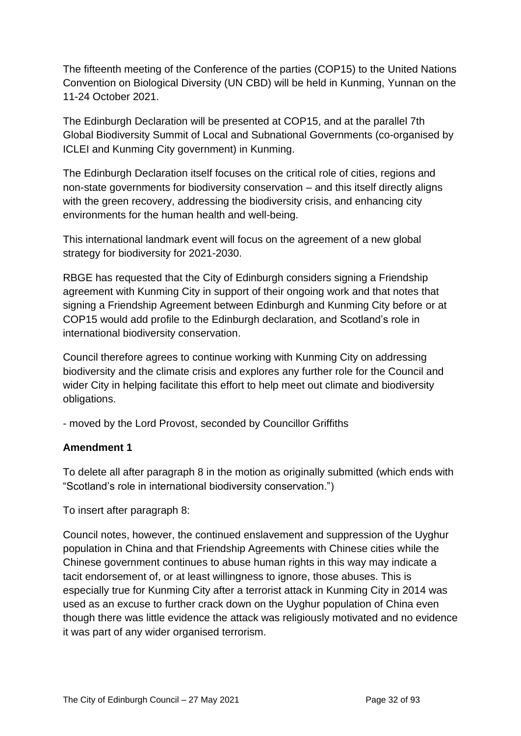The fifteenth meeting of the Conference of the parties (COP15) to the United Nations Convention on Biological Diversity (UN CBD) will be held in Kunming, Yunnan on the 11-24 October 2021.

The Edinburgh Declaration will be presented at COP15, and at the parallel 7th Global Biodiversity Summit of Local and Subnational Governments (co-organised by ICLEI and Kunming City government) in Kunming.

The Edinburgh Declaration itself focuses on the critical role of cities, regions and non-state governments for biodiversity conservation – and this itself directly aligns with the green recovery, addressing the biodiversity crisis, and enhancing city environments for the human health and well-being.

This international landmark event will focus on the agreement of a new global strategy for biodiversity for 2021-2030.

RBGE has requested that the City of Edinburgh considers signing a Friendship agreement with Kunming City in support of their ongoing work and that notes that signing a Friendship Agreement between Edinburgh and Kunming City before or at COP15 would add profile to the Edinburgh declaration, and Scotland's role in international biodiversity conservation.

Council therefore agrees to continue working with Kunming City on addressing biodiversity and the climate crisis and explores any further role for the Council and wider City in helping facilitate this effort to help meet out climate and biodiversity obligations.

- moved by the Lord Provost, seconded by Councillor Griffiths

**Amendment 1**

To delete all after paragraph 8 in the motion as originally submitted (which ends with "Scotland's role in international biodiversity conservation.")

To insert after paragraph 8:

Council notes, however, the continued enslavement and suppression of the Uyghur population in China and that Friendship Agreements with Chinese cities while the Chinese government continues to abuse human rights in this way may indicate a tacit endorsement of, or at least willingness to ignore, those abuses. This is especially true for Kunming City after a terrorist attack in Kunming City in 2014 was used as an excuse to further crack down on the Uyghur population of China even though there was little evidence the attack was religiously motivated and no evidence it was part of any wider organised terrorism.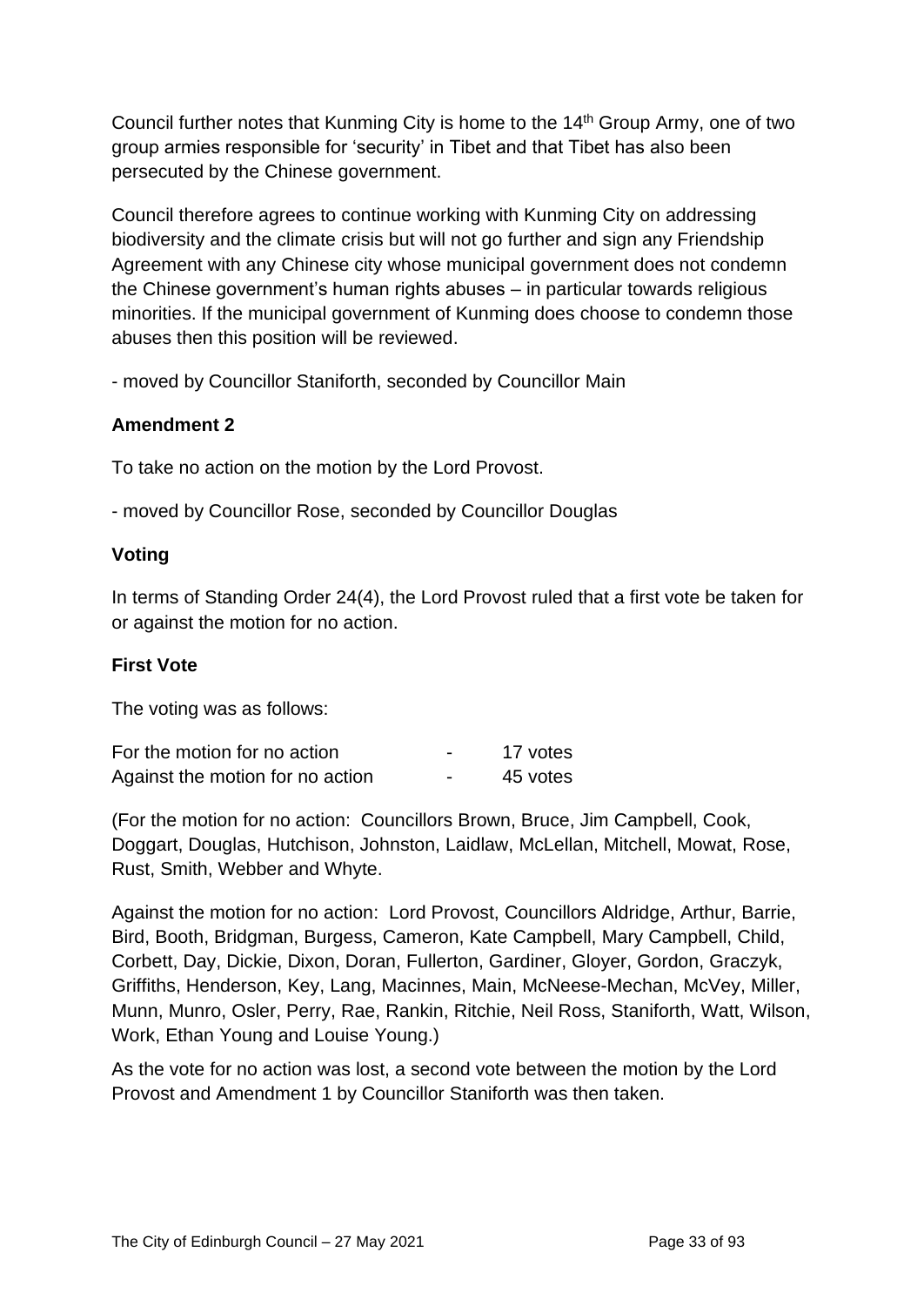Council further notes that Kunming City is home to the 14th Group Army, one of two group armies responsible for 'security' in Tibet and that Tibet has also been persecuted by the Chinese government.

Council therefore agrees to continue working with Kunming City on addressing biodiversity and the climate crisis but will not go further and sign any Friendship Agreement with any Chinese city whose municipal government does not condemn the Chinese government's human rights abuses – in particular towards religious minorities. If the municipal government of Kunming does choose to condemn those abuses then this position will be reviewed.

- moved by Councillor Staniforth, seconded by Councillor Main

**Amendment 2**

To take no action on the motion by the Lord Provost.

- moved by Councillor Rose, seconded by Councillor Douglas

**Voting**

In terms of Standing Order 24(4), the Lord Provost ruled that a first vote be taken for or against the motion for no action.

**First Vote**

The voting was as follows:

| | | |
|---|---|---|
| For the motion for no action | - | 17 votes |
| Against the motion for no action | - | 45 votes |

(For the motion for no action: Councillors Brown, Bruce, Jim Campbell, Cook, Doggart, Douglas, Hutchison, Johnston, Laidlaw, McLellan, Mitchell, Mowat, Rose, Rust, Smith, Webber and Whyte.

Against the motion for no action: Lord Provost, Councillors Aldridge, Arthur, Barrie, Bird, Booth, Bridgman, Burgess, Cameron, Kate Campbell, Mary Campbell, Child, Corbett, Day, Dickie, Dixon, Doran, Fullerton, Gardiner, Gloyer, Gordon, Graczyk, Griffiths, Henderson, Key, Lang, Macinnes, Main, McNeese-Mechan, McVey, Miller, Munn, Munro, Osler, Perry, Rae, Rankin, Ritchie, Neil Ross, Staniforth, Watt, Wilson, Work, Ethan Young and Louise Young.)

As the vote for no action was lost, a second vote between the motion by the Lord Provost and Amendment 1 by Councillor Staniforth was then taken.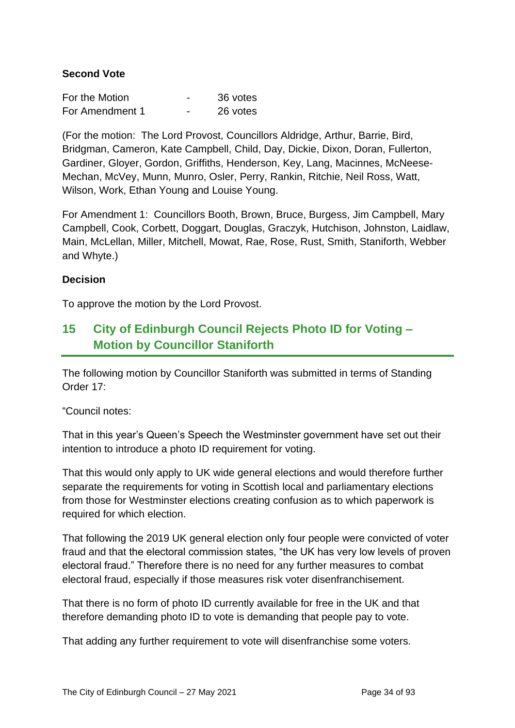**Second Vote**

| | | |
|---|---|---|
| For the Motion | - | 36 votes |
| For Amendment 1 | - | 26 votes |

(For the motion: The Lord Provost, Councillors Aldridge, Arthur, Barrie, Bird, Bridgman, Cameron, Kate Campbell, Child, Day, Dickie, Dixon, Doran, Fullerton, Gardiner, Gloyer, Gordon, Griffiths, Henderson, Key, Lang, Macinnes, McNeese-Mechan, McVey, Munn, Munro, Osler, Perry, Rankin, Ritchie, Neil Ross, Watt, Wilson, Work, Ethan Young and Louise Young.

For Amendment 1: Councillors Booth, Brown, Bruce, Burgess, Jim Campbell, Mary Campbell, Cook, Corbett, Doggart, Douglas, Graczyk, Hutchison, Johnston, Laidlaw, Main, McLellan, Miller, Mitchell, Mowat, Rae, Rose, Rust, Smith, Staniforth, Webber and Whyte.)

**Decision**

To approve the motion by the Lord Provost.

## 15 City of Edinburgh Council Rejects Photo ID for Voting – Motion by Councillor Staniforth

The following motion by Councillor Staniforth was submitted in terms of Standing Order 17:

"Council notes:

That in this year's Queen's Speech the Westminster government have set out their intention to introduce a photo ID requirement for voting.

That this would only apply to UK wide general elections and would therefore further separate the requirements for voting in Scottish local and parliamentary elections from those for Westminster elections creating confusion as to which paperwork is required for which election.

That following the 2019 UK general election only four people were convicted of voter fraud and that the electoral commission states, "the UK has very low levels of proven electoral fraud." Therefore there is no need for any further measures to combat electoral fraud, especially if those measures risk voter disenfranchisement.

That there is no form of photo ID currently available for free in the UK and that therefore demanding photo ID to vote is demanding that people pay to vote.

That adding any further requirement to vote will disenfranchise some voters.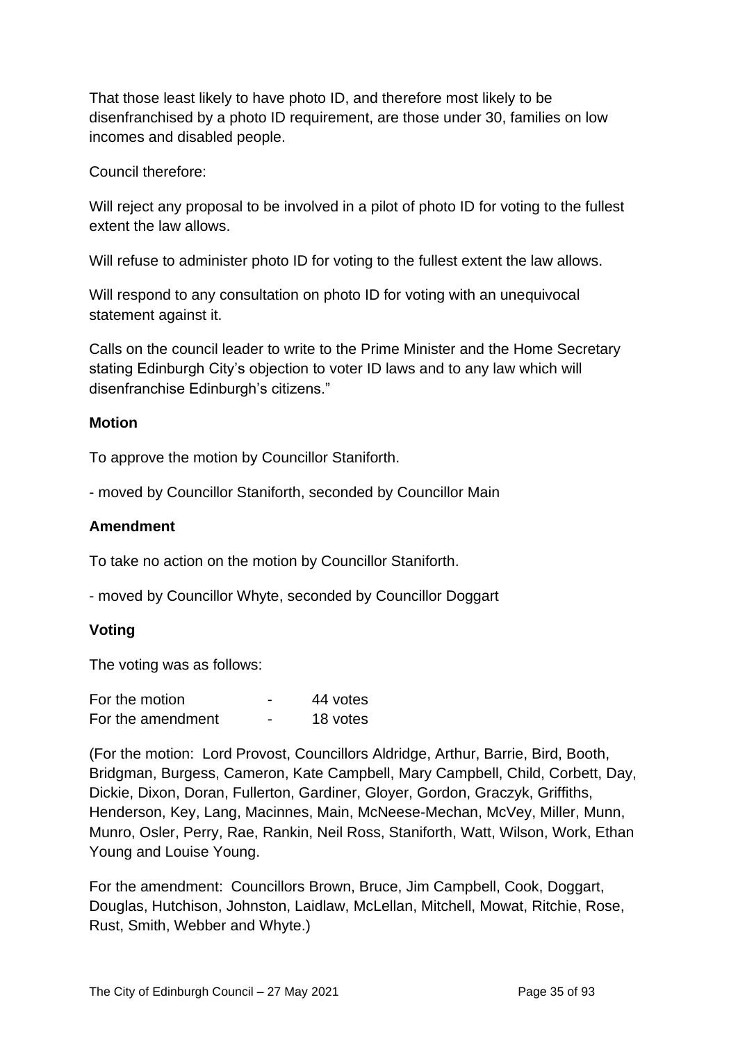That those least likely to have photo ID, and therefore most likely to be disenfranchised by a photo ID requirement, are those under 30, families on low incomes and disabled people.

Council therefore:

Will reject any proposal to be involved in a pilot of photo ID for voting to the fullest extent the law allows.

Will refuse to administer photo ID for voting to the fullest extent the law allows.

Will respond to any consultation on photo ID for voting with an unequivocal statement against it.

Calls on the council leader to write to the Prime Minister and the Home Secretary stating Edinburgh City's objection to voter ID laws and to any law which will disenfranchise Edinburgh's citizens."

**Motion**

To approve the motion by Councillor Staniforth.

- moved by Councillor Staniforth, seconded by Councillor Main

**Amendment**

To take no action on the motion by Councillor Staniforth.

- moved by Councillor Whyte, seconded by Councillor Doggart

**Voting**

The voting was as follows:

| | | |
|---|---|---|
| For the motion | - | 44 votes |
| For the amendment | - | 18 votes |

(For the motion: Lord Provost, Councillors Aldridge, Arthur, Barrie, Bird, Booth, Bridgman, Burgess, Cameron, Kate Campbell, Mary Campbell, Child, Corbett, Day, Dickie, Dixon, Doran, Fullerton, Gardiner, Gloyer, Gordon, Graczyk, Griffiths, Henderson, Key, Lang, Macinnes, Main, McNeese-Mechan, McVey, Miller, Munn, Munro, Osler, Perry, Rae, Rankin, Neil Ross, Staniforth, Watt, Wilson, Work, Ethan Young and Louise Young.

For the amendment: Councillors Brown, Bruce, Jim Campbell, Cook, Doggart, Douglas, Hutchison, Johnston, Laidlaw, McLellan, Mitchell, Mowat, Ritchie, Rose, Rust, Smith, Webber and Whyte.)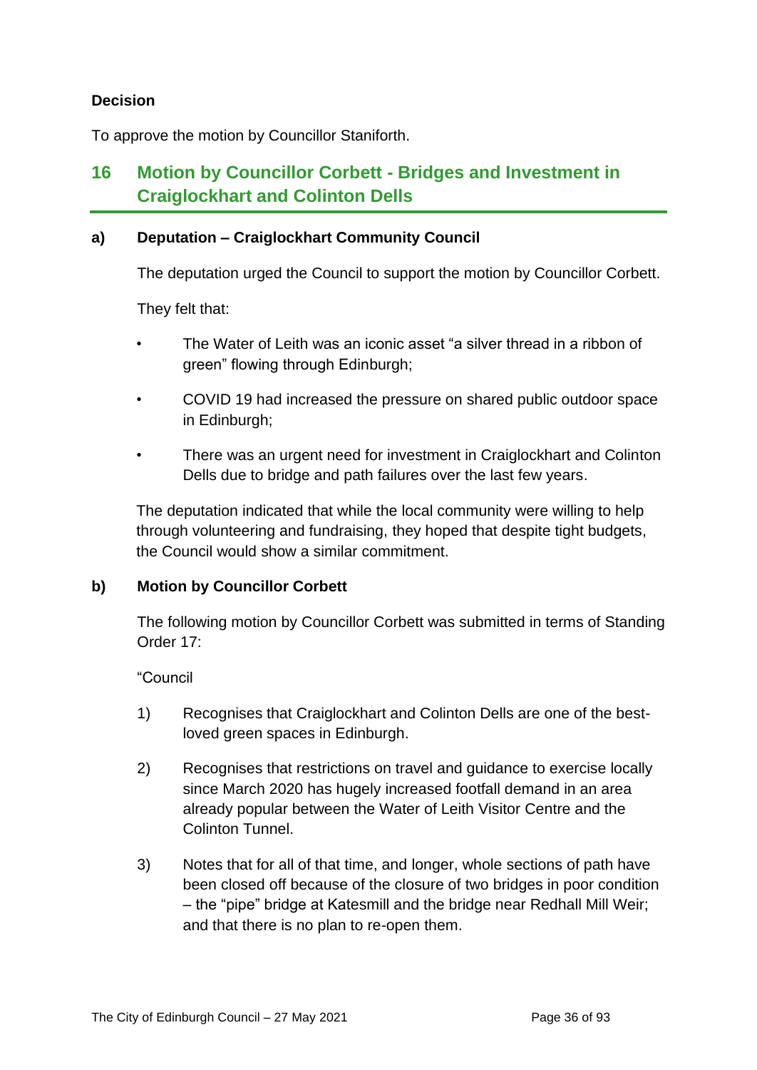**Decision**

To approve the motion by Councillor Staniforth.

## 16 Motion by Councillor Corbett - Bridges and Investment in Craiglockhart and Colinton Dells

### a) Deputation – Craiglockhart Community Council

The deputation urged the Council to support the motion by Councillor Corbett.

They felt that:

- The Water of Leith was an iconic asset "a silver thread in a ribbon of green" flowing through Edinburgh;
- COVID 19 had increased the pressure on shared public outdoor space in Edinburgh;
- There was an urgent need for investment in Craiglockhart and Colinton Dells due to bridge and path failures over the last few years.

The deputation indicated that while the local community were willing to help through volunteering and fundraising, they hoped that despite tight budgets, the Council would show a similar commitment.

### b) Motion by Councillor Corbett

The following motion by Councillor Corbett was submitted in terms of Standing Order 17:

"Council

1) Recognises that Craiglockhart and Colinton Dells are one of the best-loved green spaces in Edinburgh.

2) Recognises that restrictions on travel and guidance to exercise locally since March 2020 has hugely increased footfall demand in an area already popular between the Water of Leith Visitor Centre and the Colinton Tunnel.

3) Notes that for all of that time, and longer, whole sections of path have been closed off because of the closure of two bridges in poor condition – the "pipe" bridge at Katesmill and the bridge near Redhall Mill Weir; and that there is no plan to re-open them.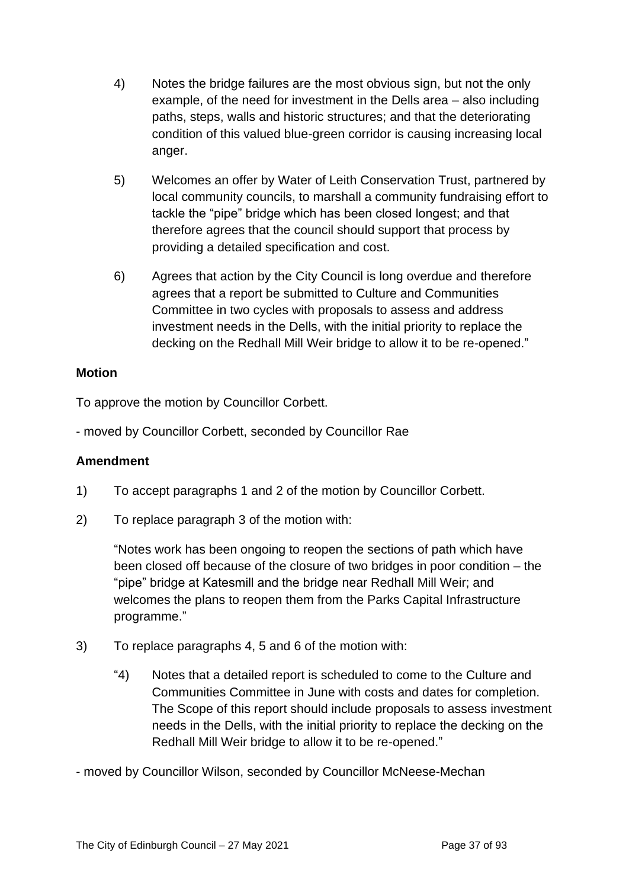4) Notes the bridge failures are the most obvious sign, but not the only example, of the need for investment in the Dells area – also including paths, steps, walls and historic structures; and that the deteriorating condition of this valued blue-green corridor is causing increasing local anger.

5) Welcomes an offer by Water of Leith Conservation Trust, partnered by local community councils, to marshall a community fundraising effort to tackle the "pipe" bridge which has been closed longest; and that therefore agrees that the council should support that process by providing a detailed specification and cost.

6) Agrees that action by the City Council is long overdue and therefore agrees that a report be submitted to Culture and Communities Committee in two cycles with proposals to assess and address investment needs in the Dells, with the initial priority to replace the decking on the Redhall Mill Weir bridge to allow it to be re-opened."

**Motion**

To approve the motion by Councillor Corbett.

- moved by Councillor Corbett, seconded by Councillor Rae

**Amendment**

1) To accept paragraphs 1 and 2 of the motion by Councillor Corbett.

2) To replace paragraph 3 of the motion with:

   "Notes work has been ongoing to reopen the sections of path which have been closed off because of the closure of two bridges in poor condition – the "pipe" bridge at Katesmill and the bridge near Redhall Mill Weir; and welcomes the plans to reopen them from the Parks Capital Infrastructure programme."

3) To replace paragraphs 4, 5 and 6 of the motion with:

   "4) Notes that a detailed report is scheduled to come to the Culture and Communities Committee in June with costs and dates for completion. The Scope of this report should include proposals to assess investment needs in the Dells, with the initial priority to replace the decking on the Redhall Mill Weir bridge to allow it to be re-opened."

- moved by Councillor Wilson, seconded by Councillor McNeese-Mechan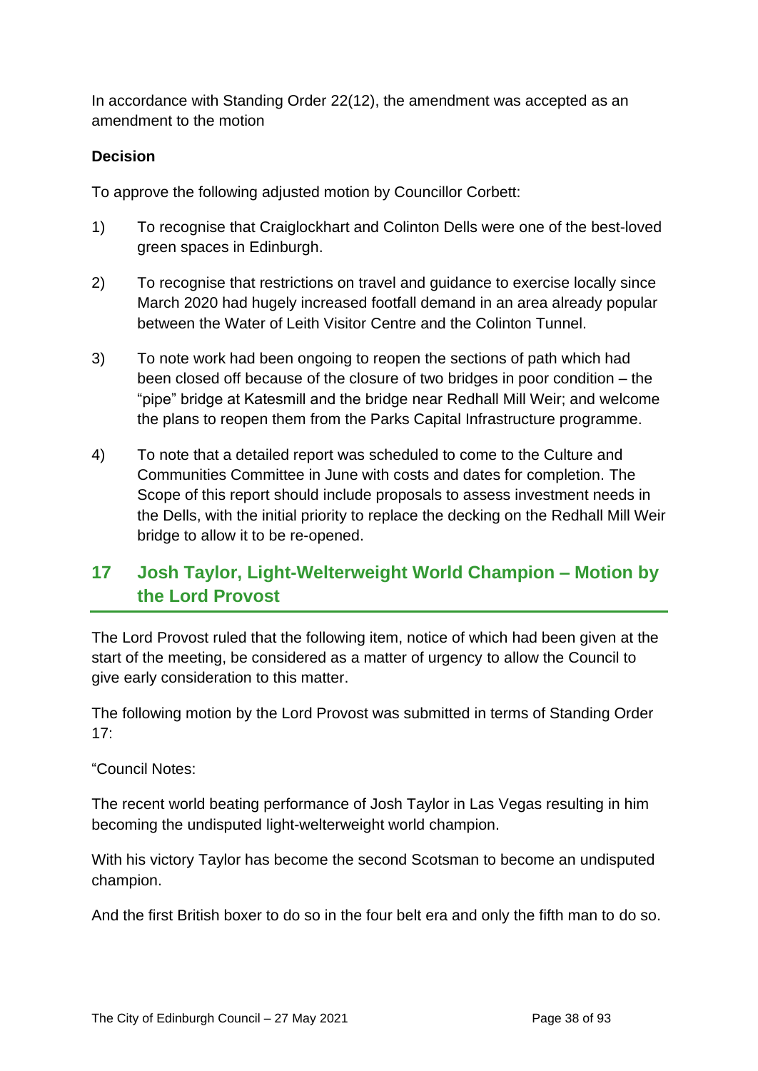In accordance with Standing Order 22(12), the amendment was accepted as an amendment to the motion

**Decision**

To approve the following adjusted motion by Councillor Corbett:

1) To recognise that Craiglockhart and Colinton Dells were one of the best-loved green spaces in Edinburgh.

2) To recognise that restrictions on travel and guidance to exercise locally since March 2020 had hugely increased footfall demand in an area already popular between the Water of Leith Visitor Centre and the Colinton Tunnel.

3) To note work had been ongoing to reopen the sections of path which had been closed off because of the closure of two bridges in poor condition – the "pipe" bridge at Katesmill and the bridge near Redhall Mill Weir; and welcome the plans to reopen them from the Parks Capital Infrastructure programme.

4) To note that a detailed report was scheduled to come to the Culture and Communities Committee in June with costs and dates for completion. The Scope of this report should include proposals to assess investment needs in the Dells, with the initial priority to replace the decking on the Redhall Mill Weir bridge to allow it to be re-opened.

## 17 Josh Taylor, Light-Welterweight World Champion – Motion by the Lord Provost

The Lord Provost ruled that the following item, notice of which had been given at the start of the meeting, be considered as a matter of urgency to allow the Council to give early consideration to this matter.

The following motion by the Lord Provost was submitted in terms of Standing Order 17:

"Council Notes:

The recent world beating performance of Josh Taylor in Las Vegas resulting in him becoming the undisputed light-welterweight world champion.

With his victory Taylor has become the second Scotsman to become an undisputed champion.

And the first British boxer to do so in the four belt era and only the fifth man to do so.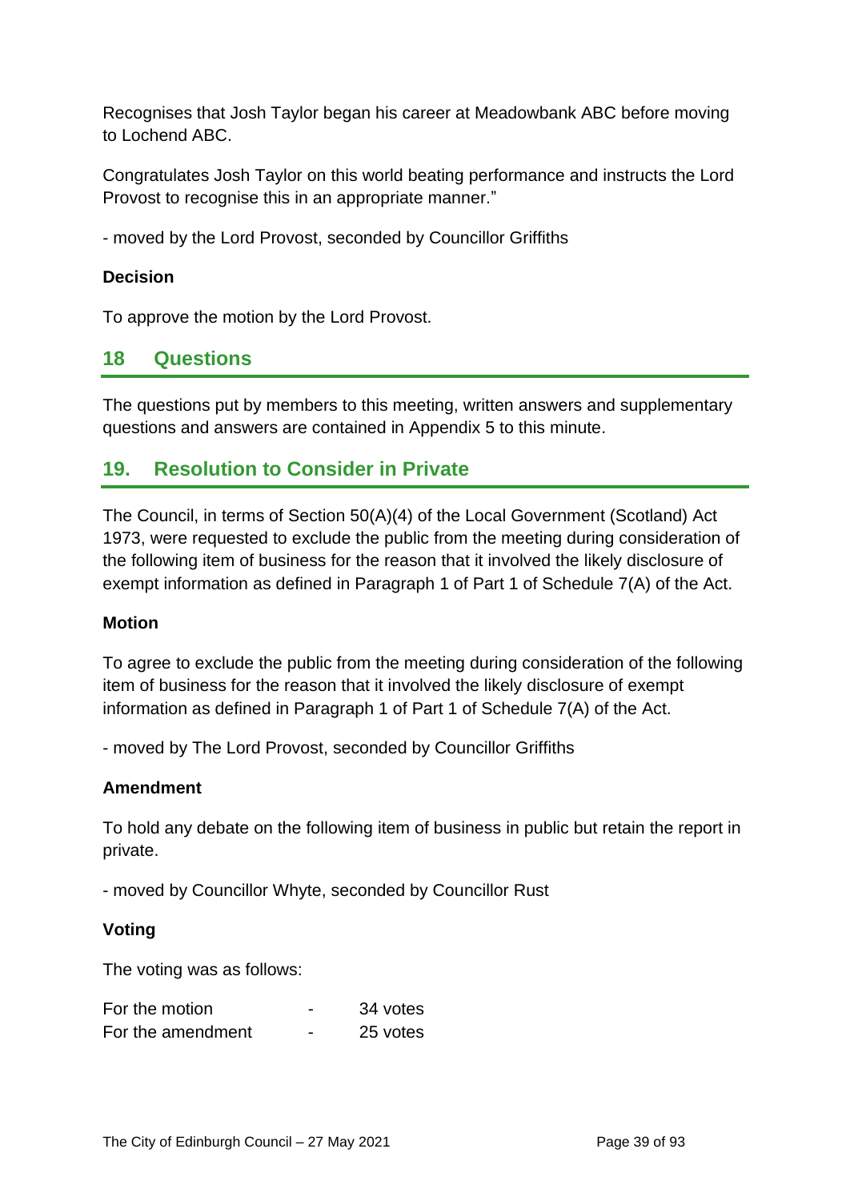Recognises that Josh Taylor began his career at Meadowbank ABC before moving to Lochend ABC.

Congratulates Josh Taylor on this world beating performance and instructs the Lord Provost to recognise this in an appropriate manner."

- moved by the Lord Provost, seconded by Councillor Griffiths

**Decision**

To approve the motion by the Lord Provost.

## 18 Questions

The questions put by members to this meeting, written answers and supplementary questions and answers are contained in Appendix 5 to this minute.

## 19. Resolution to Consider in Private

The Council, in terms of Section 50(A)(4) of the Local Government (Scotland) Act 1973, were requested to exclude the public from the meeting during consideration of the following item of business for the reason that it involved the likely disclosure of exempt information as defined in Paragraph 1 of Part 1 of Schedule 7(A) of the Act.

**Motion**

To agree to exclude the public from the meeting during consideration of the following item of business for the reason that it involved the likely disclosure of exempt information as defined in Paragraph 1 of Part 1 of Schedule 7(A) of the Act.

- moved by The Lord Provost, seconded by Councillor Griffiths

**Amendment**

To hold any debate on the following item of business in public but retain the report in private.

- moved by Councillor Whyte, seconded by Councillor Rust

**Voting**

The voting was as follows:

| | | |
|---|---|---|
| For the motion | - | 34 votes |
| For the amendment | - | 25 votes |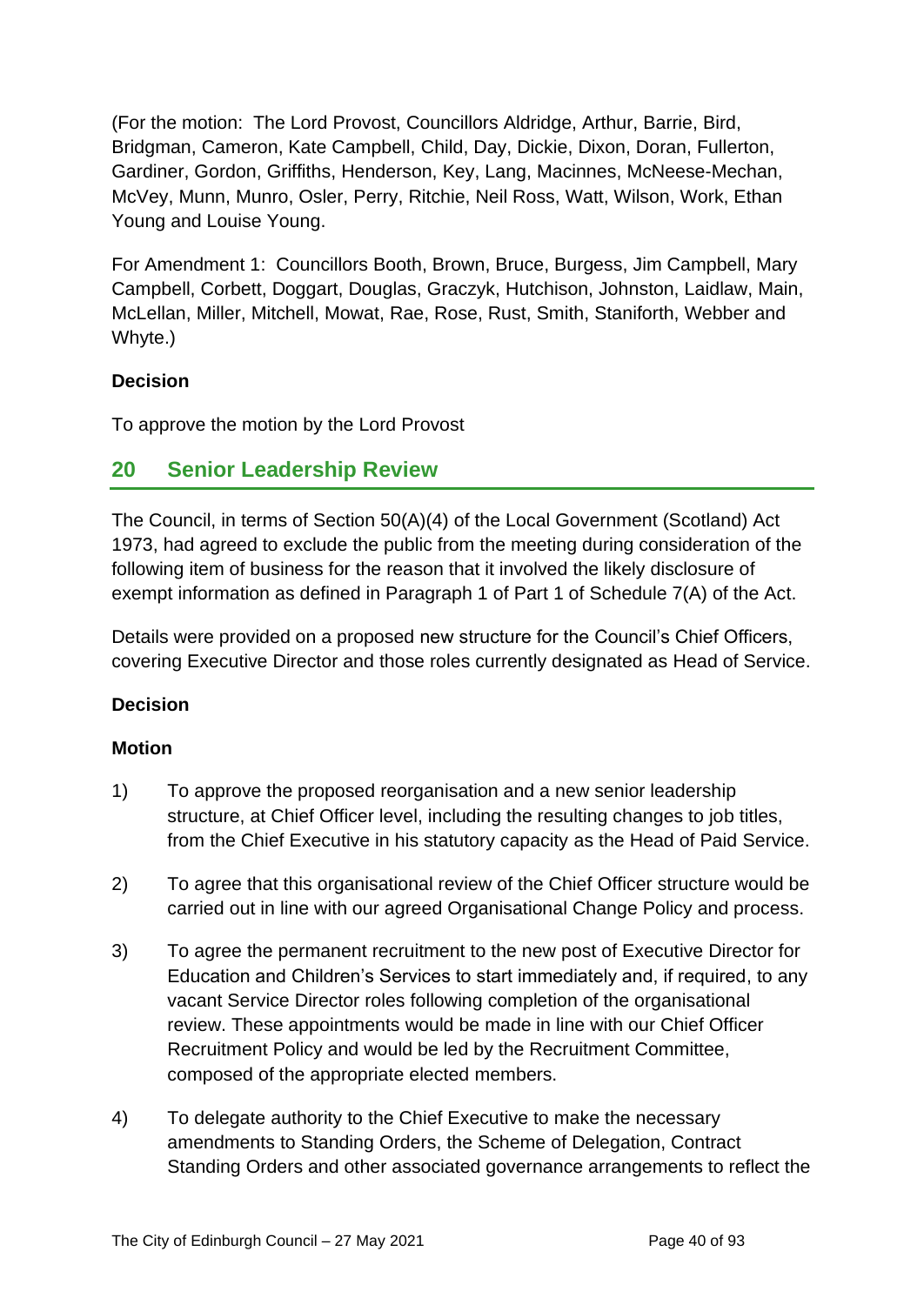(For the motion: The Lord Provost, Councillors Aldridge, Arthur, Barrie, Bird, Bridgman, Cameron, Kate Campbell, Child, Day, Dickie, Dixon, Doran, Fullerton, Gardiner, Gordon, Griffiths, Henderson, Key, Lang, Macinnes, McNeese-Mechan, McVey, Munn, Munro, Osler, Perry, Ritchie, Neil Ross, Watt, Wilson, Work, Ethan Young and Louise Young.

For Amendment 1: Councillors Booth, Brown, Bruce, Burgess, Jim Campbell, Mary Campbell, Corbett, Doggart, Douglas, Graczyk, Hutchison, Johnston, Laidlaw, Main, McLellan, Miller, Mitchell, Mowat, Rae, Rose, Rust, Smith, Staniforth, Webber and Whyte.)

**Decision**

To approve the motion by the Lord Provost

## 20 Senior Leadership Review

The Council, in terms of Section 50(A)(4) of the Local Government (Scotland) Act 1973, had agreed to exclude the public from the meeting during consideration of the following item of business for the reason that it involved the likely disclosure of exempt information as defined in Paragraph 1 of Part 1 of Schedule 7(A) of the Act.

Details were provided on a proposed new structure for the Council's Chief Officers, covering Executive Director and those roles currently designated as Head of Service.

**Decision**

**Motion**

1) To approve the proposed reorganisation and a new senior leadership structure, at Chief Officer level, including the resulting changes to job titles, from the Chief Executive in his statutory capacity as the Head of Paid Service.

2) To agree that this organisational review of the Chief Officer structure would be carried out in line with our agreed Organisational Change Policy and process.

3) To agree the permanent recruitment to the new post of Executive Director for Education and Children's Services to start immediately and, if required, to any vacant Service Director roles following completion of the organisational review. These appointments would be made in line with our Chief Officer Recruitment Policy and would be led by the Recruitment Committee, composed of the appropriate elected members.

4) To delegate authority to the Chief Executive to make the necessary amendments to Standing Orders, the Scheme of Delegation, Contract Standing Orders and other associated governance arrangements to reflect the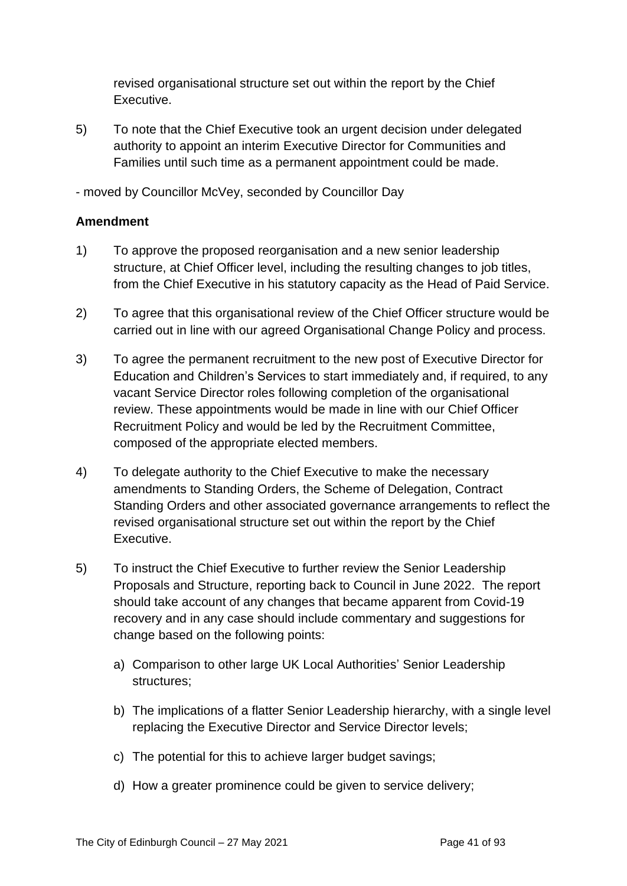revised organisational structure set out within the report by the Chief Executive.

5) To note that the Chief Executive took an urgent decision under delegated authority to appoint an interim Executive Director for Communities and Families until such time as a permanent appointment could be made.

- moved by Councillor McVey, seconded by Councillor Day

**Amendment**

1) To approve the proposed reorganisation and a new senior leadership structure, at Chief Officer level, including the resulting changes to job titles, from the Chief Executive in his statutory capacity as the Head of Paid Service.

2) To agree that this organisational review of the Chief Officer structure would be carried out in line with our agreed Organisational Change Policy and process.

3) To agree the permanent recruitment to the new post of Executive Director for Education and Children's Services to start immediately and, if required, to any vacant Service Director roles following completion of the organisational review. These appointments would be made in line with our Chief Officer Recruitment Policy and would be led by the Recruitment Committee, composed of the appropriate elected members.

4) To delegate authority to the Chief Executive to make the necessary amendments to Standing Orders, the Scheme of Delegation, Contract Standing Orders and other associated governance arrangements to reflect the revised organisational structure set out within the report by the Chief Executive.

5) To instruct the Chief Executive to further review the Senior Leadership Proposals and Structure, reporting back to Council in June 2022. The report should take account of any changes that became apparent from Covid-19 recovery and in any case should include commentary and suggestions for change based on the following points:

   a) Comparison to other large UK Local Authorities' Senior Leadership structures;

   b) The implications of a flatter Senior Leadership hierarchy, with a single level replacing the Executive Director and Service Director levels;

   c) The potential for this to achieve larger budget savings;

   d) How a greater prominence could be given to service delivery;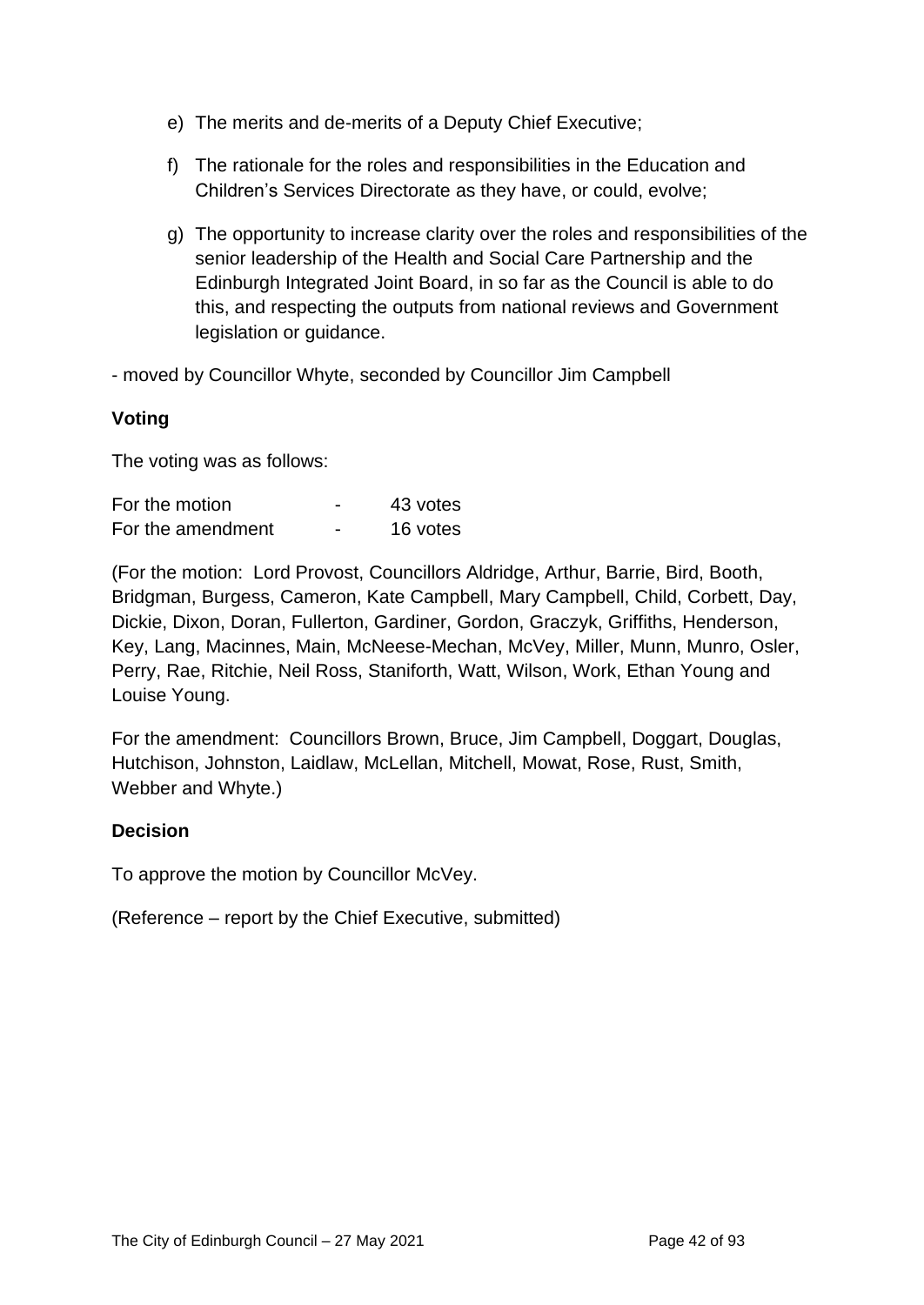e) The merits and de-merits of a Deputy Chief Executive;

f) The rationale for the roles and responsibilities in the Education and Children's Services Directorate as they have, or could, evolve;

g) The opportunity to increase clarity over the roles and responsibilities of the senior leadership of the Health and Social Care Partnership and the Edinburgh Integrated Joint Board, in so far as the Council is able to do this, and respecting the outputs from national reviews and Government legislation or guidance.

- moved by Councillor Whyte, seconded by Councillor Jim Campbell

**Voting**

The voting was as follows:

| | | |
|---|---|---|
| For the motion | - | 43 votes |
| For the amendment | - | 16 votes |

(For the motion: Lord Provost, Councillors Aldridge, Arthur, Barrie, Bird, Booth, Bridgman, Burgess, Cameron, Kate Campbell, Mary Campbell, Child, Corbett, Day, Dickie, Dixon, Doran, Fullerton, Gardiner, Gordon, Graczyk, Griffiths, Henderson, Key, Lang, Macinnes, Main, McNeese-Mechan, McVey, Miller, Munn, Munro, Osler, Perry, Rae, Ritchie, Neil Ross, Staniforth, Watt, Wilson, Work, Ethan Young and Louise Young.

For the amendment: Councillors Brown, Bruce, Jim Campbell, Doggart, Douglas, Hutchison, Johnston, Laidlaw, McLellan, Mitchell, Mowat, Rose, Rust, Smith, Webber and Whyte.)

**Decision**

To approve the motion by Councillor McVey.

(Reference – report by the Chief Executive, submitted)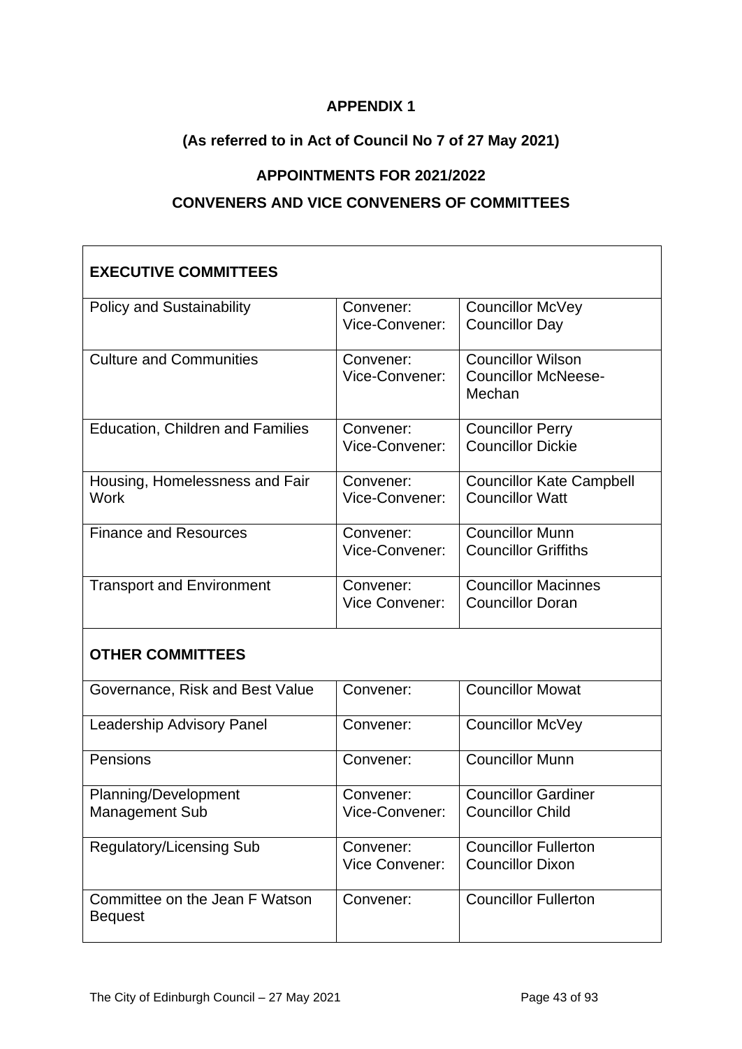**APPENDIX 1**

**(As referred to in Act of Council No 7 of 27 May 2021)**

**APPOINTMENTS FOR 2021/2022**

**CONVENERS AND VICE CONVENERS OF COMMITTEES**

| **EXECUTIVE COMMITTEES** | | |
|---|---|---|
| Policy and Sustainability | Convener:<br>Vice-Convener: | Councillor McVey<br>Councillor Day |
| Culture and Communities | Convener:<br>Vice-Convener: | Councillor Wilson<br>Councillor McNeese-Mechan |
| Education, Children and Families | Convener:<br>Vice-Convener: | Councillor Perry<br>Councillor Dickie |
| Housing, Homelessness and Fair Work | Convener:<br>Vice-Convener: | Councillor Kate Campbell<br>Councillor Watt |
| Finance and Resources | Convener:<br>Vice-Convener: | Councillor Munn<br>Councillor Griffiths |
| Transport and Environment | Convener:<br>Vice Convener: | Councillor Macinnes<br>Councillor Doran |
| **OTHER COMMITTEES** | | |
| Governance, Risk and Best Value | Convener: | Councillor Mowat |
| Leadership Advisory Panel | Convener: | Councillor McVey |
| Pensions | Convener: | Councillor Munn |
| Planning/Development Management Sub | Convener:<br>Vice-Convener: | Councillor Gardiner<br>Councillor Child |
| Regulatory/Licensing Sub | Convener:<br>Vice Convener: | Councillor Fullerton<br>Councillor Dixon |
| Committee on the Jean F Watson Bequest | Convener: | Councillor Fullerton |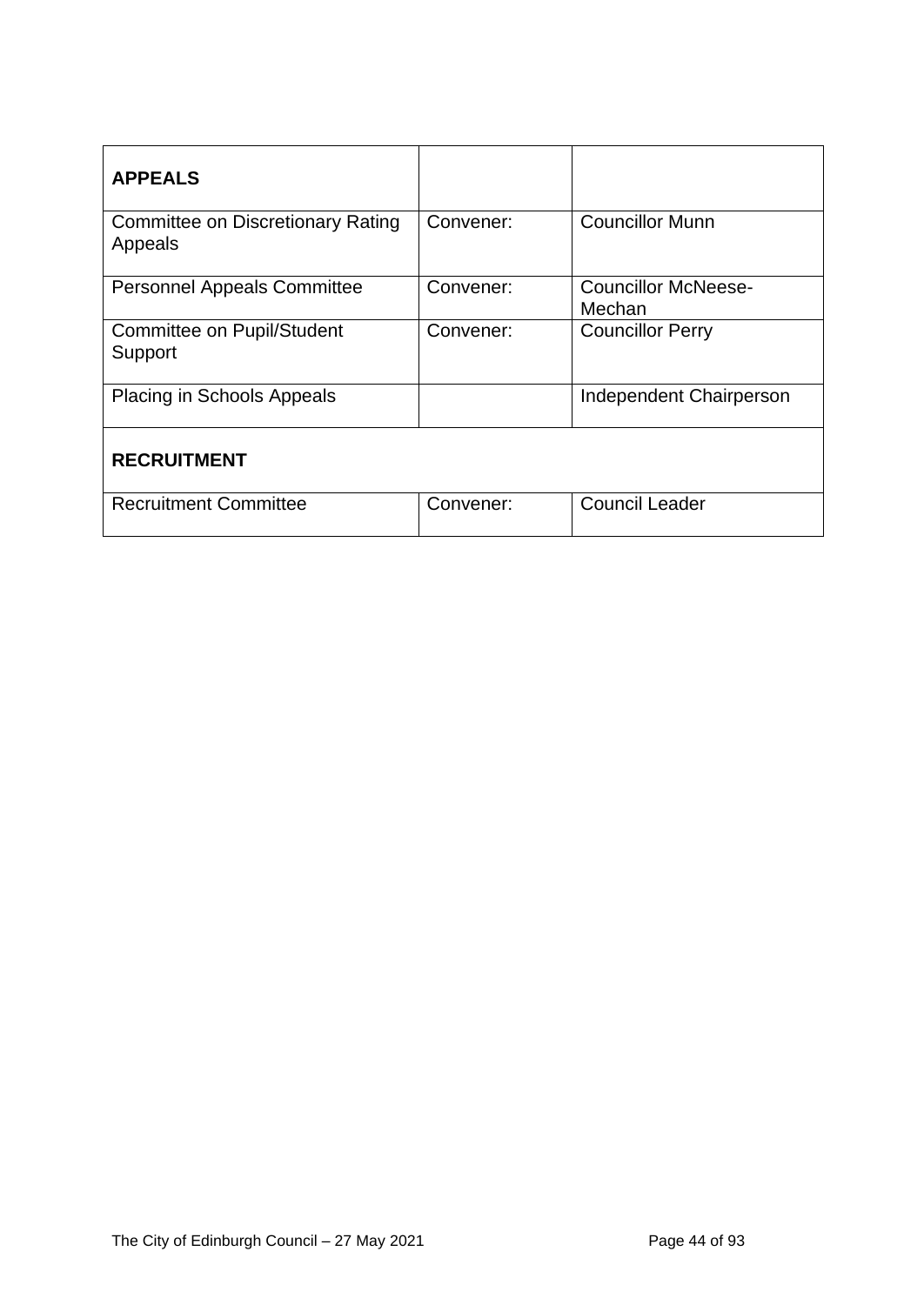| **APPEALS** | | |
|---|---|---|
| Committee on Discretionary Rating Appeals | Convener: | Councillor Munn |
| Personnel Appeals Committee | Convener: | Councillor McNeese-Mechan |
| Committee on Pupil/Student Support | Convener: | Councillor Perry |
| Placing in Schools Appeals | | Independent Chairperson |
| **RECRUITMENT** | | |
| Recruitment Committee | Convener: | Council Leader |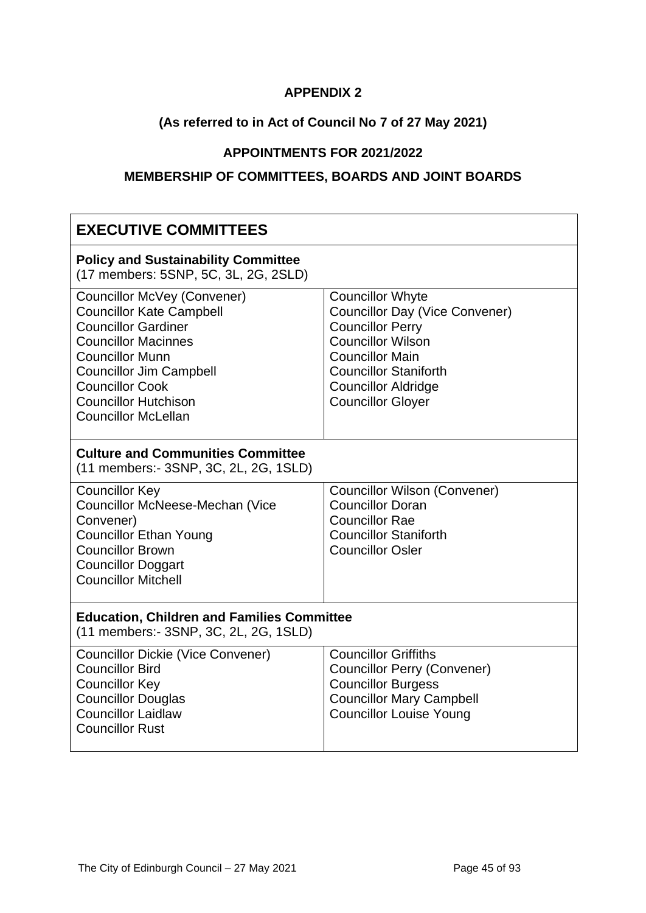**APPENDIX 2**

**(As referred to in Act of Council No 7 of 27 May 2021)**

**APPOINTMENTS FOR 2021/2022**

**MEMBERSHIP OF COMMITTEES, BOARDS AND JOINT BOARDS**

## EXECUTIVE COMMITTEES

### Policy and Sustainability Committee

(17 members: 5SNP, 5C, 3L, 2G, 2SLD)

| | |
|---|---|
| Councillor McVey (Convener) | Councillor Whyte |
| Councillor Kate Campbell | Councillor Day (Vice Convener) |
| Councillor Gardiner | Councillor Perry |
| Councillor Macinnes | Councillor Wilson |
| Councillor Munn | Councillor Main |
| Councillor Jim Campbell | Councillor Staniforth |
| Councillor Cook | Councillor Aldridge |
| Councillor Hutchison | Councillor Gloyer |
| Councillor McLellan | |

### Culture and Communities Committee

(11 members:- 3SNP, 3C, 2L, 2G, 1SLD)

| | |
|---|---|
| Councillor Key | Councillor Wilson (Convener) |
| Councillor McNeese-Mechan (Vice Convener) | Councillor Doran |
| Councillor Ethan Young | Councillor Rae |
| Councillor Brown | Councillor Staniforth |
| Councillor Doggart | Councillor Osler |
| Councillor Mitchell | |

### Education, Children and Families Committee

(11 members:- 3SNP, 3C, 2L, 2G, 1SLD)

| | |
|---|---|
| Councillor Dickie (Vice Convener) | Councillor Griffiths |
| Councillor Bird | Councillor Perry (Convener) |
| Councillor Key | Councillor Burgess |
| Councillor Douglas | Councillor Mary Campbell |
| Councillor Laidlaw | Councillor Louise Young |
| Councillor Rust | |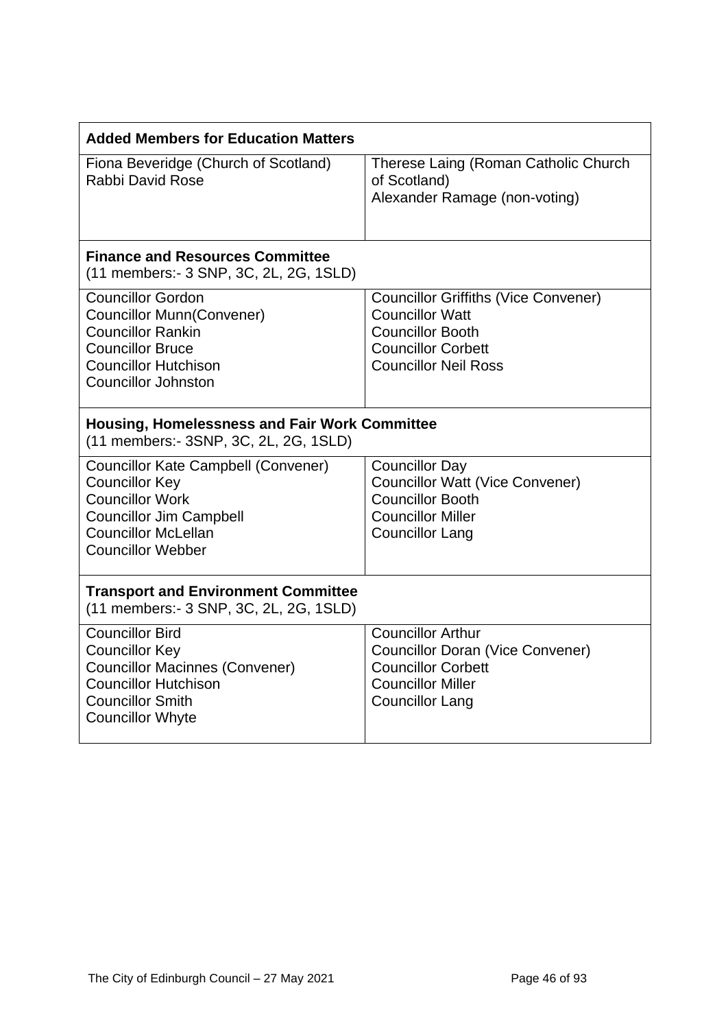| **Added Members for Education Matters** | |
|---|---|
| Fiona Beveridge (Church of Scotland)<br>Rabbi David Rose | Therese Laing (Roman Catholic Church of Scotland)<br>Alexander Ramage (non-voting) |
| **Finance and Resources Committee**<br>(11 members:- 3 SNP, 3C, 2L, 2G, 1SLD) | |
| Councillor Gordon<br>Councillor Munn(Convener)<br>Councillor Rankin<br>Councillor Bruce<br>Councillor Hutchison<br>Councillor Johnston | Councillor Griffiths (Vice Convener)<br>Councillor Watt<br>Councillor Booth<br>Councillor Corbett<br>Councillor Neil Ross |
| **Housing, Homelessness and Fair Work Committee**<br>(11 members:- 3SNP, 3C, 2L, 2G, 1SLD) | |
| Councillor Kate Campbell (Convener)<br>Councillor Key<br>Councillor Work<br>Councillor Jim Campbell<br>Councillor McLellan<br>Councillor Webber | Councillor Day<br>Councillor Watt (Vice Convener)<br>Councillor Booth<br>Councillor Miller<br>Councillor Lang |
| **Transport and Environment Committee**<br>(11 members:- 3 SNP, 3C, 2L, 2G, 1SLD) | |
| Councillor Bird<br>Councillor Key<br>Councillor Macinnes (Convener)<br>Councillor Hutchison<br>Councillor Smith<br>Councillor Whyte | Councillor Arthur<br>Councillor Doran (Vice Convener)<br>Councillor Corbett<br>Councillor Miller<br>Councillor Lang |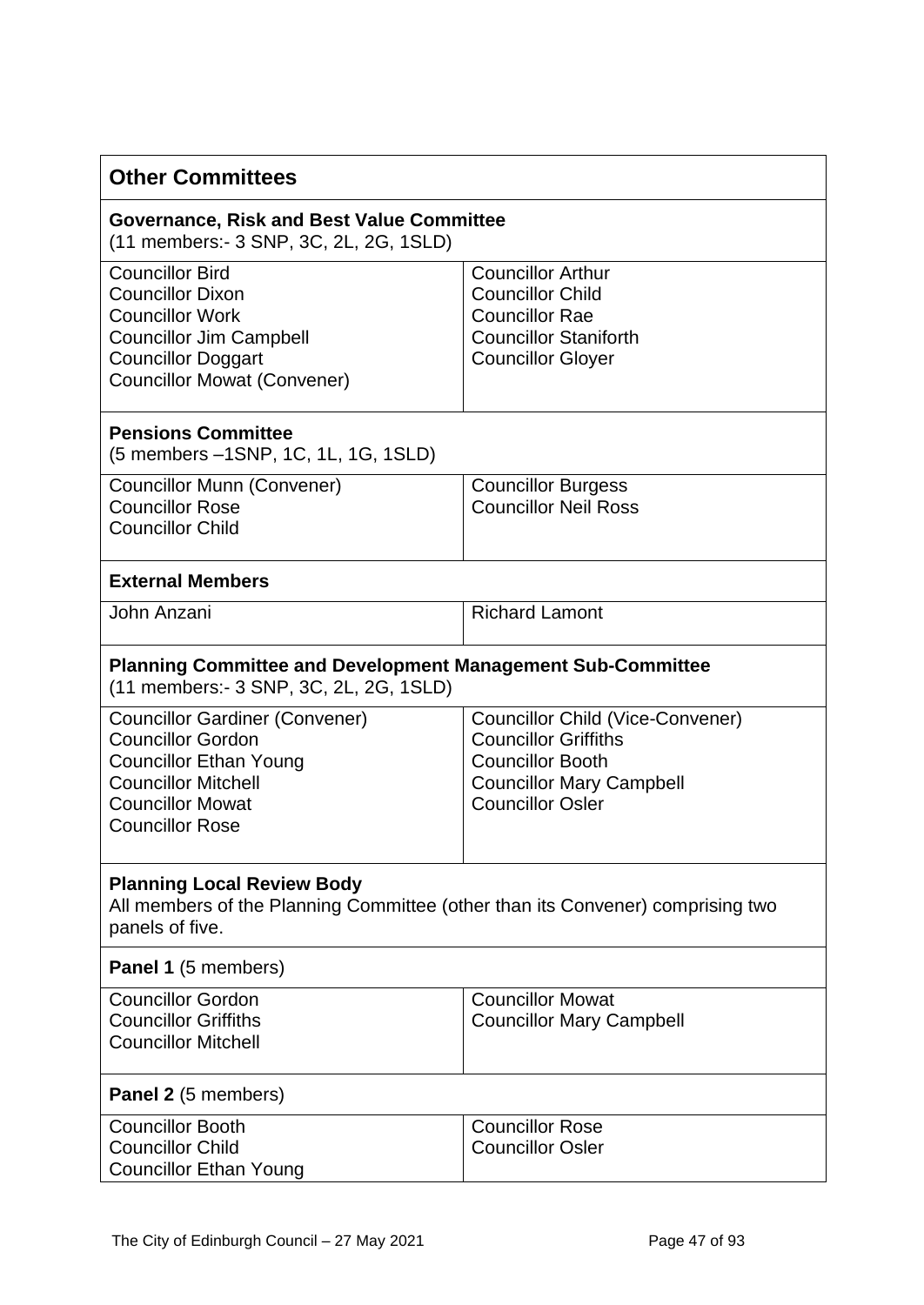## Other Committees

### Governance, Risk and Best Value Committee

(11 members:- 3 SNP, 3C, 2L, 2G, 1SLD)

| | |
|---|---|
| Councillor Bird<br>Councillor Dixon<br>Councillor Work<br>Councillor Jim Campbell<br>Councillor Doggart<br>Councillor Mowat (Convener) | Councillor Arthur<br>Councillor Child<br>Councillor Rae<br>Councillor Staniforth<br>Councillor Gloyer |

### Pensions Committee

(5 members –1SNP, 1C, 1L, 1G, 1SLD)

| | |
|---|---|
| Councillor Munn (Convener)<br>Councillor Rose<br>Councillor Child | Councillor Burgess<br>Councillor Neil Ross |

### External Members

| | |
|---|---|
| John Anzani | Richard Lamont |

### Planning Committee and Development Management Sub-Committee

(11 members:- 3 SNP, 3C, 2L, 2G, 1SLD)

| | |
|---|---|
| Councillor Gardiner (Convener)<br>Councillor Gordon<br>Councillor Ethan Young<br>Councillor Mitchell<br>Councillor Mowat<br>Councillor Rose | Councillor Child (Vice-Convener)<br>Councillor Griffiths<br>Councillor Booth<br>Councillor Mary Campbell<br>Councillor Osler |

### Planning Local Review Body

All members of the Planning Committee (other than its Convener) comprising two panels of five.

**Panel 1** (5 members)

| | |
|---|---|
| Councillor Gordon<br>Councillor Griffiths<br>Councillor Mitchell | Councillor Mowat<br>Councillor Mary Campbell |

**Panel 2** (5 members)

| | |
|---|---|
| Councillor Booth<br>Councillor Child<br>Councillor Ethan Young | Councillor Rose<br>Councillor Osler |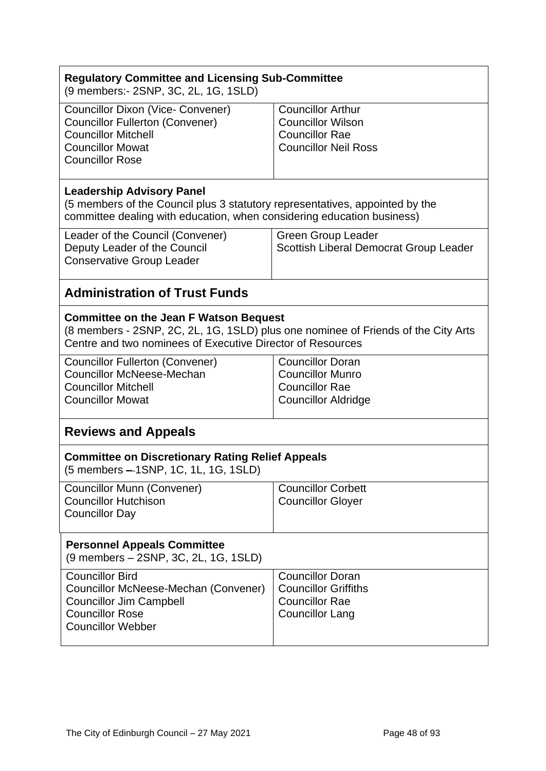| **Regulatory Committee and Licensing Sub-Committee**<br>(9 members:- 2SNP, 3C, 2L, 1G, 1SLD) | |
|---|---|
| Councillor Dixon (Vice- Convener)<br>Councillor Fullerton (Convener)<br>Councillor Mitchell<br>Councillor Mowat<br>Councillor Rose | Councillor Arthur<br>Councillor Wilson<br>Councillor Rae<br>Councillor Neil Ross |
| **Leadership Advisory Panel**<br>(5 members of the Council plus 3 statutory representatives, appointed by the committee dealing with education, when considering education business) | |
| Leader of the Council (Convener)<br>Deputy Leader of the Council<br>Conservative Group Leader | Green Group Leader<br>Scottish Liberal Democrat Group Leader |

## Administration of Trust Funds

| **Committee on the Jean F Watson Bequest**<br>(8 members - 2SNP, 2C, 2L, 1G, 1SLD) plus one nominee of Friends of the City Arts Centre and two nominees of Executive Director of Resources | |
|---|---|
| Councillor Fullerton (Convener)<br>Councillor McNeese-Mechan<br>Councillor Mitchell<br>Councillor Mowat | Councillor Doran<br>Councillor Munro<br>Councillor Rae<br>Councillor Aldridge |

## Reviews and Appeals

| **Committee on Discretionary Rating Relief Appeals**<br>(5 members – 1SNP, 1C, 1L, 1G, 1SLD) | |
|---|---|
| Councillor Munn (Convener)<br>Councillor Hutchison<br>Councillor Day | Councillor Corbett<br>Councillor Gloyer |
| **Personnel Appeals Committee**<br>(9 members – 2SNP, 3C, 2L, 1G, 1SLD) | |
| Councillor Bird<br>Councillor McNeese-Mechan (Convener)<br>Councillor Jim Campbell<br>Councillor Rose<br>Councillor Webber | Councillor Doran<br>Councillor Griffiths<br>Councillor Rae<br>Councillor Lang |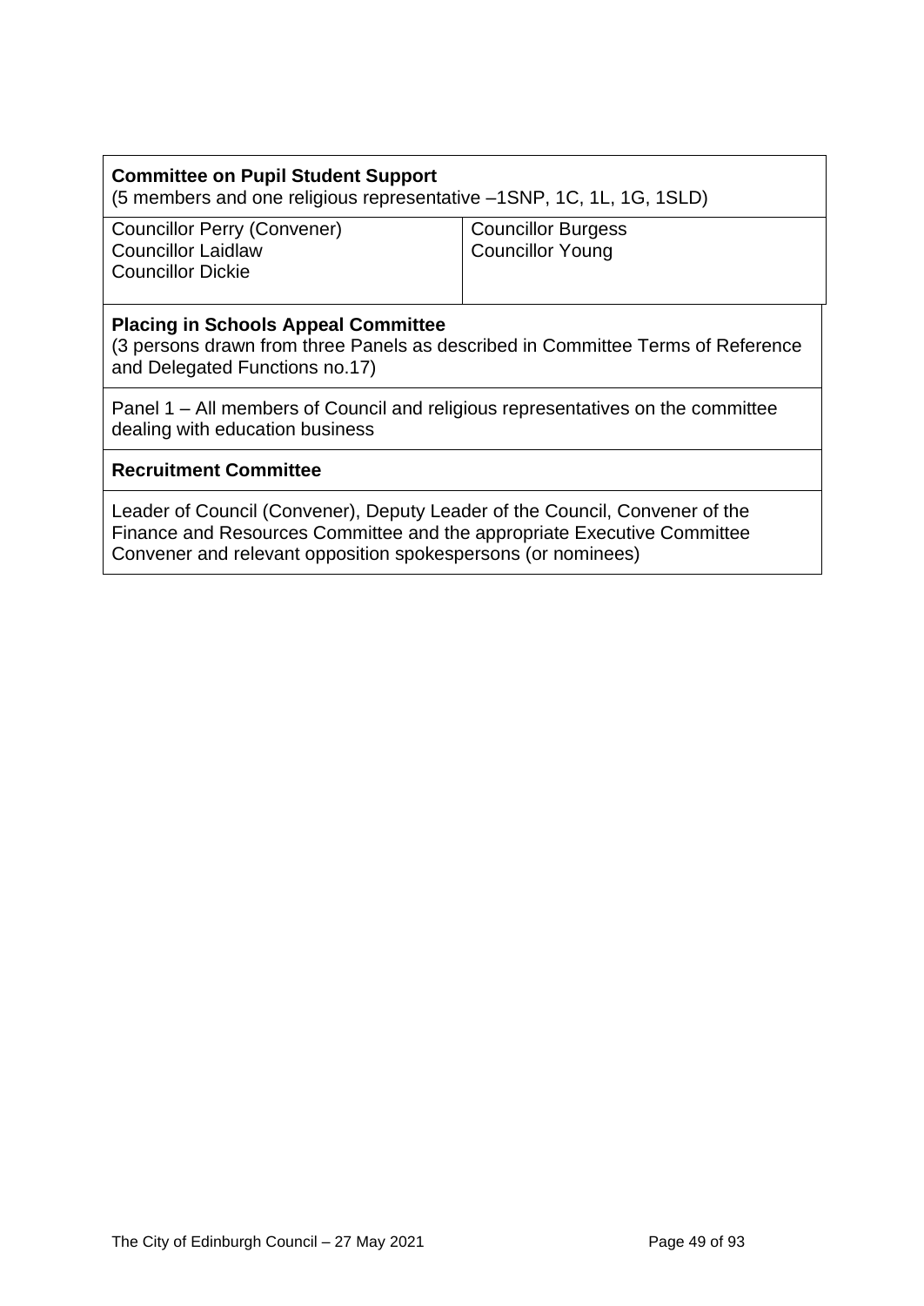**Committee on Pupil Student Support**
(5 members and one religious representative –1SNP, 1C, 1L, 1G, 1SLD)

| | |
|---|---|
| Councillor Perry (Convener)<br>Councillor Laidlaw<br>Councillor Dickie | Councillor Burgess<br>Councillor Young |

**Placing in Schools Appeal Committee**
(3 persons drawn from three Panels as described in Committee Terms of Reference and Delegated Functions no.17)

Panel 1 – All members of Council and religious representatives on the committee dealing with education business

**Recruitment Committee**

Leader of Council (Convener), Deputy Leader of the Council, Convener of the Finance and Resources Committee and the appropriate Executive Committee Convener and relevant opposition spokespersons (or nominees)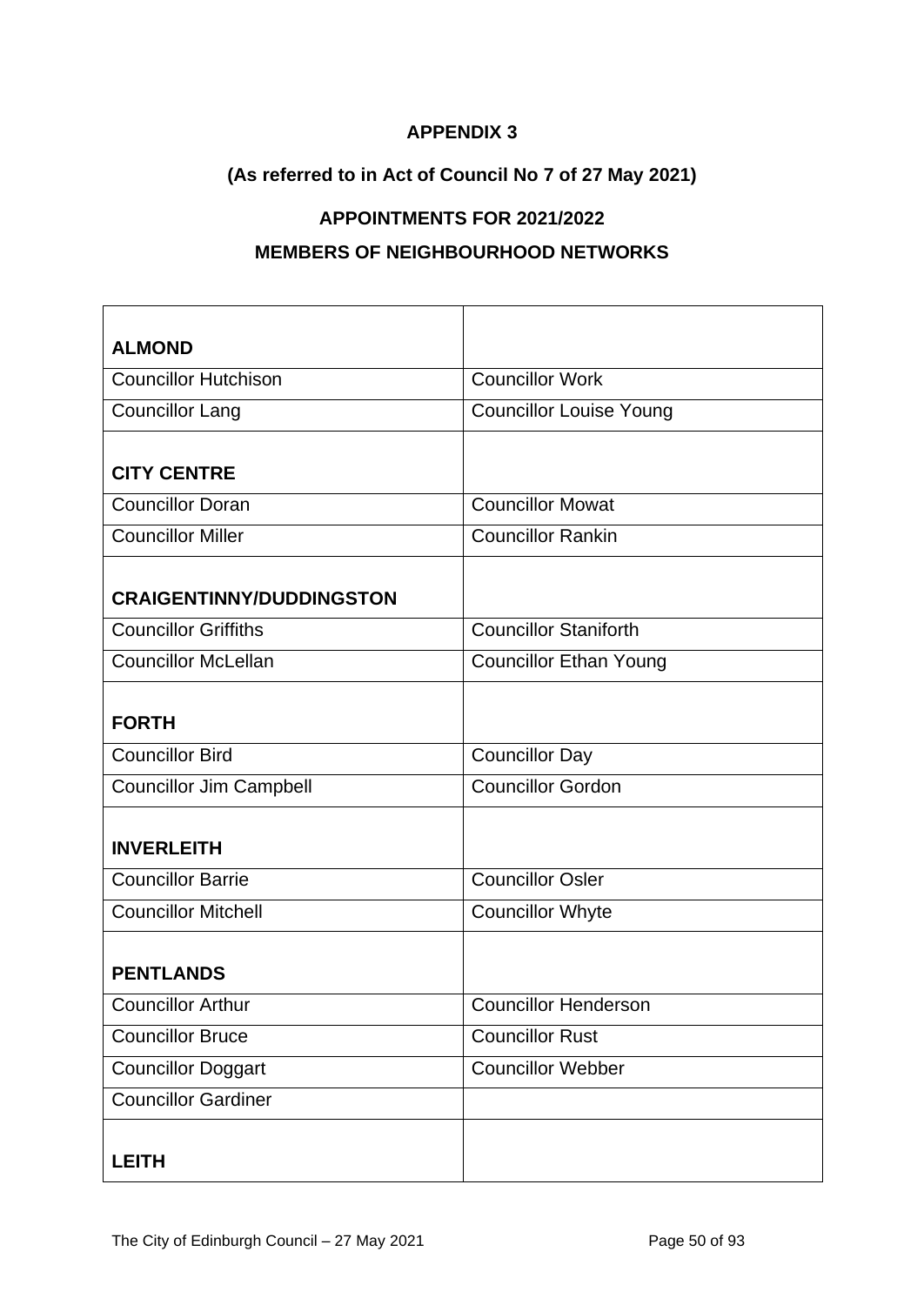**APPENDIX 3**

**(As referred to in Act of Council No 7 of 27 May 2021)**

**APPOINTMENTS FOR 2021/2022**

**MEMBERS OF NEIGHBOURHOOD NETWORKS**

| | |
|---|---|
| **ALMOND** | |
| Councillor Hutchison | Councillor Work |
| Councillor Lang | Councillor Louise Young |
| **CITY CENTRE** | |
| Councillor Doran | Councillor Mowat |
| Councillor Miller | Councillor Rankin |
| **CRAIGENTINNY/DUDDINGSTON** | |
| Councillor Griffiths | Councillor Staniforth |
| Councillor McLellan | Councillor Ethan Young |
| **FORTH** | |
| Councillor Bird | Councillor Day |
| Councillor Jim Campbell | Councillor Gordon |
| **INVERLEITH** | |
| Councillor Barrie | Councillor Osler |
| Councillor Mitchell | Councillor Whyte |
| **PENTLANDS** | |
| Councillor Arthur | Councillor Henderson |
| Councillor Bruce | Councillor Rust |
| Councillor Doggart | Councillor Webber |
| Councillor Gardiner | |
| **LEITH** | |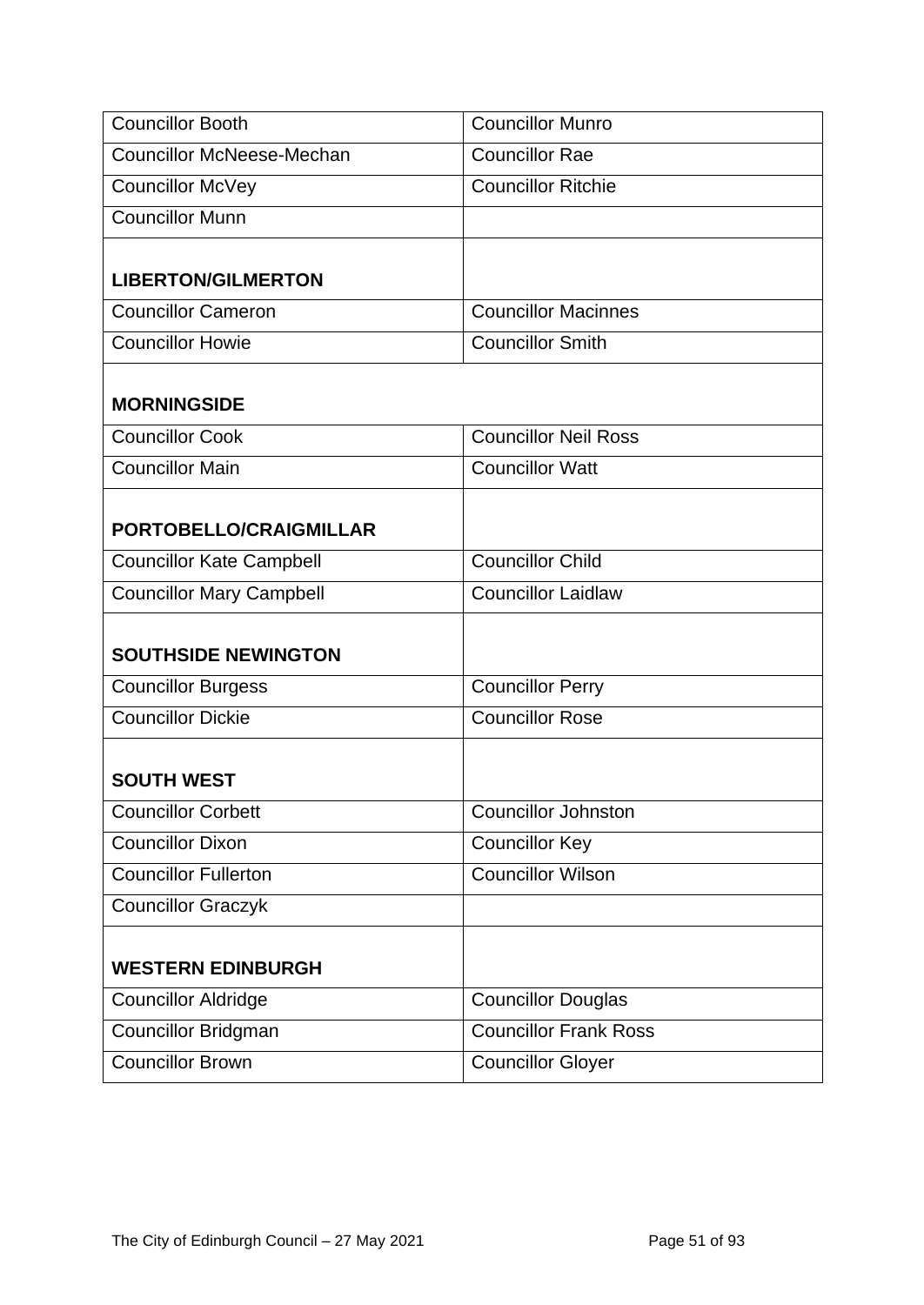| | |
|---|---|
| Councillor Booth | Councillor Munro |
| Councillor McNeese-Mechan | Councillor Rae |
| Councillor McVey | Councillor Ritchie |
| Councillor Munn | |
| **LIBERTON/GILMERTON** | |
| Councillor Cameron | Councillor Macinnes |
| Councillor Howie | Councillor Smith |
| **MORNINGSIDE** | |
| Councillor Cook | Councillor Neil Ross |
| Councillor Main | Councillor Watt |
| **PORTOBELLO/CRAIGMILLAR** | |
| Councillor Kate Campbell | Councillor Child |
| Councillor Mary Campbell | Councillor Laidlaw |
| **SOUTHSIDE NEWINGTON** | |
| Councillor Burgess | Councillor Perry |
| Councillor Dickie | Councillor Rose |
| **SOUTH WEST** | |
| Councillor Corbett | Councillor Johnston |
| Councillor Dixon | Councillor Key |
| Councillor Fullerton | Councillor Wilson |
| Councillor Graczyk | |
| **WESTERN EDINBURGH** | |
| Councillor Aldridge | Councillor Douglas |
| Councillor Bridgman | Councillor Frank Ross |
| Councillor Brown | Councillor Gloyer |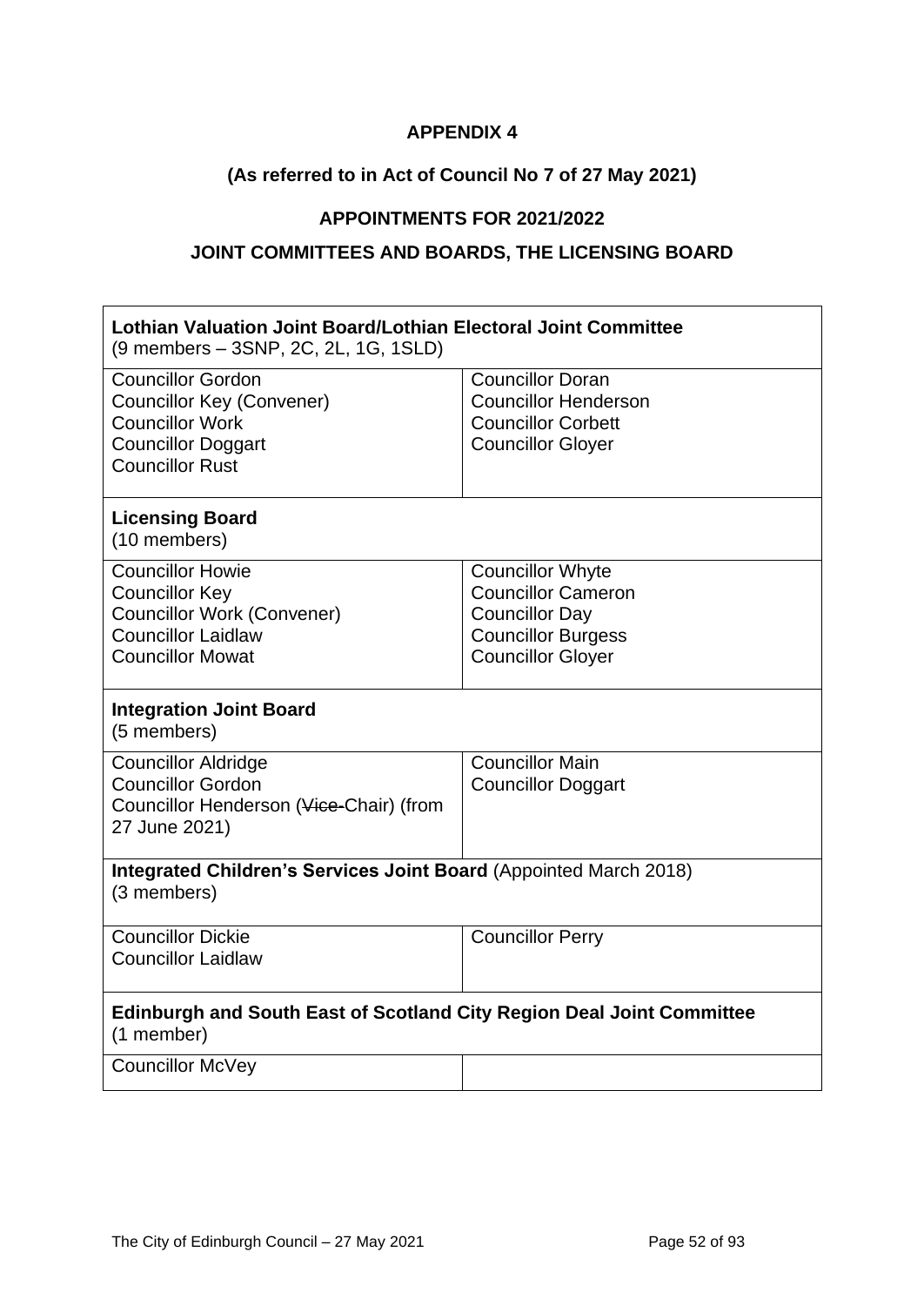**APPENDIX 4**

**(As referred to in Act of Council No 7 of 27 May 2021)**

**APPOINTMENTS FOR 2021/2022**

**JOINT COMMITTEES AND BOARDS, THE LICENSING BOARD**

| **Lothian Valuation Joint Board/Lothian Electoral Joint Committee** (9 members – 3SNP, 2C, 2L, 1G, 1SLD) | |
|---|---|
| Councillor Gordon<br>Councillor Key (Convener)<br>Councillor Work<br>Councillor Doggart<br>Councillor Rust | Councillor Doran<br>Councillor Henderson<br>Councillor Corbett<br>Councillor Gloyer |
| **Licensing Board** (10 members) | |
| Councillor Howie<br>Councillor Key<br>Councillor Work (Convener)<br>Councillor Laidlaw<br>Councillor Mowat | Councillor Whyte<br>Councillor Cameron<br>Councillor Day<br>Councillor Burgess<br>Councillor Gloyer |
| **Integration Joint Board** (5 members) | |
| Councillor Aldridge<br>Councillor Gordon<br>Councillor Henderson (~~Vice-~~Chair) (from 27 June 2021) | Councillor Main<br>Councillor Doggart |
| **Integrated Children's Services Joint Board** (Appointed March 2018) (3 members) | |
| Councillor Dickie<br>Councillor Laidlaw | Councillor Perry |
| **Edinburgh and South East of Scotland City Region Deal Joint Committee** (1 member) | |
| Councillor McVey | |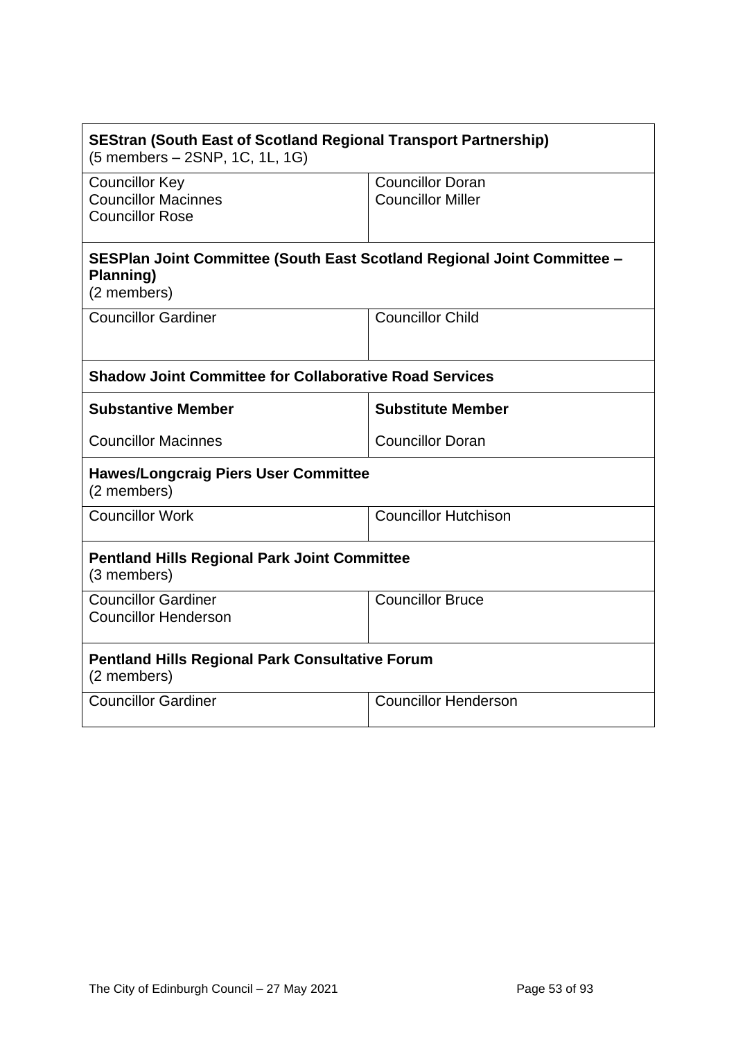| **SEStran (South East of Scotland Regional Transport Partnership)**<br>(5 members – 2SNP, 1C, 1L, 1G) | |
|---|---|
| Councillor Key<br>Councillor Macinnes<br>Councillor Rose | Councillor Doran<br>Councillor Miller |
| **SESPlan Joint Committee (South East Scotland Regional Joint Committee – Planning)**<br>(2 members) | |
| Councillor Gardiner | Councillor Child |
| **Shadow Joint Committee for Collaborative Road Services** | |
| **Substantive Member** | **Substitute Member** |
| Councillor Macinnes | Councillor Doran |
| **Hawes/Longcraig Piers User Committee**<br>(2 members) | |
| Councillor Work | Councillor Hutchison |
| **Pentland Hills Regional Park Joint Committee**<br>(3 members) | |
| Councillor Gardiner<br>Councillor Henderson | Councillor Bruce |
| **Pentland Hills Regional Park Consultative Forum**<br>(2 members) | |
| Councillor Gardiner | Councillor Henderson |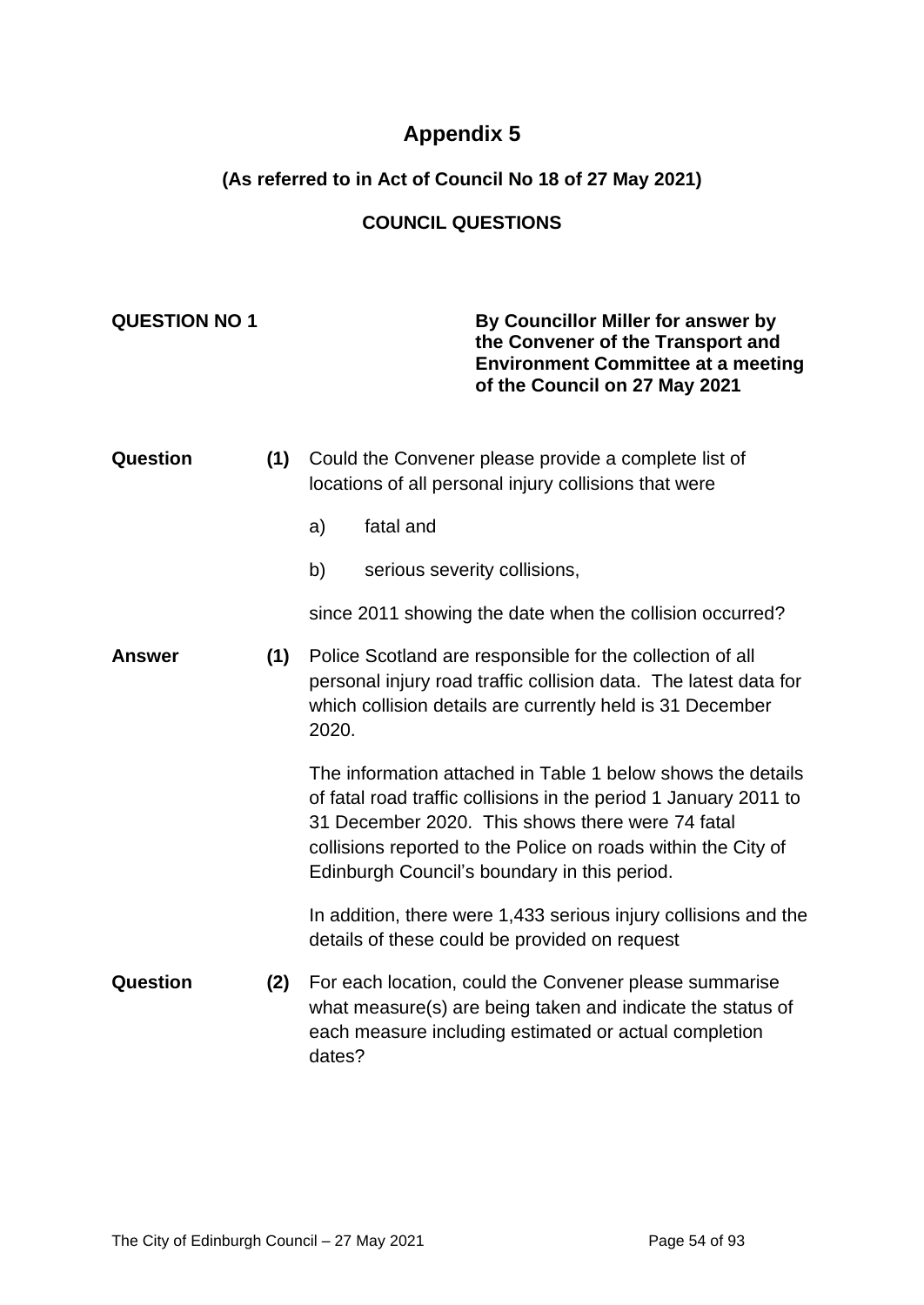# Appendix 5

### (As referred to in Act of Council No 18 of 27 May 2021)

### COUNCIL QUESTIONS

**QUESTION NO 1**

**By Councillor Miller for answer by the Convener of the Transport and Environment Committee at a meeting of the Council on 27 May 2021**

**Question** **(1)** Could the Convener please provide a complete list of locations of all personal injury collisions that were

a) fatal and

b) serious severity collisions,

since 2011 showing the date when the collision occurred?

**Answer** **(1)** Police Scotland are responsible for the collection of all personal injury road traffic collision data. The latest data for which collision details are currently held is 31 December 2020.

The information attached in Table 1 below shows the details of fatal road traffic collisions in the period 1 January 2011 to 31 December 2020. This shows there were 74 fatal collisions reported to the Police on roads within the City of Edinburgh Council's boundary in this period.

In addition, there were 1,433 serious injury collisions and the details of these could be provided on request

**Question** **(2)** For each location, could the Convener please summarise what measure(s) are being taken and indicate the status of each measure including estimated or actual completion dates?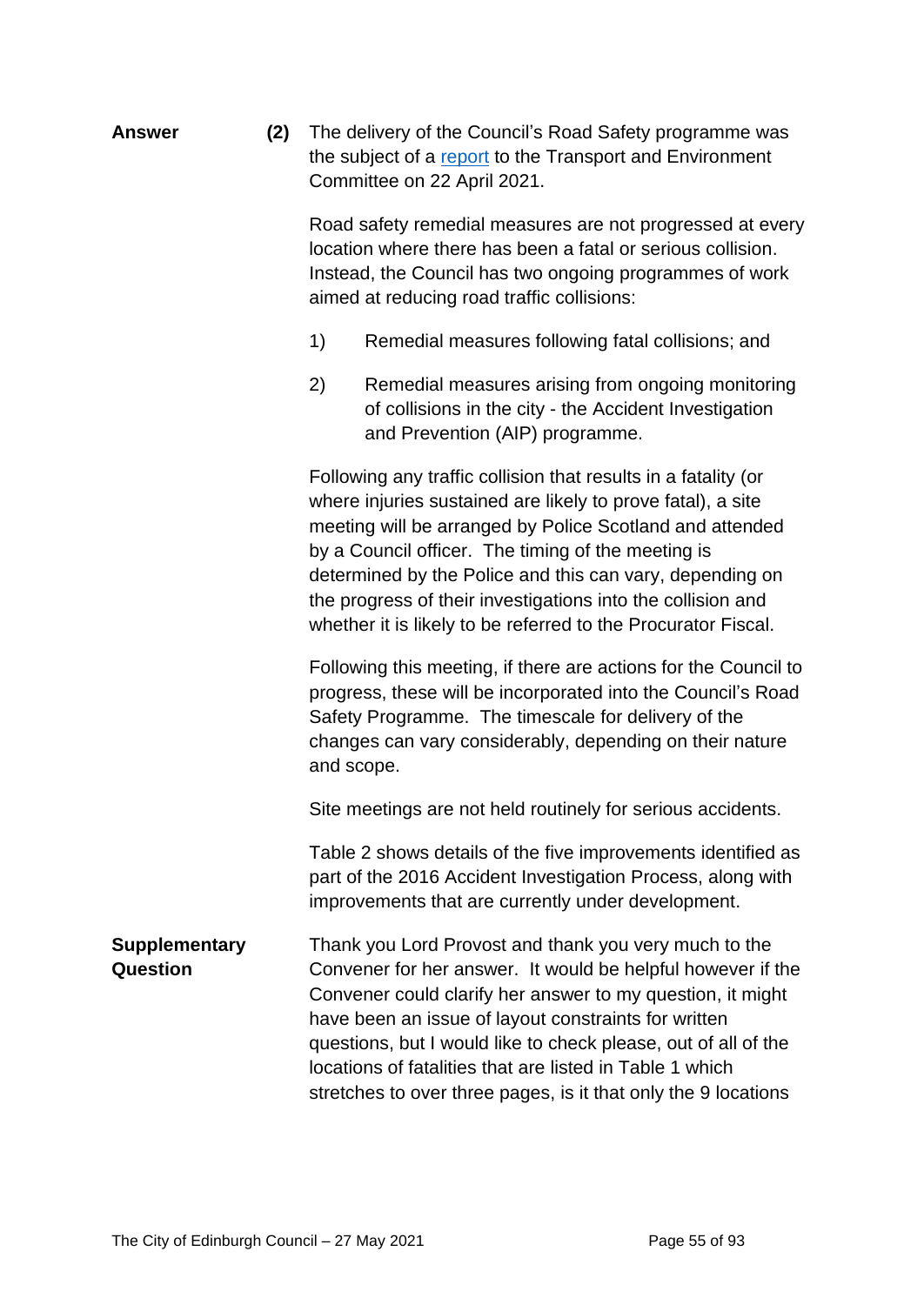**Answer** **(2)** The delivery of the Council's Road Safety programme was the subject of a report to the Transport and Environment Committee on 22 April 2021.

Road safety remedial measures are not progressed at every location where there has been a fatal or serious collision. Instead, the Council has two ongoing programmes of work aimed at reducing road traffic collisions:

1) Remedial measures following fatal collisions; and

2) Remedial measures arising from ongoing monitoring of collisions in the city - the Accident Investigation and Prevention (AIP) programme.

Following any traffic collision that results in a fatality (or where injuries sustained are likely to prove fatal), a site meeting will be arranged by Police Scotland and attended by a Council officer. The timing of the meeting is determined by the Police and this can vary, depending on the progress of their investigations into the collision and whether it is likely to be referred to the Procurator Fiscal.

Following this meeting, if there are actions for the Council to progress, these will be incorporated into the Council's Road Safety Programme. The timescale for delivery of the changes can vary considerably, depending on their nature and scope.

Site meetings are not held routinely for serious accidents.

Table 2 shows details of the five improvements identified as part of the 2016 Accident Investigation Process, along with improvements that are currently under development.

**Supplementary Question** Thank you Lord Provost and thank you very much to the Convener for her answer. It would be helpful however if the Convener could clarify her answer to my question, it might have been an issue of layout constraints for written questions, but I would like to check please, out of all of the locations of fatalities that are listed in Table 1 which stretches to over three pages, is it that only the 9 locations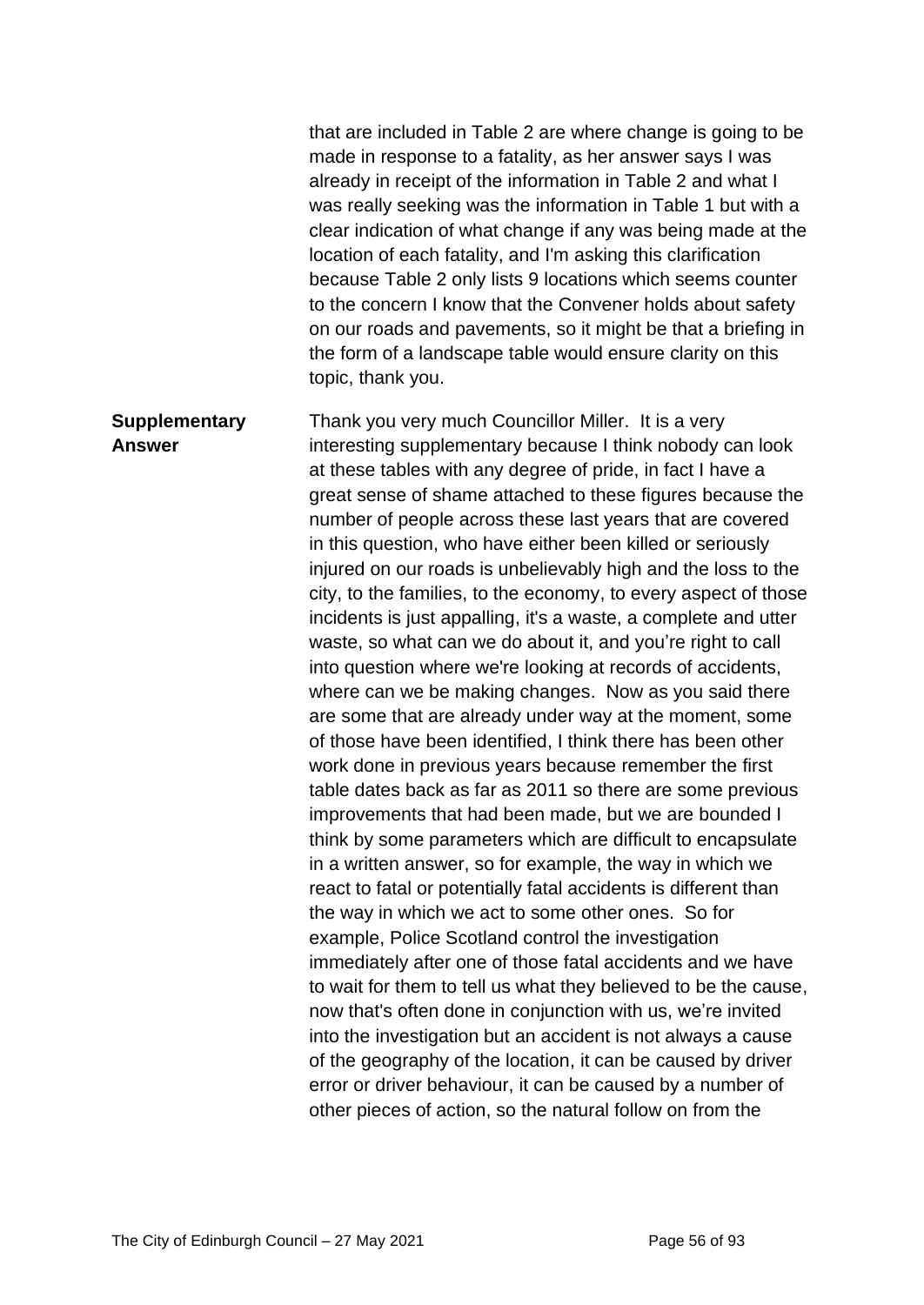that are included in Table 2 are where change is going to be made in response to a fatality, as her answer says I was already in receipt of the information in Table 2 and what I was really seeking was the information in Table 1 but with a clear indication of what change if any was being made at the location of each fatality, and I'm asking this clarification because Table 2 only lists 9 locations which seems counter to the concern I know that the Convener holds about safety on our roads and pavements, so it might be that a briefing in the form of a landscape table would ensure clarity on this topic, thank you.

**Supplementary Answer**

Thank you very much Councillor Miller. It is a very interesting supplementary because I think nobody can look at these tables with any degree of pride, in fact I have a great sense of shame attached to these figures because the number of people across these last years that are covered in this question, who have either been killed or seriously injured on our roads is unbelievably high and the loss to the city, to the families, to the economy, to every aspect of those incidents is just appalling, it's a waste, a complete and utter waste, so what can we do about it, and you're right to call into question where we're looking at records of accidents, where can we be making changes. Now as you said there are some that are already under way at the moment, some of those have been identified, I think there has been other work done in previous years because remember the first table dates back as far as 2011 so there are some previous improvements that had been made, but we are bounded I think by some parameters which are difficult to encapsulate in a written answer, so for example, the way in which we react to fatal or potentially fatal accidents is different than the way in which we act to some other ones. So for example, Police Scotland control the investigation immediately after one of those fatal accidents and we have to wait for them to tell us what they believed to be the cause, now that's often done in conjunction with us, we're invited into the investigation but an accident is not always a cause of the geography of the location, it can be caused by driver error or driver behaviour, it can be caused by a number of other pieces of action, so the natural follow on from the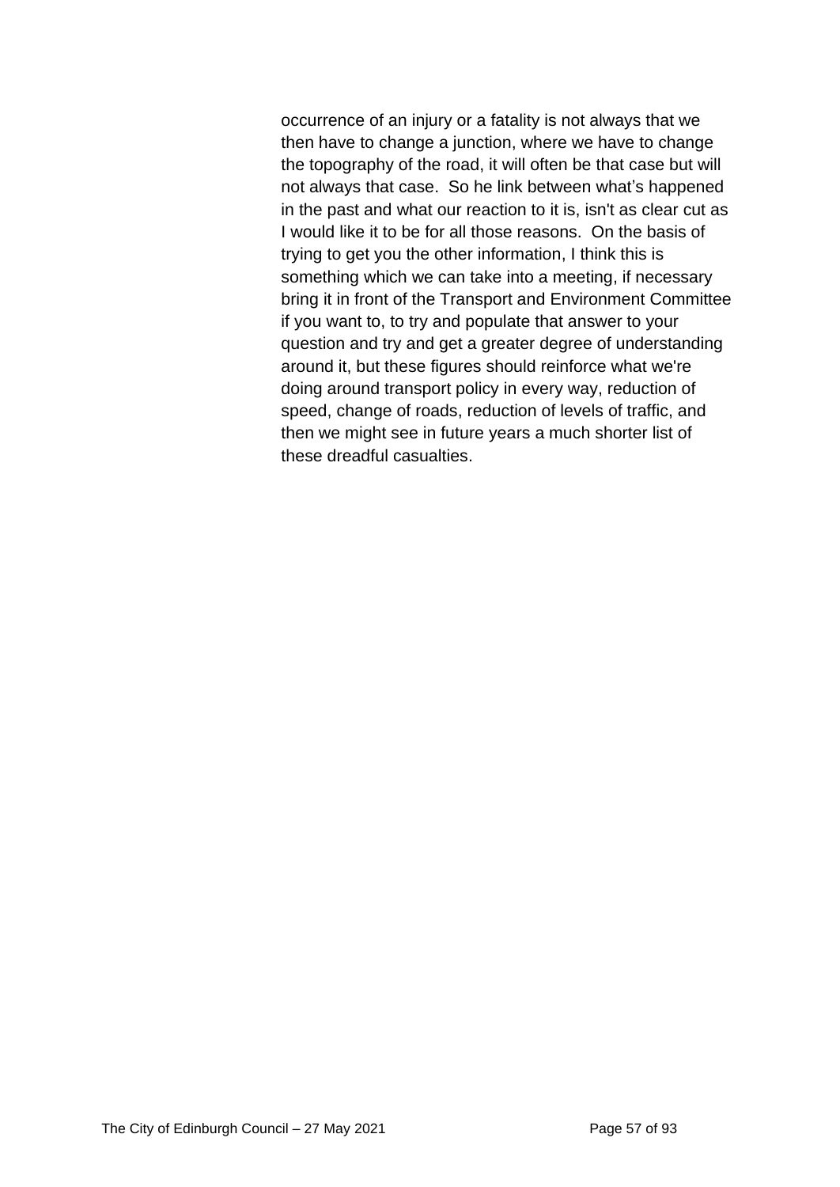occurrence of an injury or a fatality is not always that we then have to change a junction, where we have to change the topography of the road, it will often be that case but will not always that case. So he link between what's happened in the past and what our reaction to it is, isn't as clear cut as I would like it to be for all those reasons. On the basis of trying to get you the other information, I think this is something which we can take into a meeting, if necessary bring it in front of the Transport and Environment Committee if you want to, to try and populate that answer to your question and try and get a greater degree of understanding around it, but these figures should reinforce what we're doing around transport policy in every way, reduction of speed, change of roads, reduction of levels of traffic, and then we might see in future years a much shorter list of these dreadful casualties.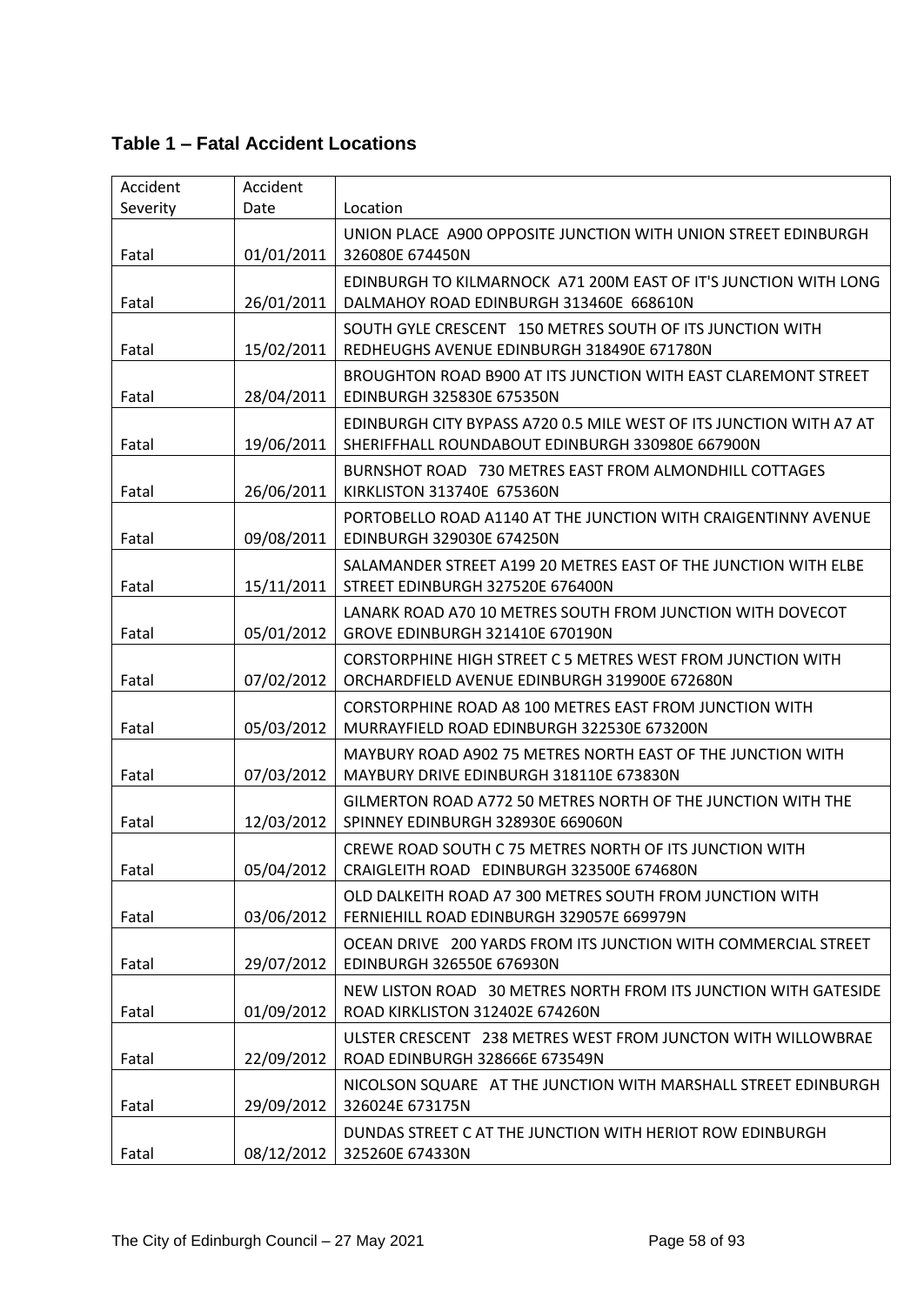## Table 1 – Fatal Accident Locations

| Accident Severity | Accident Date | Location |
|---|---|---|
| Fatal | 01/01/2011 | UNION PLACE A900 OPPOSITE JUNCTION WITH UNION STREET EDINBURGH 326080E 674450N |
| Fatal | 26/01/2011 | EDINBURGH TO KILMARNOCK A71 200M EAST OF IT'S JUNCTION WITH LONG DALMAHOY ROAD EDINBURGH 313460E 668610N |
| Fatal | 15/02/2011 | SOUTH GYLE CRESCENT 150 METRES SOUTH OF ITS JUNCTION WITH REDHEUGHS AVENUE EDINBURGH 318490E 671780N |
| Fatal | 28/04/2011 | BROUGHTON ROAD B900 AT ITS JUNCTION WITH EAST CLAREMONT STREET EDINBURGH 325830E 675350N |
| Fatal | 19/06/2011 | EDINBURGH CITY BYPASS A720 0.5 MILE WEST OF ITS JUNCTION WITH A7 AT SHERIFFHALL ROUNDABOUT EDINBURGH 330980E 667900N |
| Fatal | 26/06/2011 | BURNSHOT ROAD 730 METRES EAST FROM ALMONDHILL COTTAGES KIRKLISTON 313740E 675360N |
| Fatal | 09/08/2011 | PORTOBELLO ROAD A1140 AT THE JUNCTION WITH CRAIGENTINNY AVENUE EDINBURGH 329030E 674250N |
| Fatal | 15/11/2011 | SALAMANDER STREET A199 20 METRES EAST OF THE JUNCTION WITH ELBE STREET EDINBURGH 327520E 676400N |
| Fatal | 05/01/2012 | LANARK ROAD A70 10 METRES SOUTH FROM JUNCTION WITH DOVECOT GROVE EDINBURGH 321410E 670190N |
| Fatal | 07/02/2012 | CORSTORPHINE HIGH STREET C 5 METRES WEST FROM JUNCTION WITH ORCHARDFIELD AVENUE EDINBURGH 319900E 672680N |
| Fatal | 05/03/2012 | CORSTORPHINE ROAD A8 100 METRES EAST FROM JUNCTION WITH MURRAYFIELD ROAD EDINBURGH 322530E 673200N |
| Fatal | 07/03/2012 | MAYBURY ROAD A902 75 METRES NORTH EAST OF THE JUNCTION WITH MAYBURY DRIVE EDINBURGH 318110E 673830N |
| Fatal | 12/03/2012 | GILMERTON ROAD A772 50 METRES NORTH OF THE JUNCTION WITH THE SPINNEY EDINBURGH 328930E 669060N |
| Fatal | 05/04/2012 | CREWE ROAD SOUTH C 75 METRES NORTH OF ITS JUNCTION WITH CRAIGLEITH ROAD EDINBURGH 323500E 674680N |
| Fatal | 03/06/2012 | OLD DALKEITH ROAD A7 300 METRES SOUTH FROM JUNCTION WITH FERNIEHILL ROAD EDINBURGH 329057E 669979N |
| Fatal | 29/07/2012 | OCEAN DRIVE 200 YARDS FROM ITS JUNCTION WITH COMMERCIAL STREET EDINBURGH 326550E 676930N |
| Fatal | 01/09/2012 | NEW LISTON ROAD 30 METRES NORTH FROM ITS JUNCTION WITH GATESIDE ROAD KIRKLISTON 312402E 674260N |
| Fatal | 22/09/2012 | ULSTER CRESCENT 238 METRES WEST FROM JUNCTON WITH WILLOWBRAE ROAD EDINBURGH 328666E 673549N |
| Fatal | 29/09/2012 | NICOLSON SQUARE AT THE JUNCTION WITH MARSHALL STREET EDINBURGH 326024E 673175N |
| Fatal | 08/12/2012 | DUNDAS STREET C AT THE JUNCTION WITH HERIOT ROW EDINBURGH 325260E 674330N |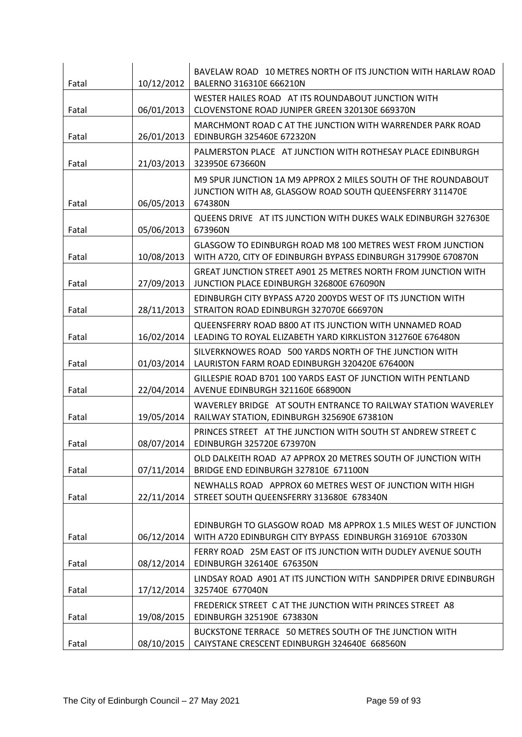| | | |
|---|---|---|
| Fatal | 10/12/2012 | BAVELAW ROAD 10 METRES NORTH OF ITS JUNCTION WITH HARLAW ROAD BALERNO 316310E 666210N |
| Fatal | 06/01/2013 | WESTER HAILES ROAD AT ITS ROUNDABOUT JUNCTION WITH CLOVENSTONE ROAD JUNIPER GREEN 320130E 669370N |
| Fatal | 26/01/2013 | MARCHMONT ROAD C AT THE JUNCTION WITH WARRENDER PARK ROAD EDINBURGH 325460E 672320N |
| Fatal | 21/03/2013 | PALMERSTON PLACE AT JUNCTION WITH ROTHESAY PLACE EDINBURGH 323950E 673660N |
| Fatal | 06/05/2013 | M9 SPUR JUNCTION 1A M9 APPROX 2 MILES SOUTH OF THE ROUNDABOUT JUNCTION WITH A8, GLASGOW ROAD SOUTH QUEENSFERRY 311470E 674380N |
| Fatal | 05/06/2013 | QUEENS DRIVE AT ITS JUNCTION WITH DUKES WALK EDINBURGH 327630E 673960N |
| Fatal | 10/08/2013 | GLASGOW TO EDINBURGH ROAD M8 100 METRES WEST FROM JUNCTION WITH A720, CITY OF EDINBURGH BYPASS EDINBURGH 317990E 670870N |
| Fatal | 27/09/2013 | GREAT JUNCTION STREET A901 25 METRES NORTH FROM JUNCTION WITH JUNCTION PLACE EDINBURGH 326800E 676090N |
| Fatal | 28/11/2013 | EDINBURGH CITY BYPASS A720 200YDS WEST OF ITS JUNCTION WITH STRAITON ROAD EDINBURGH 327070E 666970N |
| Fatal | 16/02/2014 | QUEENSFERRY ROAD B800 AT ITS JUNCTION WITH UNNAMED ROAD LEADING TO ROYAL ELIZABETH YARD KIRKLISTON 312760E 676480N |
| Fatal | 01/03/2014 | SILVERKNOWES ROAD 500 YARDS NORTH OF THE JUNCTION WITH LAURISTON FARM ROAD EDINBURGH 320420E 676400N |
| Fatal | 22/04/2014 | GILLESPIE ROAD B701 100 YARDS EAST OF JUNCTION WITH PENTLAND AVENUE EDINBURGH 321160E 668900N |
| Fatal | 19/05/2014 | WAVERLEY BRIDGE AT SOUTH ENTRANCE TO RAILWAY STATION WAVERLEY RAILWAY STATION, EDINBURGH 325690E 673810N |
| Fatal | 08/07/2014 | PRINCES STREET AT THE JUNCTION WITH SOUTH ST ANDREW STREET C EDINBURGH 325720E 673970N |
| Fatal | 07/11/2014 | OLD DALKEITH ROAD A7 APPROX 20 METRES SOUTH OF JUNCTION WITH BRIDGE END EDINBURGH 327810E 671100N |
| Fatal | 22/11/2014 | NEWHALLS ROAD APPROX 60 METRES WEST OF JUNCTION WITH HIGH STREET SOUTH QUEENSFERRY 313680E 678340N |
| Fatal | 06/12/2014 | EDINBURGH TO GLASGOW ROAD M8 APPROX 1.5 MILES WEST OF JUNCTION WITH A720 EDINBURGH CITY BYPASS EDINBURGH 316910E 670330N |
| Fatal | 08/12/2014 | FERRY ROAD 25M EAST OF ITS JUNCTION WITH DUDLEY AVENUE SOUTH EDINBURGH 326140E 676350N |
| Fatal | 17/12/2014 | LINDSAY ROAD A901 AT ITS JUNCTION WITH SANDPIPER DRIVE EDINBURGH 325740E 677040N |
| Fatal | 19/08/2015 | FREDERICK STREET C AT THE JUNCTION WITH PRINCES STREET A8 EDINBURGH 325190E 673830N |
| Fatal | 08/10/2015 | BUCKSTONE TERRACE 50 METRES SOUTH OF THE JUNCTION WITH CAIYSTANE CRESCENT EDINBURGH 324640E 668560N |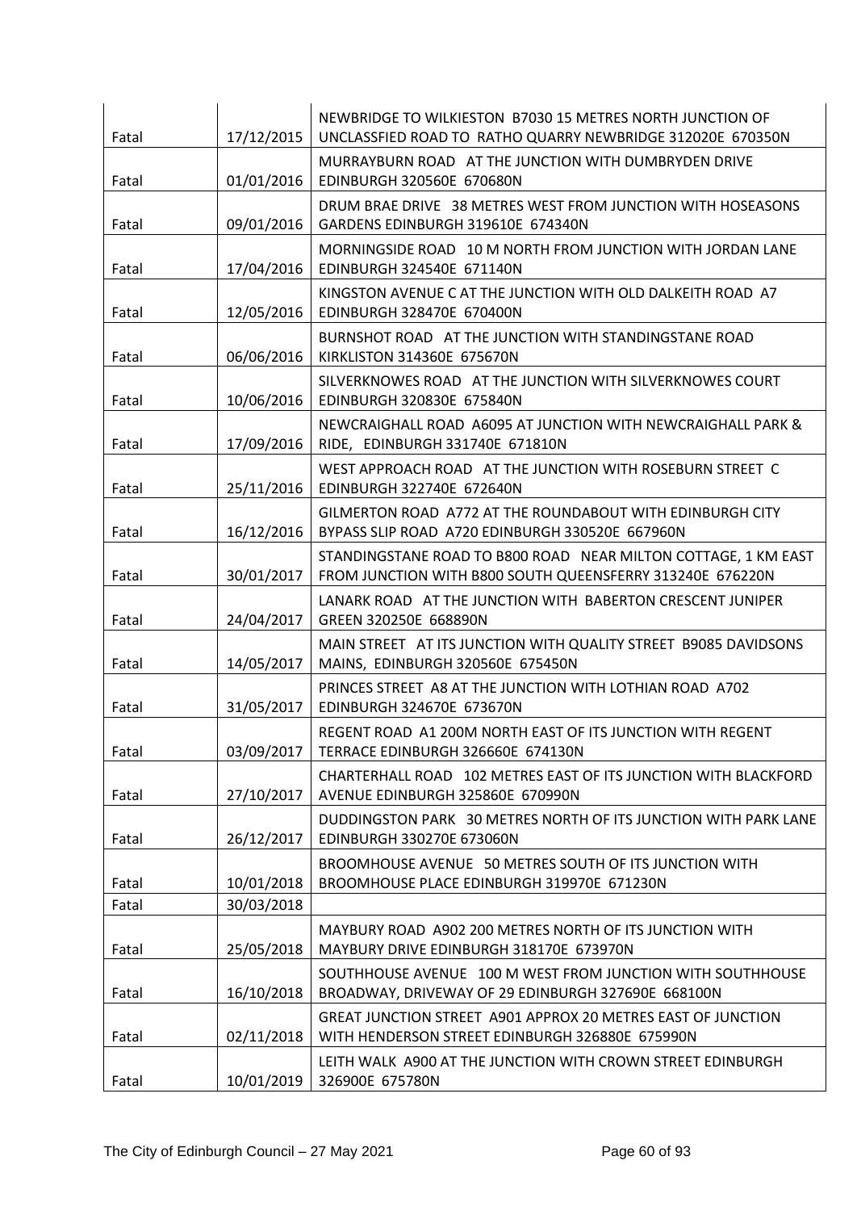| | | |
|---|---|---|
| Fatal | 17/12/2015 | NEWBRIDGE TO WILKIESTON B7030 15 METRES NORTH JUNCTION OF UNCLASSFIED ROAD TO RATHO QUARRY NEWBRIDGE 312020E 670350N |
| Fatal | 01/01/2016 | MURRAYBURN ROAD AT THE JUNCTION WITH DUMBRYDEN DRIVE EDINBURGH 320560E 670680N |
| Fatal | 09/01/2016 | DRUM BRAE DRIVE 38 METRES WEST FROM JUNCTION WITH HOSEASONS GARDENS EDINBURGH 319610E 674340N |
| Fatal | 17/04/2016 | MORNINGSIDE ROAD 10 M NORTH FROM JUNCTION WITH JORDAN LANE EDINBURGH 324540E 671140N |
| Fatal | 12/05/2016 | KINGSTON AVENUE C AT THE JUNCTION WITH OLD DALKEITH ROAD A7 EDINBURGH 328470E 670400N |
| Fatal | 06/06/2016 | BURNSHOT ROAD AT THE JUNCTION WITH STANDINGSTANE ROAD KIRKLISTON 314360E 675670N |
| Fatal | 10/06/2016 | SILVERKNOWES ROAD AT THE JUNCTION WITH SILVERKNOWES COURT EDINBURGH 320830E 675840N |
| Fatal | 17/09/2016 | NEWCRAIGHALL ROAD A6095 AT JUNCTION WITH NEWCRAIGHALL PARK & RIDE, EDINBURGH 331740E 671810N |
| Fatal | 25/11/2016 | WEST APPROACH ROAD AT THE JUNCTION WITH ROSEBURN STREET C EDINBURGH 322740E 672640N |
| Fatal | 16/12/2016 | GILMERTON ROAD A772 AT THE ROUNDABOUT WITH EDINBURGH CITY BYPASS SLIP ROAD A720 EDINBURGH 330520E 667960N |
| Fatal | 30/01/2017 | STANDINGSTANE ROAD TO B800 ROAD NEAR MILTON COTTAGE, 1 KM EAST FROM JUNCTION WITH B800 SOUTH QUEENSFERRY 313240E 676220N |
| Fatal | 24/04/2017 | LANARK ROAD AT THE JUNCTION WITH BABERTON CRESCENT JUNIPER GREEN 320250E 668890N |
| Fatal | 14/05/2017 | MAIN STREET AT ITS JUNCTION WITH QUALITY STREET B9085 DAVIDSONS MAINS, EDINBURGH 320560E 675450N |
| Fatal | 31/05/2017 | PRINCES STREET A8 AT THE JUNCTION WITH LOTHIAN ROAD A702 EDINBURGH 324670E 673670N |
| Fatal | 03/09/2017 | REGENT ROAD A1 200M NORTH EAST OF ITS JUNCTION WITH REGENT TERRACE EDINBURGH 326660E 674130N |
| Fatal | 27/10/2017 | CHARTERHALL ROAD 102 METRES EAST OF ITS JUNCTION WITH BLACKFORD AVENUE EDINBURGH 325860E 670990N |
| Fatal | 26/12/2017 | DUDDINGSTON PARK 30 METRES NORTH OF ITS JUNCTION WITH PARK LANE EDINBURGH 330270E 673060N |
| Fatal | 10/01/2018 | BROOMHOUSE AVENUE 50 METRES SOUTH OF ITS JUNCTION WITH BROOMHOUSE PLACE EDINBURGH 319970E 671230N |
| Fatal | 30/03/2018 | |
| Fatal | 25/05/2018 | MAYBURY ROAD A902 200 METRES NORTH OF ITS JUNCTION WITH MAYBURY DRIVE EDINBURGH 318170E 673970N |
| Fatal | 16/10/2018 | SOUTHHOUSE AVENUE 100 M WEST FROM JUNCTION WITH SOUTHHOUSE BROADWAY, DRIVEWAY OF 29 EDINBURGH 327690E 668100N |
| Fatal | 02/11/2018 | GREAT JUNCTION STREET A901 APPROX 20 METRES EAST OF JUNCTION WITH HENDERSON STREET EDINBURGH 326880E 675990N |
| Fatal | 10/01/2019 | LEITH WALK A900 AT THE JUNCTION WITH CROWN STREET EDINBURGH 326900E 675780N |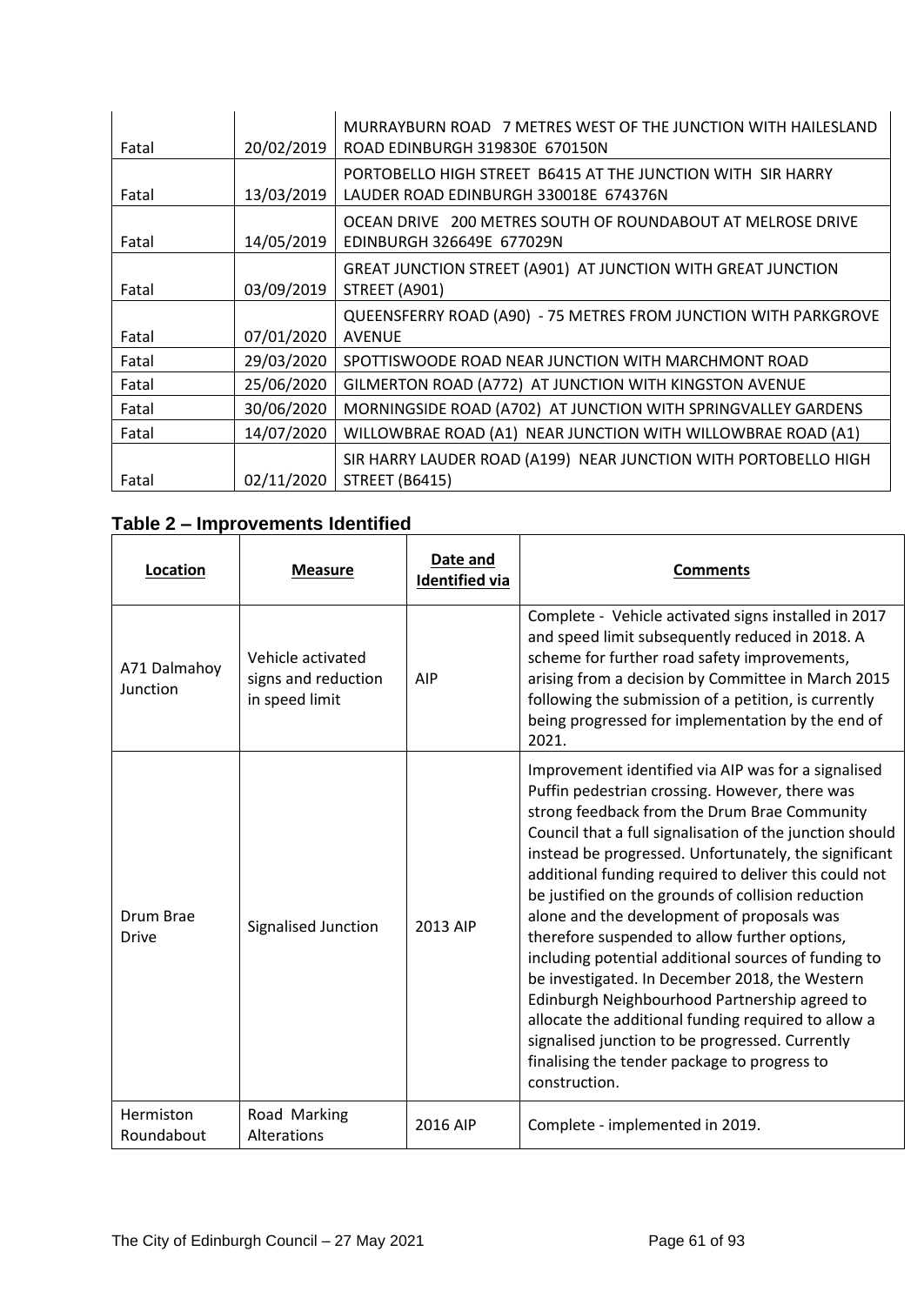| | | |
|---|---|---|
| Fatal | 20/02/2019 | MURRAYBURN ROAD 7 METRES WEST OF THE JUNCTION WITH HAILESLAND ROAD EDINBURGH 319830E 670150N |
| Fatal | 13/03/2019 | PORTOBELLO HIGH STREET B6415 AT THE JUNCTION WITH SIR HARRY LAUDER ROAD EDINBURGH 330018E 674376N |
| Fatal | 14/05/2019 | OCEAN DRIVE 200 METRES SOUTH OF ROUNDABOUT AT MELROSE DRIVE EDINBURGH 326649E 677029N |
| Fatal | 03/09/2019 | GREAT JUNCTION STREET (A901) AT JUNCTION WITH GREAT JUNCTION STREET (A901) |
| Fatal | 07/01/2020 | QUEENSFERRY ROAD (A90) - 75 METRES FROM JUNCTION WITH PARKGROVE AVENUE |
| Fatal | 29/03/2020 | SPOTTISWOODE ROAD NEAR JUNCTION WITH MARCHMONT ROAD |
| Fatal | 25/06/2020 | GILMERTON ROAD (A772) AT JUNCTION WITH KINGSTON AVENUE |
| Fatal | 30/06/2020 | MORNINGSIDE ROAD (A702) AT JUNCTION WITH SPRINGVALLEY GARDENS |
| Fatal | 14/07/2020 | WILLOWBRAE ROAD (A1) NEAR JUNCTION WITH WILLOWBRAE ROAD (A1) |
| Fatal | 02/11/2020 | SIR HARRY LAUDER ROAD (A199) NEAR JUNCTION WITH PORTOBELLO HIGH STREET (B6415) |

## Table 2 – Improvements Identified

| Location | Measure | Date and Identified via | Comments |
|---|---|---|---|
| A71 Dalmahoy Junction | Vehicle activated signs and reduction in speed limit | AIP | Complete - Vehicle activated signs installed in 2017 and speed limit subsequently reduced in 2018. A scheme for further road safety improvements, arising from a decision by Committee in March 2015 following the submission of a petition, is currently being progressed for implementation by the end of 2021. |
| Drum Brae Drive | Signalised Junction | 2013 AIP | Improvement identified via AIP was for a signalised Puffin pedestrian crossing. However, there was strong feedback from the Drum Brae Community Council that a full signalisation of the junction should instead be progressed. Unfortunately, the significant additional funding required to deliver this could not be justified on the grounds of collision reduction alone and the development of proposals was therefore suspended to allow further options, including potential additional sources of funding to be investigated. In December 2018, the Western Edinburgh Neighbourhood Partnership agreed to allocate the additional funding required to allow a signalised junction to be progressed. Currently finalising the tender package to progress to construction. |
| Hermiston Roundabout | Road Marking Alterations | 2016 AIP | Complete - implemented in 2019. |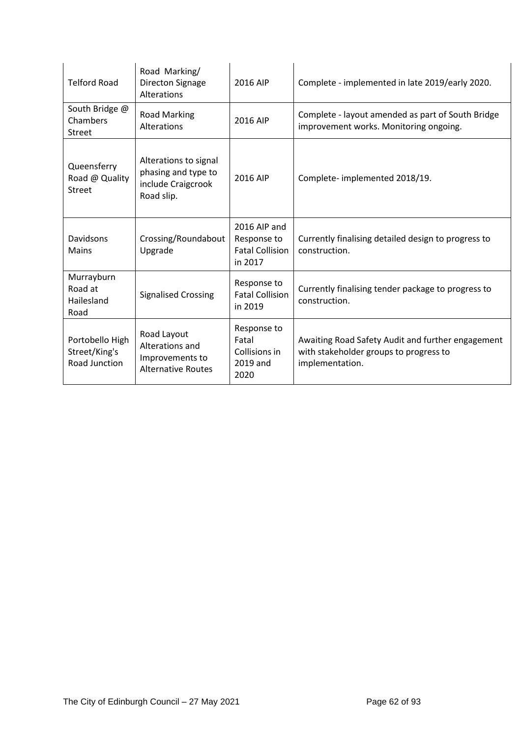| Telford Road | Road Marking/ Directon Signage Alterations | 2016 AIP | Complete - implemented in late 2019/early 2020. |
|---|---|---|---|
| South Bridge @ Chambers Street | Road Marking Alterations | 2016 AIP | Complete - layout amended as part of South Bridge improvement works. Monitoring ongoing. |
| Queensferry Road @ Quality Street | Alterations to signal phasing and type to include Craigcrook Road slip. | 2016 AIP | Complete- implemented 2018/19. |
| Davidsons Mains | Crossing/Roundabout Upgrade | 2016 AIP and Response to Fatal Collision in 2017 | Currently finalising detailed design to progress to construction. |
| Murrayburn Road at Hailesland Road | Signalised Crossing | Response to Fatal Collision in 2019 | Currently finalising tender package to progress to construction. |
| Portobello High Street/King's Road Junction | Road Layout Alterations and Improvements to Alternative Routes | Response to Fatal Collisions in 2019 and 2020 | Awaiting Road Safety Audit and further engagement with stakeholder groups to progress to implementation. |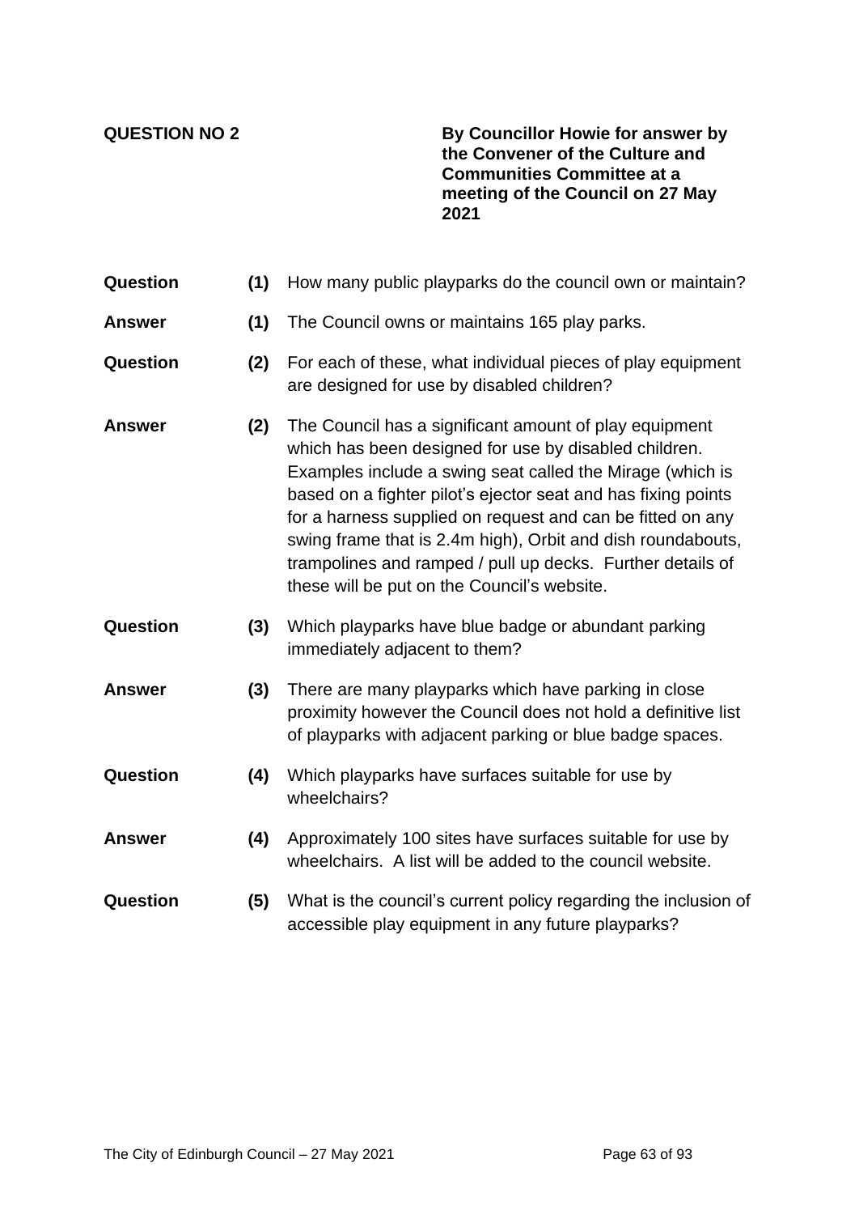**QUESTION NO 2**

**By Councillor Howie for answer by the Convener of the Culture and Communities Committee at a meeting of the Council on 27 May 2021**

**Question** **(1)** How many public playparks do the council own or maintain?

**Answer** **(1)** The Council owns or maintains 165 play parks.

**Question** **(2)** For each of these, what individual pieces of play equipment are designed for use by disabled children?

**Answer** **(2)** The Council has a significant amount of play equipment which has been designed for use by disabled children. Examples include a swing seat called the Mirage (which is based on a fighter pilot's ejector seat and has fixing points for a harness supplied on request and can be fitted on any swing frame that is 2.4m high), Orbit and dish roundabouts, trampolines and ramped / pull up decks. Further details of these will be put on the Council's website.

**Question** **(3)** Which playparks have blue badge or abundant parking immediately adjacent to them?

**Answer** **(3)** There are many playparks which have parking in close proximity however the Council does not hold a definitive list of playparks with adjacent parking or blue badge spaces.

**Question** **(4)** Which playparks have surfaces suitable for use by wheelchairs?

**Answer** **(4)** Approximately 100 sites have surfaces suitable for use by wheelchairs. A list will be added to the council website.

**Question** **(5)** What is the council's current policy regarding the inclusion of accessible play equipment in any future playparks?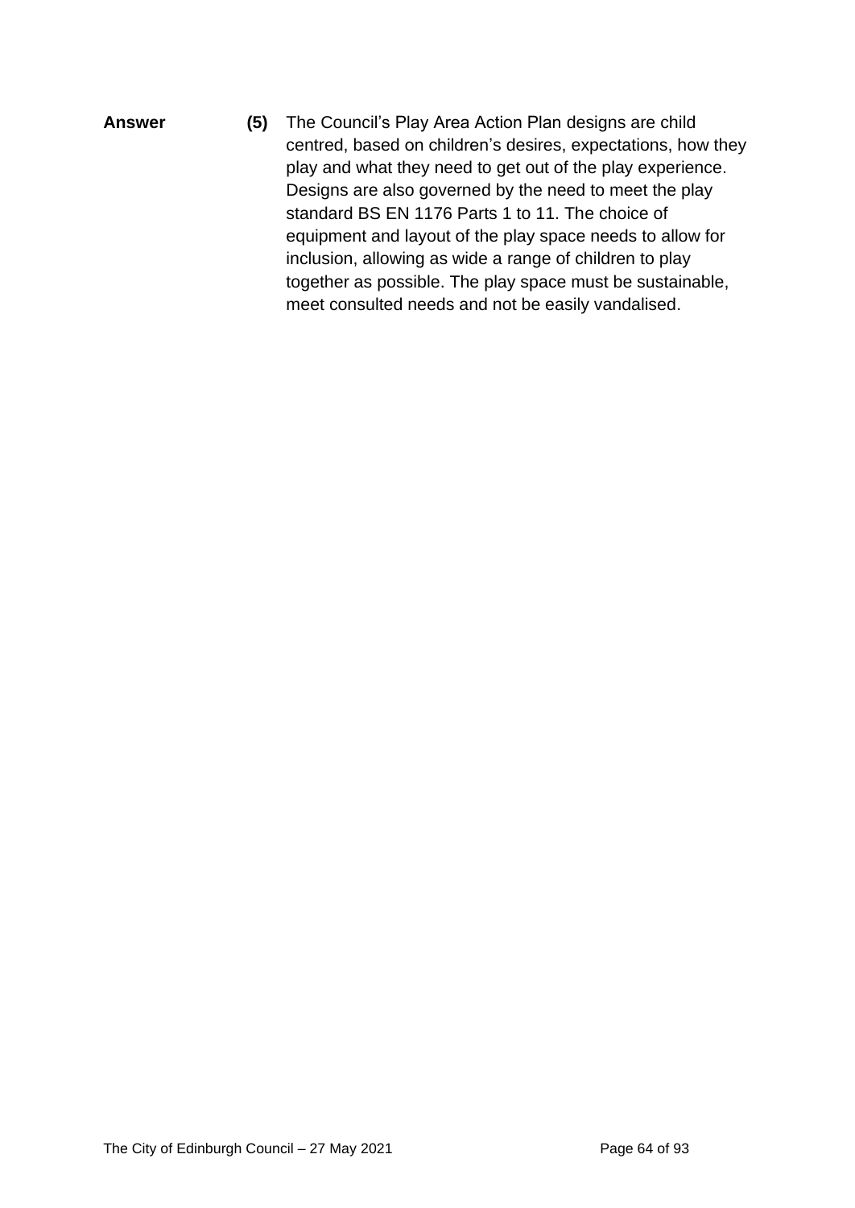**Answer** **(5)** The Council's Play Area Action Plan designs are child centred, based on children's desires, expectations, how they play and what they need to get out of the play experience. Designs are also governed by the need to meet the play standard BS EN 1176 Parts 1 to 11. The choice of equipment and layout of the play space needs to allow for inclusion, allowing as wide a range of children to play together as possible. The play space must be sustainable, meet consulted needs and not be easily vandalised.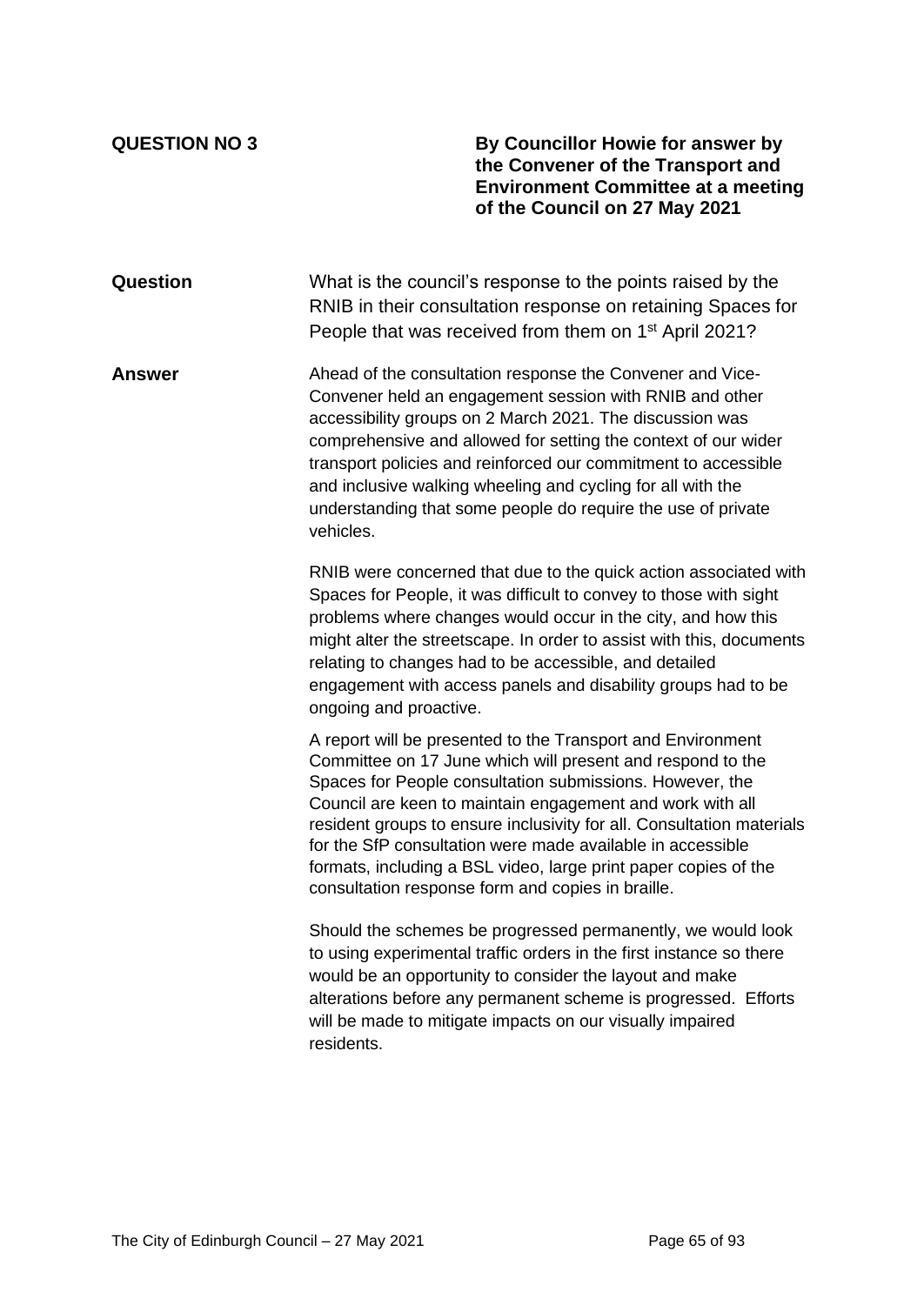**QUESTION NO 3**

**By Councillor Howie for answer by the Convener of the Transport and Environment Committee at a meeting of the Council on 27 May 2021**

**Question**

What is the council's response to the points raised by the RNIB in their consultation response on retaining Spaces for People that was received from them on 1st April 2021?

**Answer**

Ahead of the consultation response the Convener and Vice-Convener held an engagement session with RNIB and other accessibility groups on 2 March 2021. The discussion was comprehensive and allowed for setting the context of our wider transport policies and reinforced our commitment to accessible and inclusive walking wheeling and cycling for all with the understanding that some people do require the use of private vehicles.

RNIB were concerned that due to the quick action associated with Spaces for People, it was difficult to convey to those with sight problems where changes would occur in the city, and how this might alter the streetscape. In order to assist with this, documents relating to changes had to be accessible, and detailed engagement with access panels and disability groups had to be ongoing and proactive.

A report will be presented to the Transport and Environment Committee on 17 June which will present and respond to the Spaces for People consultation submissions. However, the Council are keen to maintain engagement and work with all resident groups to ensure inclusivity for all. Consultation materials for the SfP consultation were made available in accessible formats, including a BSL video, large print paper copies of the consultation response form and copies in braille.

Should the schemes be progressed permanently, we would look to using experimental traffic orders in the first instance so there would be an opportunity to consider the layout and make alterations before any permanent scheme is progressed. Efforts will be made to mitigate impacts on our visually impaired residents.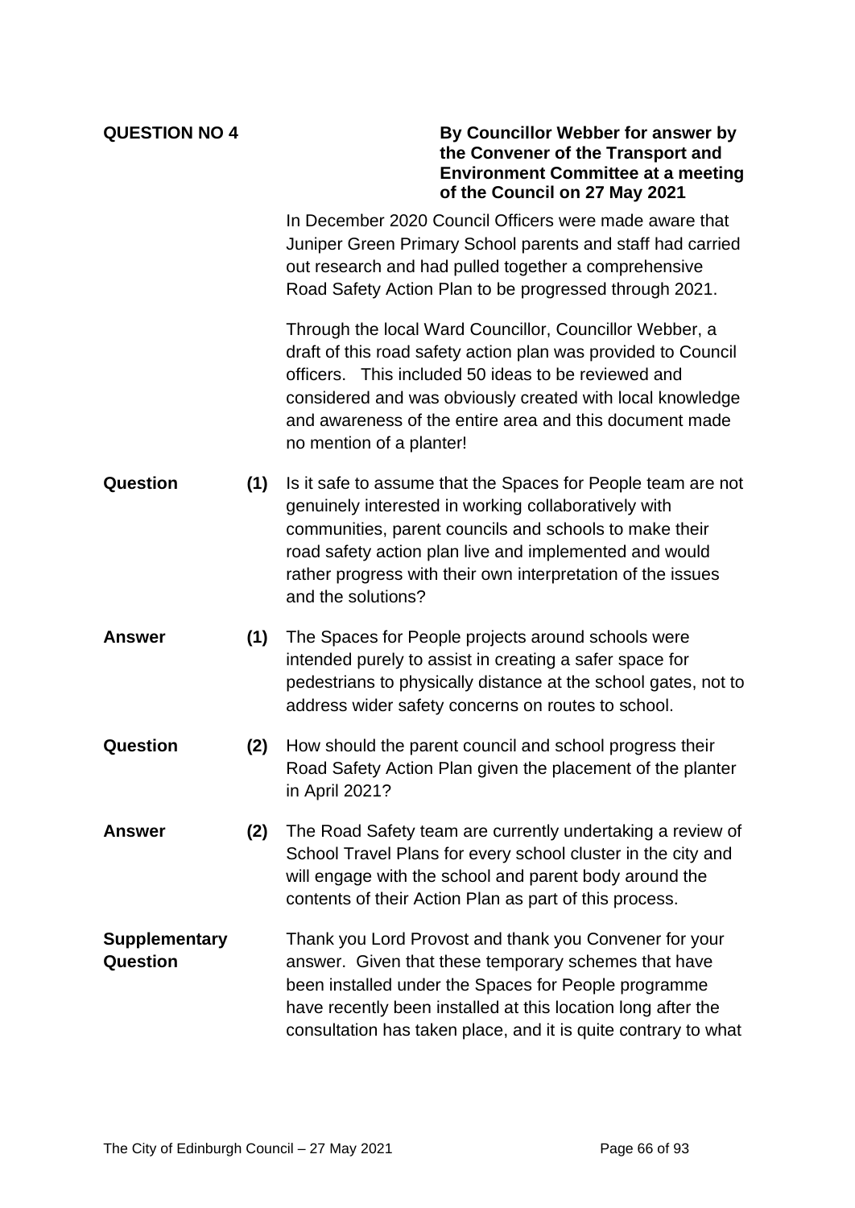**QUESTION NO 4**

**By Councillor Webber for answer by the Convener of the Transport and Environment Committee at a meeting of the Council on 27 May 2021**

In December 2020 Council Officers were made aware that Juniper Green Primary School parents and staff had carried out research and had pulled together a comprehensive Road Safety Action Plan to be progressed through 2021.

Through the local Ward Councillor, Councillor Webber, a draft of this road safety action plan was provided to Council officers. This included 50 ideas to be reviewed and considered and was obviously created with local knowledge and awareness of the entire area and this document made no mention of a planter!

**Question** **(1)** Is it safe to assume that the Spaces for People team are not genuinely interested in working collaboratively with communities, parent councils and schools to make their road safety action plan live and implemented and would rather progress with their own interpretation of the issues and the solutions?

**Answer** **(1)** The Spaces for People projects around schools were intended purely to assist in creating a safer space for pedestrians to physically distance at the school gates, not to address wider safety concerns on routes to school.

**Question** **(2)** How should the parent council and school progress their Road Safety Action Plan given the placement of the planter in April 2021?

**Answer** **(2)** The Road Safety team are currently undertaking a review of School Travel Plans for every school cluster in the city and will engage with the school and parent body around the contents of their Action Plan as part of this process.

**Supplementary Question**

Thank you Lord Provost and thank you Convener for your answer. Given that these temporary schemes that have been installed under the Spaces for People programme have recently been installed at this location long after the consultation has taken place, and it is quite contrary to what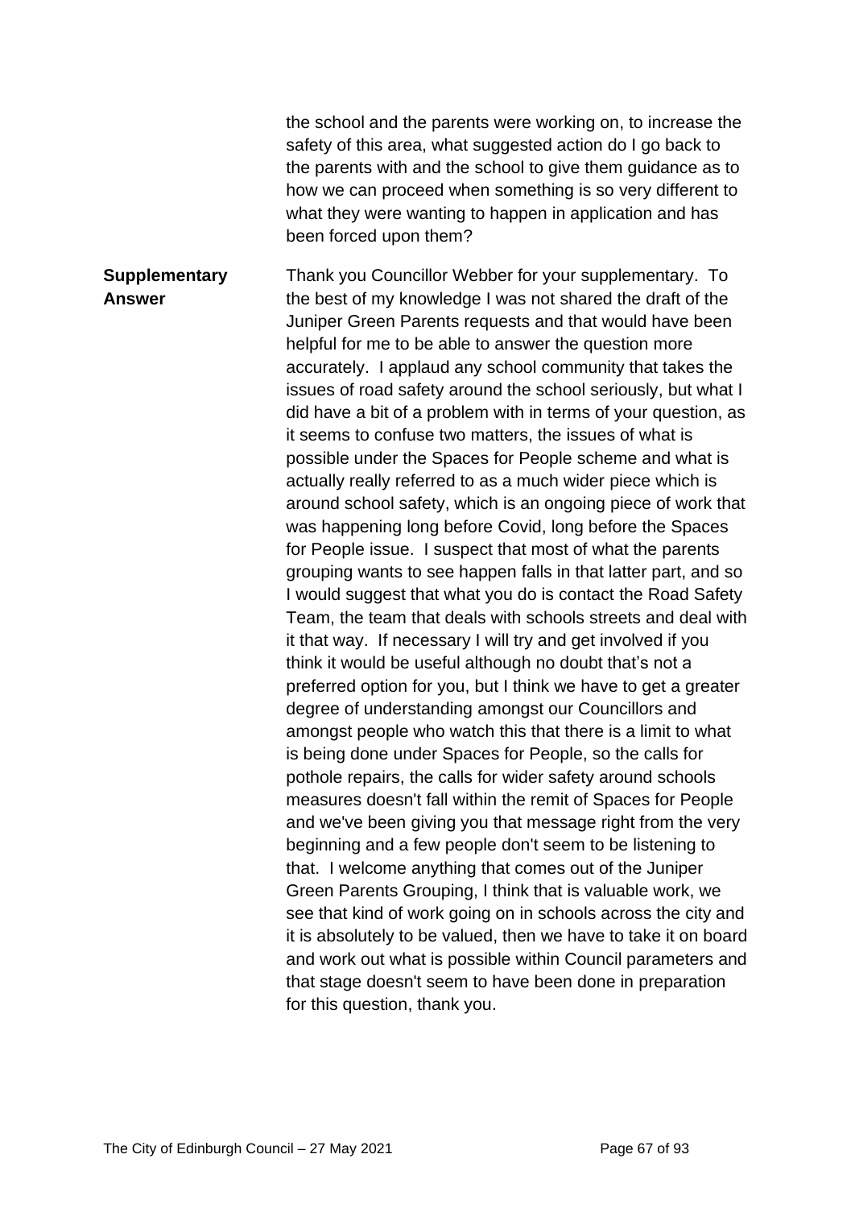the school and the parents were working on, to increase the safety of this area, what suggested action do I go back to the parents with and the school to give them guidance as to how we can proceed when something is so very different to what they were wanting to happen in application and has been forced upon them?

**Supplementary Answer**

Thank you Councillor Webber for your supplementary. To the best of my knowledge I was not shared the draft of the Juniper Green Parents requests and that would have been helpful for me to be able to answer the question more accurately. I applaud any school community that takes the issues of road safety around the school seriously, but what I did have a bit of a problem with in terms of your question, as it seems to confuse two matters, the issues of what is possible under the Spaces for People scheme and what is actually really referred to as a much wider piece which is around school safety, which is an ongoing piece of work that was happening long before Covid, long before the Spaces for People issue. I suspect that most of what the parents grouping wants to see happen falls in that latter part, and so I would suggest that what you do is contact the Road Safety Team, the team that deals with schools streets and deal with it that way. If necessary I will try and get involved if you think it would be useful although no doubt that's not a preferred option for you, but I think we have to get a greater degree of understanding amongst our Councillors and amongst people who watch this that there is a limit to what is being done under Spaces for People, so the calls for pothole repairs, the calls for wider safety around schools measures doesn't fall within the remit of Spaces for People and we've been giving you that message right from the very beginning and a few people don't seem to be listening to that. I welcome anything that comes out of the Juniper Green Parents Grouping, I think that is valuable work, we see that kind of work going on in schools across the city and it is absolutely to be valued, then we have to take it on board and work out what is possible within Council parameters and that stage doesn't seem to have been done in preparation for this question, thank you.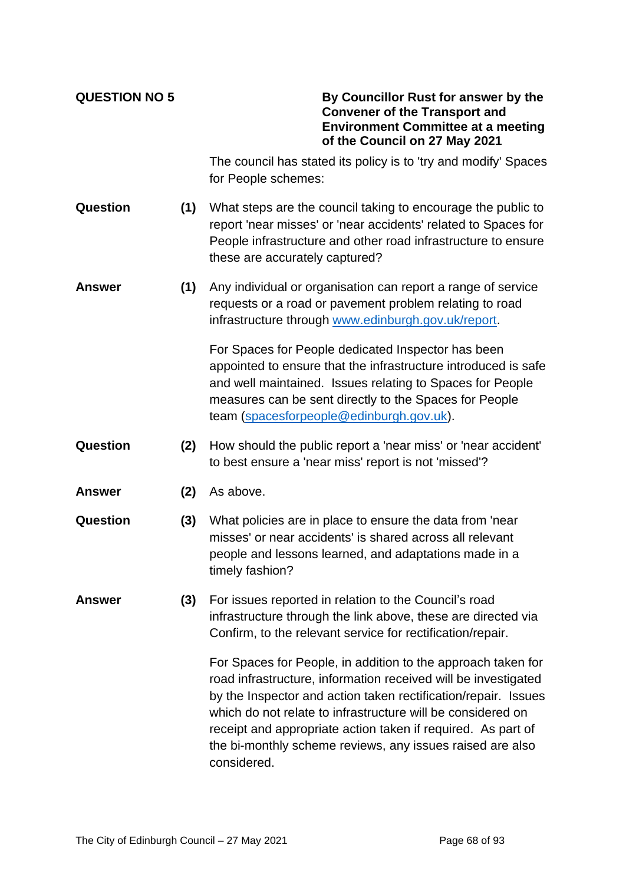**QUESTION NO 5**

**By Councillor Rust for answer by the Convener of the Transport and Environment Committee at a meeting of the Council on 27 May 2021**

The council has stated its policy is to 'try and modify' Spaces for People schemes:

**Question (1)** What steps are the council taking to encourage the public to report 'near misses' or 'near accidents' related to Spaces for People infrastructure and other road infrastructure to ensure these are accurately captured?

**Answer (1)** Any individual or organisation can report a range of service requests or a road or pavement problem relating to road infrastructure through [www.edinburgh.gov.uk/report](http://www.edinburgh.gov.uk/report).

For Spaces for People dedicated Inspector has been appointed to ensure that the infrastructure introduced is safe and well maintained. Issues relating to Spaces for People measures can be sent directly to the Spaces for People team ([spacesforpeople@edinburgh.gov.uk](mailto:spacesforpeople@edinburgh.gov.uk)).

**Question (2)** How should the public report a 'near miss' or 'near accident' to best ensure a 'near miss' report is not 'missed'?

**Answer (2)** As above.

**Question (3)** What policies are in place to ensure the data from 'near misses' or near accidents' is shared across all relevant people and lessons learned, and adaptations made in a timely fashion?

**Answer (3)** For issues reported in relation to the Council's road infrastructure through the link above, these are directed via Confirm, to the relevant service for rectification/repair.

For Spaces for People, in addition to the approach taken for road infrastructure, information received will be investigated by the Inspector and action taken rectification/repair. Issues which do not relate to infrastructure will be considered on receipt and appropriate action taken if required. As part of the bi-monthly scheme reviews, any issues raised are also considered.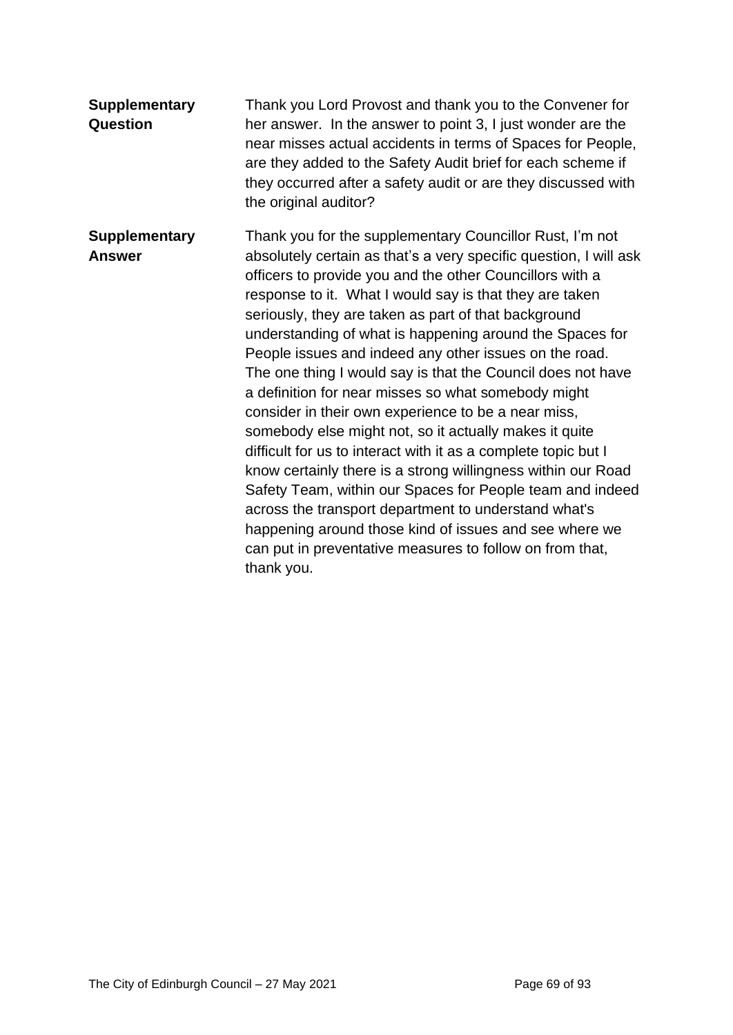| | |
|---|---|
| **Supplementary Question** | Thank you Lord Provost and thank you to the Convener for her answer. In the answer to point 3, I just wonder are the near misses actual accidents in terms of Spaces for People, are they added to the Safety Audit brief for each scheme if they occurred after a safety audit or are they discussed with the original auditor? |
| **Supplementary Answer** | Thank you for the supplementary Councillor Rust, I'm not absolutely certain as that's a very specific question, I will ask officers to provide you and the other Councillors with a response to it. What I would say is that they are taken seriously, they are taken as part of that background understanding of what is happening around the Spaces for People issues and indeed any other issues on the road. The one thing I would say is that the Council does not have a definition for near misses so what somebody might consider in their own experience to be a near miss, somebody else might not, so it actually makes it quite difficult for us to interact with it as a complete topic but I know certainly there is a strong willingness within our Road Safety Team, within our Spaces for People team and indeed across the transport department to understand what's happening around those kind of issues and see where we can put in preventative measures to follow on from that, thank you. |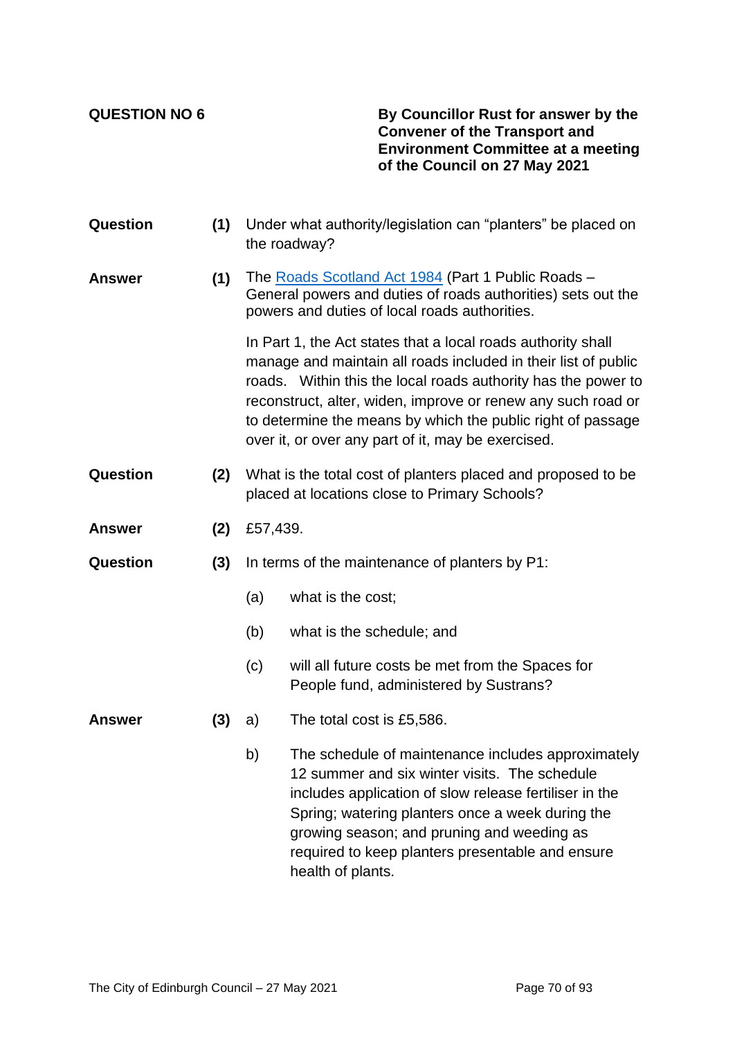**QUESTION NO 6**

**By Councillor Rust for answer by the Convener of the Transport and Environment Committee at a meeting of the Council on 27 May 2021**

**Question** **(1)** Under what authority/legislation can "planters" be placed on the roadway?

**Answer** **(1)** The [Roads Scotland Act 1984](#) (Part 1 Public Roads – General powers and duties of roads authorities) sets out the powers and duties of local roads authorities.

In Part 1, the Act states that a local roads authority shall manage and maintain all roads included in their list of public roads. Within this the local roads authority has the power to reconstruct, alter, widen, improve or renew any such road or to determine the means by which the public right of passage over it, or over any part of it, may be exercised.

**Question** **(2)** What is the total cost of planters placed and proposed to be placed at locations close to Primary Schools?

**Answer** **(2)** £57,439.

**Question** **(3)** In terms of the maintenance of planters by P1:

(a) what is the cost;

(b) what is the schedule; and

(c) will all future costs be met from the Spaces for People fund, administered by Sustrans?

**Answer** **(3)** a) The total cost is £5,586.

b) The schedule of maintenance includes approximately 12 summer and six winter visits. The schedule includes application of slow release fertiliser in the Spring; watering planters once a week during the growing season; and pruning and weeding as required to keep planters presentable and ensure health of plants.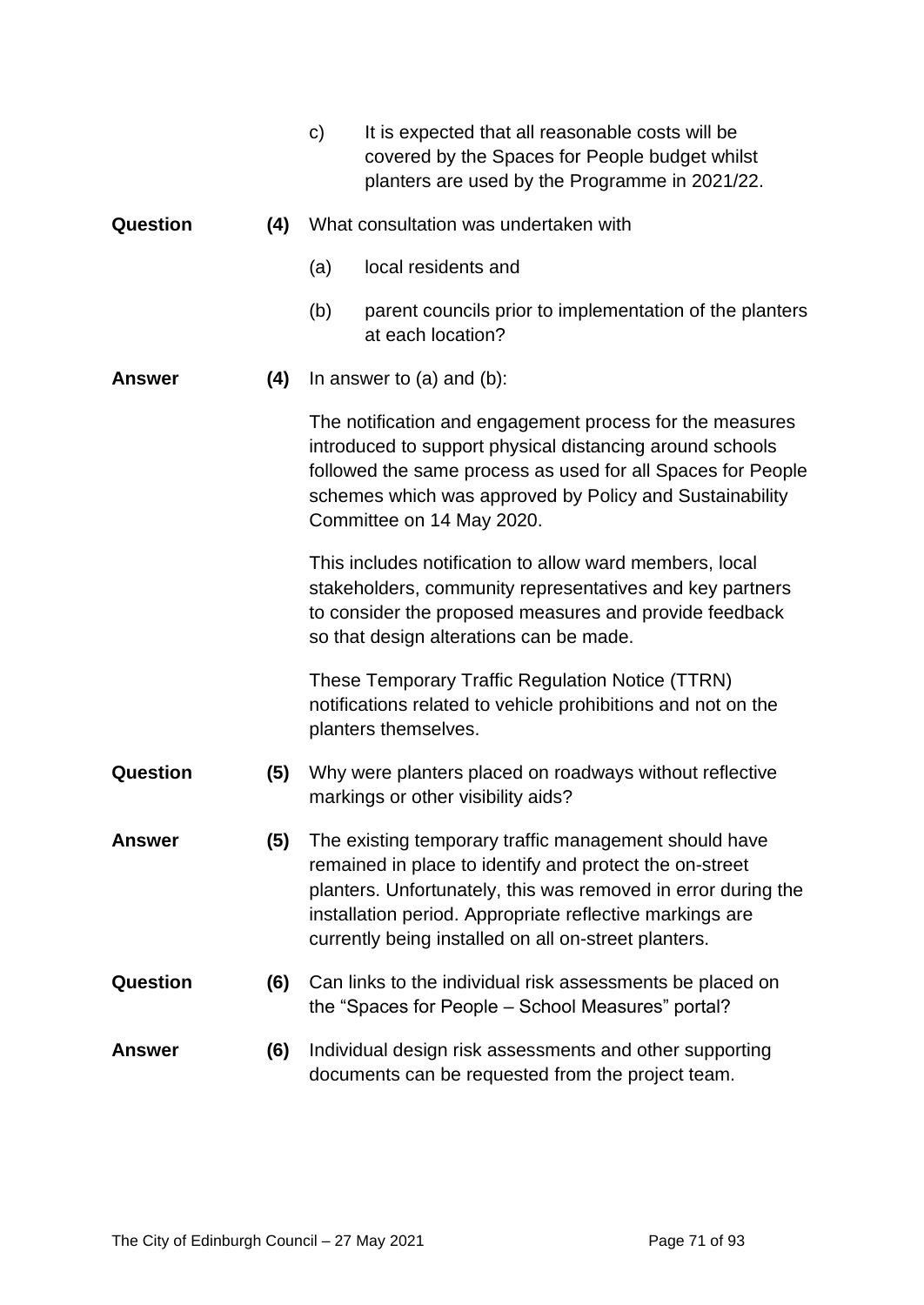c) It is expected that all reasonable costs will be covered by the Spaces for People budget whilst planters are used by the Programme in 2021/22.

**Question** **(4)** What consultation was undertaken with

(a) local residents and

(b) parent councils prior to implementation of the planters at each location?

**Answer** **(4)** In answer to (a) and (b):

The notification and engagement process for the measures introduced to support physical distancing around schools followed the same process as used for all Spaces for People schemes which was approved by Policy and Sustainability Committee on 14 May 2020.

This includes notification to allow ward members, local stakeholders, community representatives and key partners to consider the proposed measures and provide feedback so that design alterations can be made.

These Temporary Traffic Regulation Notice (TTRN) notifications related to vehicle prohibitions and not on the planters themselves.

**Question** **(5)** Why were planters placed on roadways without reflective markings or other visibility aids?

**Answer** **(5)** The existing temporary traffic management should have remained in place to identify and protect the on-street planters. Unfortunately, this was removed in error during the installation period. Appropriate reflective markings are currently being installed on all on-street planters.

**Question** **(6)** Can links to the individual risk assessments be placed on the "Spaces for People – School Measures" portal?

**Answer** **(6)** Individual design risk assessments and other supporting documents can be requested from the project team.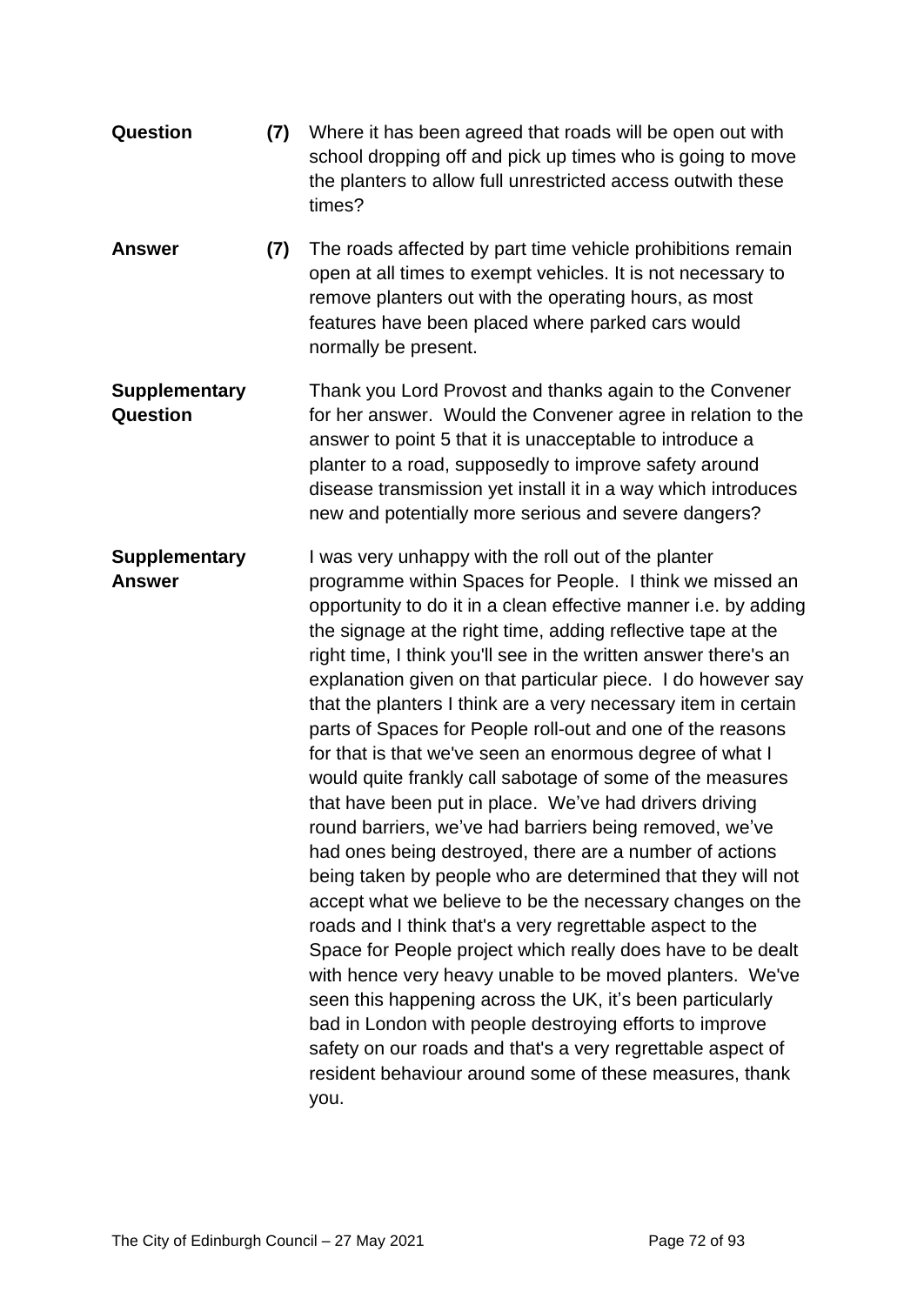**Question** **(7)** Where it has been agreed that roads will be open out with school dropping off and pick up times who is going to move the planters to allow full unrestricted access outwith these times?

**Answer** **(7)** The roads affected by part time vehicle prohibitions remain open at all times to exempt vehicles. It is not necessary to remove planters out with the operating hours, as most features have been placed where parked cars would normally be present.

**Supplementary Question**

Thank you Lord Provost and thanks again to the Convener for her answer. Would the Convener agree in relation to the answer to point 5 that it is unacceptable to introduce a planter to a road, supposedly to improve safety around disease transmission yet install it in a way which introduces new and potentially more serious and severe dangers?

**Supplementary Answer**

I was very unhappy with the roll out of the planter programme within Spaces for People. I think we missed an opportunity to do it in a clean effective manner i.e. by adding the signage at the right time, adding reflective tape at the right time, I think you'll see in the written answer there's an explanation given on that particular piece. I do however say that the planters I think are a very necessary item in certain parts of Spaces for People roll-out and one of the reasons for that is that we've seen an enormous degree of what I would quite frankly call sabotage of some of the measures that have been put in place. We've had drivers driving round barriers, we've had barriers being removed, we've had ones being destroyed, there are a number of actions being taken by people who are determined that they will not accept what we believe to be the necessary changes on the roads and I think that's a very regrettable aspect to the Space for People project which really does have to be dealt with hence very heavy unable to be moved planters. We've seen this happening across the UK, it's been particularly bad in London with people destroying efforts to improve safety on our roads and that's a very regrettable aspect of resident behaviour around some of these measures, thank you.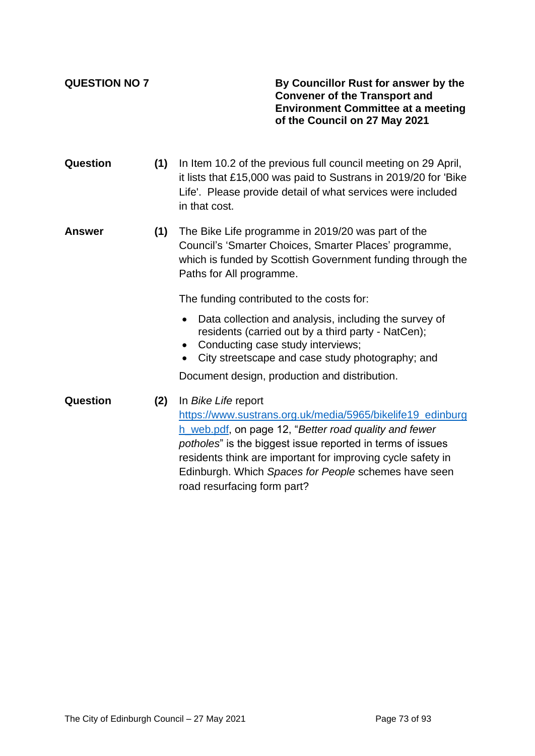**QUESTION NO 7**

**By Councillor Rust for answer by the Convener of the Transport and Environment Committee at a meeting of the Council on 27 May 2021**

**Question (1)** In Item 10.2 of the previous full council meeting on 29 April, it lists that £15,000 was paid to Sustrans in 2019/20 for 'Bike Life'. Please provide detail of what services were included in that cost.

**Answer (1)** The Bike Life programme in 2019/20 was part of the Council's 'Smarter Choices, Smarter Places' programme, which is funded by Scottish Government funding through the Paths for All programme.

The funding contributed to the costs for:

- Data collection and analysis, including the survey of residents (carried out by a third party - NatCen);
- Conducting case study interviews;
- City streetscape and case study photography; and

Document design, production and distribution.

**Question (2)** In *Bike Life* report https://www.sustrans.org.uk/media/5965/bikelife19_edinburgh_web.pdf, on page 12, "*Better road quality and fewer potholes*" is the biggest issue reported in terms of issues residents think are important for improving cycle safety in Edinburgh. Which *Spaces for People* schemes have seen road resurfacing form part?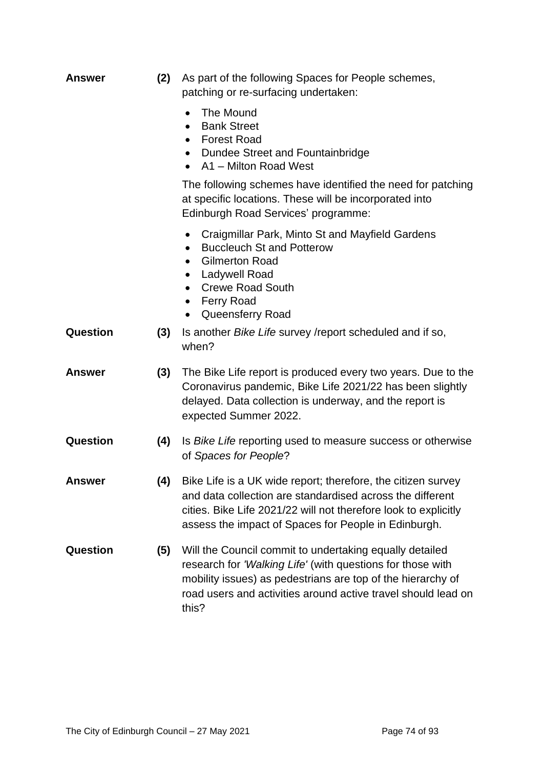**Answer** **(2)** As part of the following Spaces for People schemes, patching or re-surfacing undertaken:

- The Mound
- Bank Street
- Forest Road
- Dundee Street and Fountainbridge
- A1 – Milton Road West

The following schemes have identified the need for patching at specific locations. These will be incorporated into Edinburgh Road Services' programme:

- Craigmillar Park, Minto St and Mayfield Gardens
- Buccleuch St and Potterow
- Gilmerton Road
- Ladywell Road
- Crewe Road South
- Ferry Road
- Queensferry Road

**Question** **(3)** Is another *Bike Life* survey /report scheduled and if so, when?

**Answer** **(3)** The Bike Life report is produced every two years. Due to the Coronavirus pandemic, Bike Life 2021/22 has been slightly delayed. Data collection is underway, and the report is expected Summer 2022.

**Question** **(4)** Is *Bike Life* reporting used to measure success or otherwise of *Spaces for People*?

**Answer** **(4)** Bike Life is a UK wide report; therefore, the citizen survey and data collection are standardised across the different cities. Bike Life 2021/22 will not therefore look to explicitly assess the impact of Spaces for People in Edinburgh.

**Question** **(5)** Will the Council commit to undertaking equally detailed research for *'Walking Life'* (with questions for those with mobility issues) as pedestrians are top of the hierarchy of road users and activities around active travel should lead on this?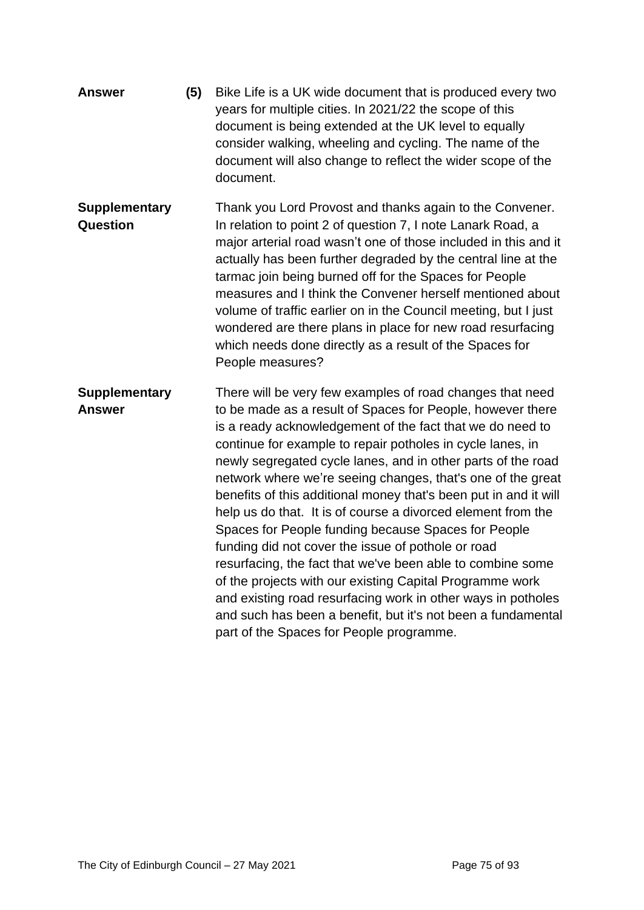**Answer** **(5)** Bike Life is a UK wide document that is produced every two years for multiple cities. In 2021/22 the scope of this document is being extended at the UK level to equally consider walking, wheeling and cycling. The name of the document will also change to reflect the wider scope of the document.

**Supplementary Question**

Thank you Lord Provost and thanks again to the Convener. In relation to point 2 of question 7, I note Lanark Road, a major arterial road wasn't one of those included in this and it actually has been further degraded by the central line at the tarmac join being burned off for the Spaces for People measures and I think the Convener herself mentioned about volume of traffic earlier on in the Council meeting, but I just wondered are there plans in place for new road resurfacing which needs done directly as a result of the Spaces for People measures?

**Supplementary Answer**

There will be very few examples of road changes that need to be made as a result of Spaces for People, however there is a ready acknowledgement of the fact that we do need to continue for example to repair potholes in cycle lanes, in newly segregated cycle lanes, and in other parts of the road network where we're seeing changes, that's one of the great benefits of this additional money that's been put in and it will help us do that. It is of course a divorced element from the Spaces for People funding because Spaces for People funding did not cover the issue of pothole or road resurfacing, the fact that we've been able to combine some of the projects with our existing Capital Programme work and existing road resurfacing work in other ways in potholes and such has been a benefit, but it's not been a fundamental part of the Spaces for People programme.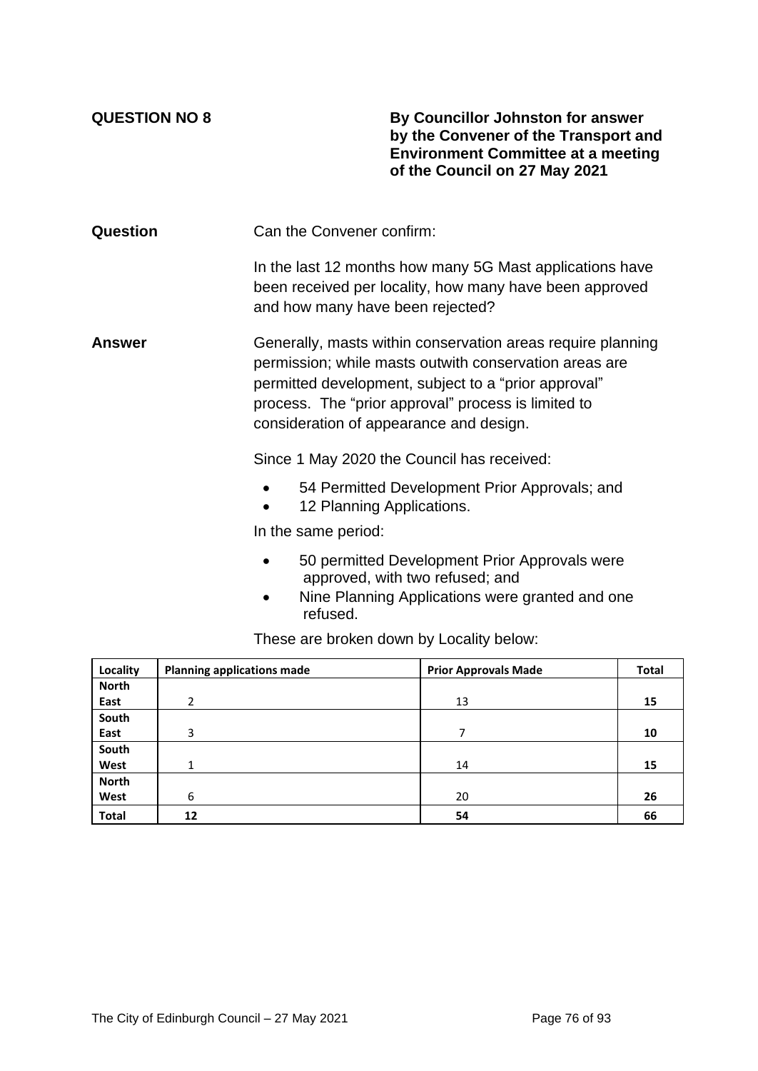**QUESTION NO 8**

**By Councillor Johnston for answer by the Convener of the Transport and Environment Committee at a meeting of the Council on 27 May 2021**

**Question**

Can the Convener confirm:

In the last 12 months how many 5G Mast applications have been received per locality, how many have been approved and how many have been rejected?

**Answer**

Generally, masts within conservation areas require planning permission; while masts outwith conservation areas are permitted development, subject to a "prior approval" process. The "prior approval" process is limited to consideration of appearance and design.

Since 1 May 2020 the Council has received:

- 54 Permitted Development Prior Approvals; and
- 12 Planning Applications.

In the same period:

- 50 permitted Development Prior Approvals were approved, with two refused; and
- Nine Planning Applications were granted and one refused.

These are broken down by Locality below:

| Locality | Planning applications made | Prior Approvals Made | Total |
|---|---|---|---|
| **North East** | 2 | 13 | **15** |
| **South East** | 3 | 7 | **10** |
| **South West** | 1 | 14 | **15** |
| **North West** | 6 | 20 | **26** |
| **Total** | **12** | **54** | **66** |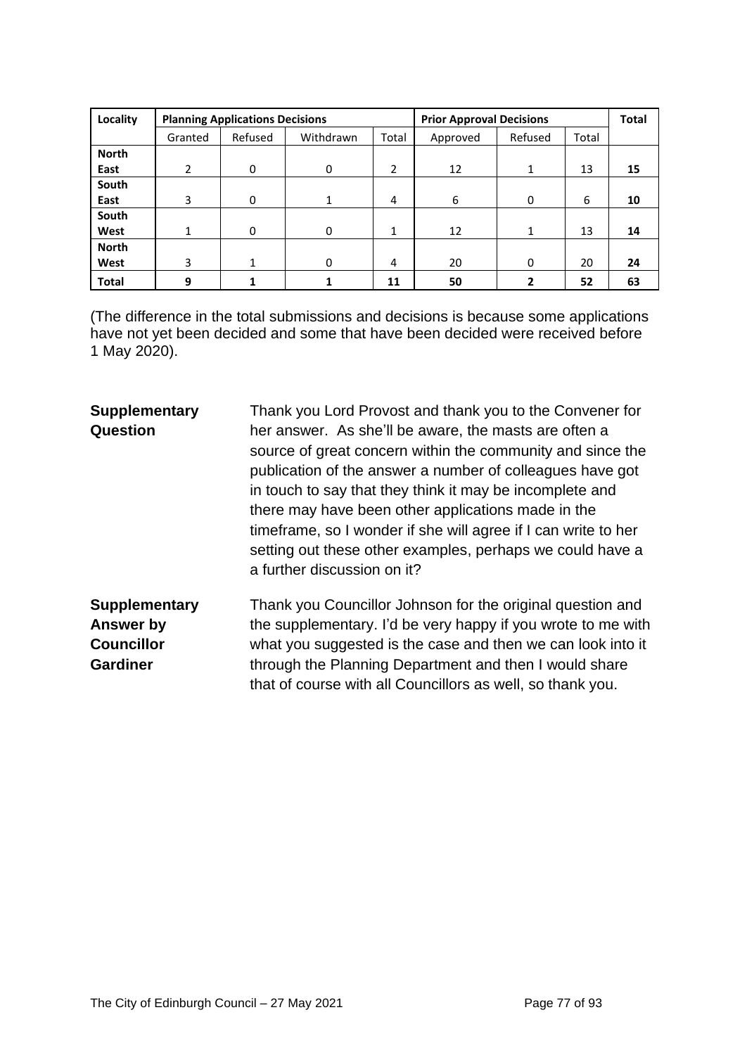| Locality | Planning Applications Decisions | | | | Prior Approval Decisions | | | Total |
|---|---|---|---|---|---|---|---|---|
| | Granted | Refused | Withdrawn | Total | Approved | Refused | Total | |
| **North East** | 2 | 0 | 0 | 2 | 12 | 1 | 13 | **15** |
| **South East** | 3 | 0 | 1 | 4 | 6 | 0 | 6 | **10** |
| **South West** | 1 | 0 | 0 | 1 | 12 | 1 | 13 | **14** |
| **North West** | 3 | 1 | 0 | 4 | 20 | 0 | 20 | **24** |
| **Total** | **9** | **1** | **1** | **11** | **50** | **2** | **52** | **63** |

(The difference in the total submissions and decisions is because some applications have not yet been decided and some that have been decided were received before 1 May 2020).

**Supplementary Question**

Thank you Lord Provost and thank you to the Convener for her answer. As she'll be aware, the masts are often a source of great concern within the community and since the publication of the answer a number of colleagues have got in touch to say that they think it may be incomplete and there may have been other applications made in the timeframe, so I wonder if she will agree if I can write to her setting out these other examples, perhaps we could have a a further discussion on it?

**Supplementary Answer by Councillor Gardiner**

Thank you Councillor Johnson for the original question and the supplementary. I'd be very happy if you wrote to me with what you suggested is the case and then we can look into it through the Planning Department and then I would share that of course with all Councillors as well, so thank you.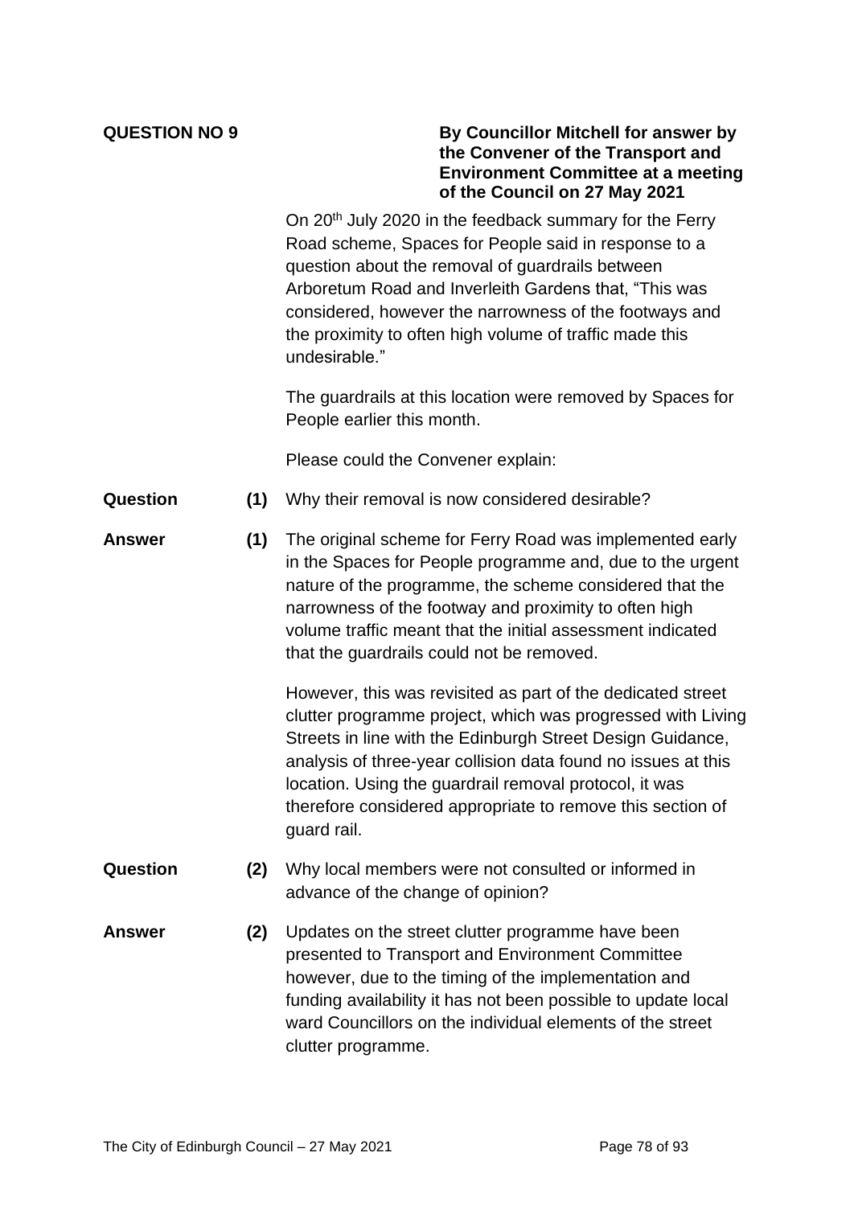**QUESTION NO 9**

**By Councillor Mitchell for answer by the Convener of the Transport and Environment Committee at a meeting of the Council on 27 May 2021**

On 20th July 2020 in the feedback summary for the Ferry Road scheme, Spaces for People said in response to a question about the removal of guardrails between Arboretum Road and Inverleith Gardens that, "This was considered, however the narrowness of the footways and the proximity to often high volume of traffic made this undesirable."

The guardrails at this location were removed by Spaces for People earlier this month.

Please could the Convener explain:

**Question (1)** Why their removal is now considered desirable?

**Answer (1)** The original scheme for Ferry Road was implemented early in the Spaces for People programme and, due to the urgent nature of the programme, the scheme considered that the narrowness of the footway and proximity to often high volume traffic meant that the initial assessment indicated that the guardrails could not be removed.

However, this was revisited as part of the dedicated street clutter programme project, which was progressed with Living Streets in line with the Edinburgh Street Design Guidance, analysis of three-year collision data found no issues at this location. Using the guardrail removal protocol, it was therefore considered appropriate to remove this section of guard rail.

**Question (2)** Why local members were not consulted or informed in advance of the change of opinion?

**Answer (2)** Updates on the street clutter programme have been presented to Transport and Environment Committee however, due to the timing of the implementation and funding availability it has not been possible to update local ward Councillors on the individual elements of the street clutter programme.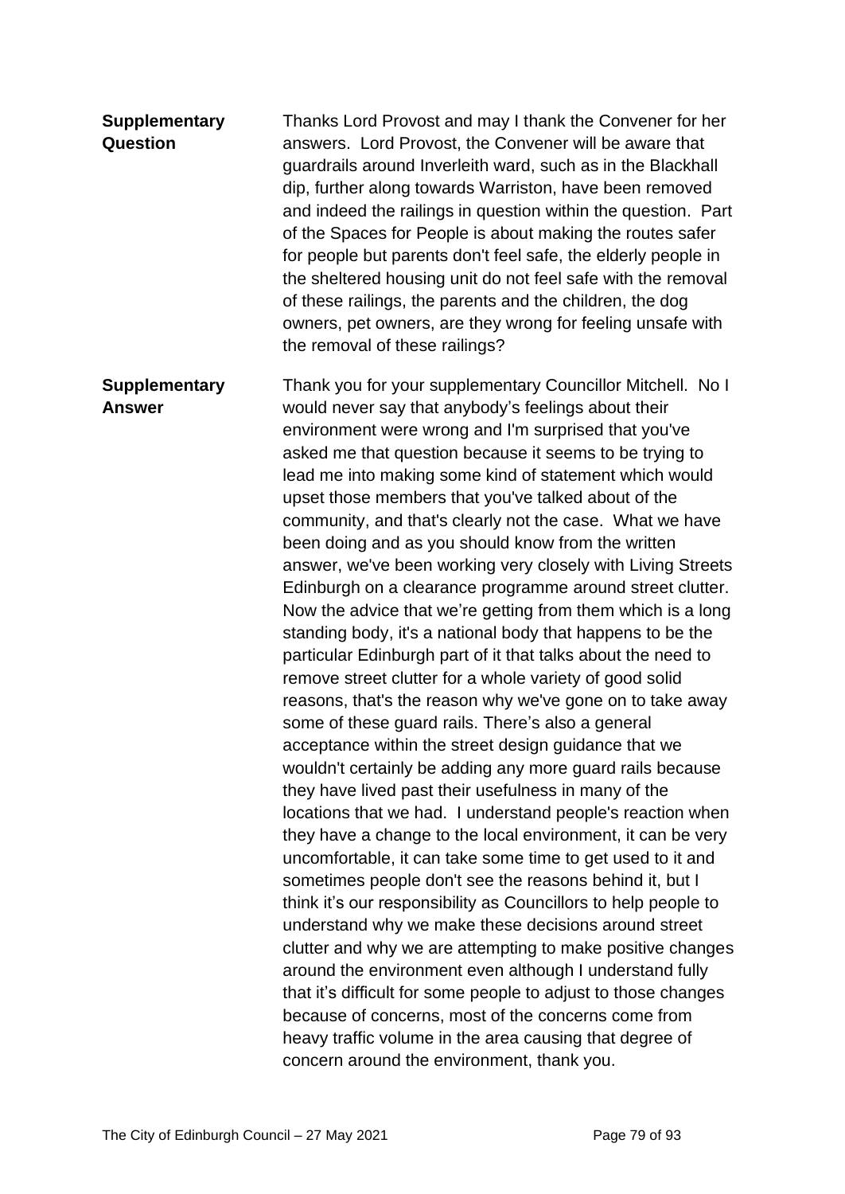| | |
|---|---|
| **Supplementary Question** | Thanks Lord Provost and may I thank the Convener for her answers. Lord Provost, the Convener will be aware that guardrails around Inverleith ward, such as in the Blackhall dip, further along towards Warriston, have been removed and indeed the railings in question within the question. Part of the Spaces for People is about making the routes safer for people but parents don't feel safe, the elderly people in the sheltered housing unit do not feel safe with the removal of these railings, the parents and the children, the dog owners, pet owners, are they wrong for feeling unsafe with the removal of these railings? |
| **Supplementary Answer** | Thank you for your supplementary Councillor Mitchell. No I would never say that anybody's feelings about their environment were wrong and I'm surprised that you've asked me that question because it seems to be trying to lead me into making some kind of statement which would upset those members that you've talked about of the community, and that's clearly not the case. What we have been doing and as you should know from the written answer, we've been working very closely with Living Streets Edinburgh on a clearance programme around street clutter. Now the advice that we're getting from them which is a long standing body, it's a national body that happens to be the particular Edinburgh part of it that talks about the need to remove street clutter for a whole variety of good solid reasons, that's the reason why we've gone on to take away some of these guard rails. There's also a general acceptance within the street design guidance that we wouldn't certainly be adding any more guard rails because they have lived past their usefulness in many of the locations that we had. I understand people's reaction when they have a change to the local environment, it can be very uncomfortable, it can take some time to get used to it and sometimes people don't see the reasons behind it, but I think it's our responsibility as Councillors to help people to understand why we make these decisions around street clutter and why we are attempting to make positive changes around the environment even although I understand fully that it's difficult for some people to adjust to those changes because of concerns, most of the concerns come from heavy traffic volume in the area causing that degree of concern around the environment, thank you. |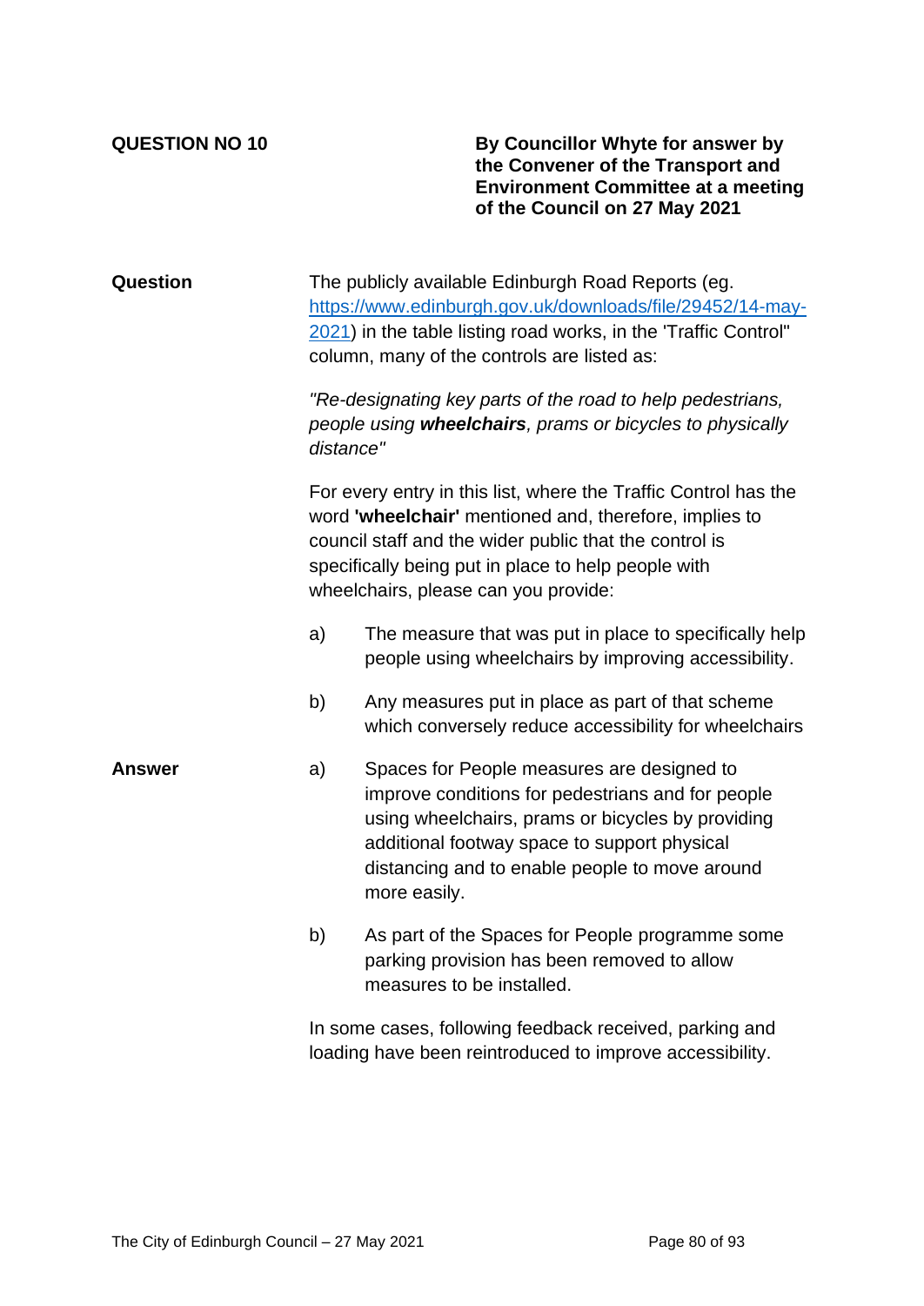**QUESTION NO 10**

**By Councillor Whyte for answer by the Convener of the Transport and Environment Committee at a meeting of the Council on 27 May 2021**

**Question**

The publicly available Edinburgh Road Reports (eg. https://www.edinburgh.gov.uk/downloads/file/29452/14-may-2021) in the table listing road works, in the 'Traffic Control" column, many of the controls are listed as:

*"Re-designating key parts of the road to help pedestrians, people using **wheelchairs**, prams or bicycles to physically distance"*

For every entry in this list, where the Traffic Control has the word **'wheelchair'** mentioned and, therefore, implies to council staff and the wider public that the control is specifically being put in place to help people with wheelchairs, please can you provide:

a) The measure that was put in place to specifically help people using wheelchairs by improving accessibility.

b) Any measures put in place as part of that scheme which conversely reduce accessibility for wheelchairs

**Answer**

a) Spaces for People measures are designed to improve conditions for pedestrians and for people using wheelchairs, prams or bicycles by providing additional footway space to support physical distancing and to enable people to move around more easily.

b) As part of the Spaces for People programme some parking provision has been removed to allow measures to be installed.

In some cases, following feedback received, parking and loading have been reintroduced to improve accessibility.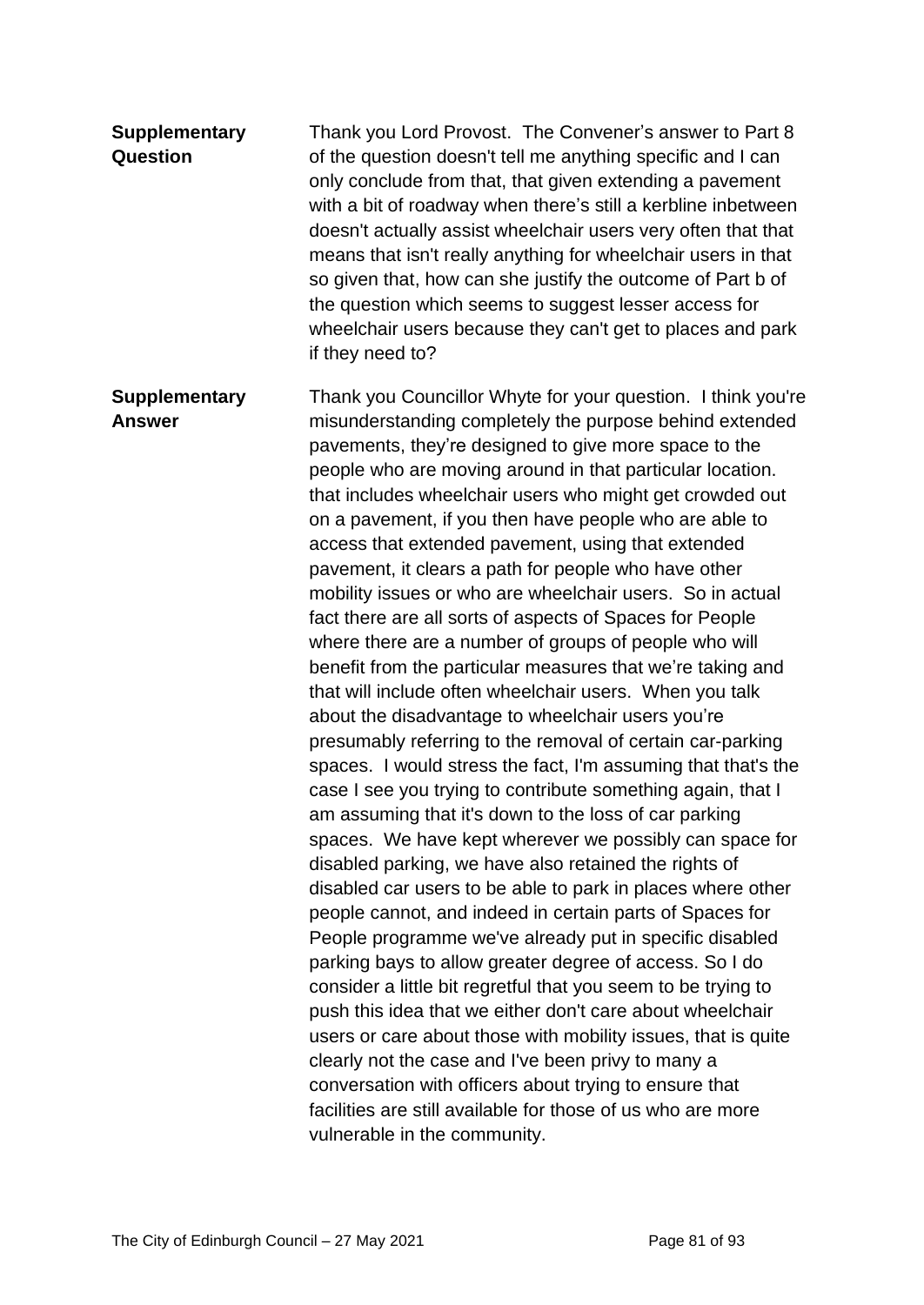**Supplementary Question**

Thank you Lord Provost. The Convener's answer to Part 8 of the question doesn't tell me anything specific and I can only conclude from that, that given extending a pavement with a bit of roadway when there's still a kerbline inbetween doesn't actually assist wheelchair users very often that that means that isn't really anything for wheelchair users in that so given that, how can she justify the outcome of Part b of the question which seems to suggest lesser access for wheelchair users because they can't get to places and park if they need to?

**Supplementary Answer**

Thank you Councillor Whyte for your question. I think you're misunderstanding completely the purpose behind extended pavements, they're designed to give more space to the people who are moving around in that particular location. that includes wheelchair users who might get crowded out on a pavement, if you then have people who are able to access that extended pavement, using that extended pavement, it clears a path for people who have other mobility issues or who are wheelchair users. So in actual fact there are all sorts of aspects of Spaces for People where there are a number of groups of people who will benefit from the particular measures that we're taking and that will include often wheelchair users. When you talk about the disadvantage to wheelchair users you're presumably referring to the removal of certain car-parking spaces. I would stress the fact, I'm assuming that that's the case I see you trying to contribute something again, that I am assuming that it's down to the loss of car parking spaces. We have kept wherever we possibly can space for disabled parking, we have also retained the rights of disabled car users to be able to park in places where other people cannot, and indeed in certain parts of Spaces for People programme we've already put in specific disabled parking bays to allow greater degree of access. So I do consider a little bit regretful that you seem to be trying to push this idea that we either don't care about wheelchair users or care about those with mobility issues, that is quite clearly not the case and I've been privy to many a conversation with officers about trying to ensure that facilities are still available for those of us who are more vulnerable in the community.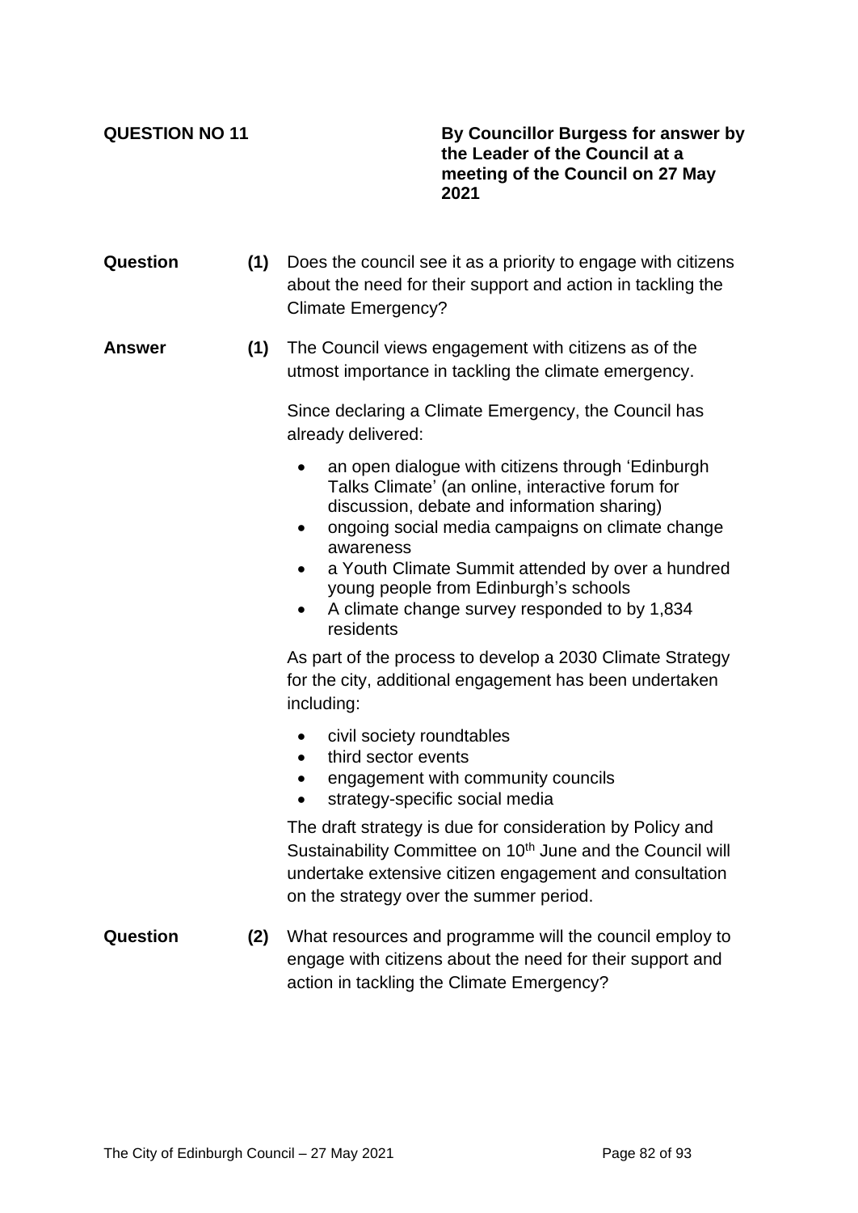**QUESTION NO 11**

**By Councillor Burgess for answer by the Leader of the Council at a meeting of the Council on 27 May 2021**

**Question (1)** Does the council see it as a priority to engage with citizens about the need for their support and action in tackling the Climate Emergency?

**Answer (1)** The Council views engagement with citizens as of the utmost importance in tackling the climate emergency.

Since declaring a Climate Emergency, the Council has already delivered:

- an open dialogue with citizens through 'Edinburgh Talks Climate' (an online, interactive forum for discussion, debate and information sharing)
- ongoing social media campaigns on climate change awareness
- a Youth Climate Summit attended by over a hundred young people from Edinburgh's schools
- A climate change survey responded to by 1,834 residents

As part of the process to develop a 2030 Climate Strategy for the city, additional engagement has been undertaken including:

- civil society roundtables
- third sector events
- engagement with community councils
- strategy-specific social media

The draft strategy is due for consideration by Policy and Sustainability Committee on 10th June and the Council will undertake extensive citizen engagement and consultation on the strategy over the summer period.

**Question (2)** What resources and programme will the council employ to engage with citizens about the need for their support and action in tackling the Climate Emergency?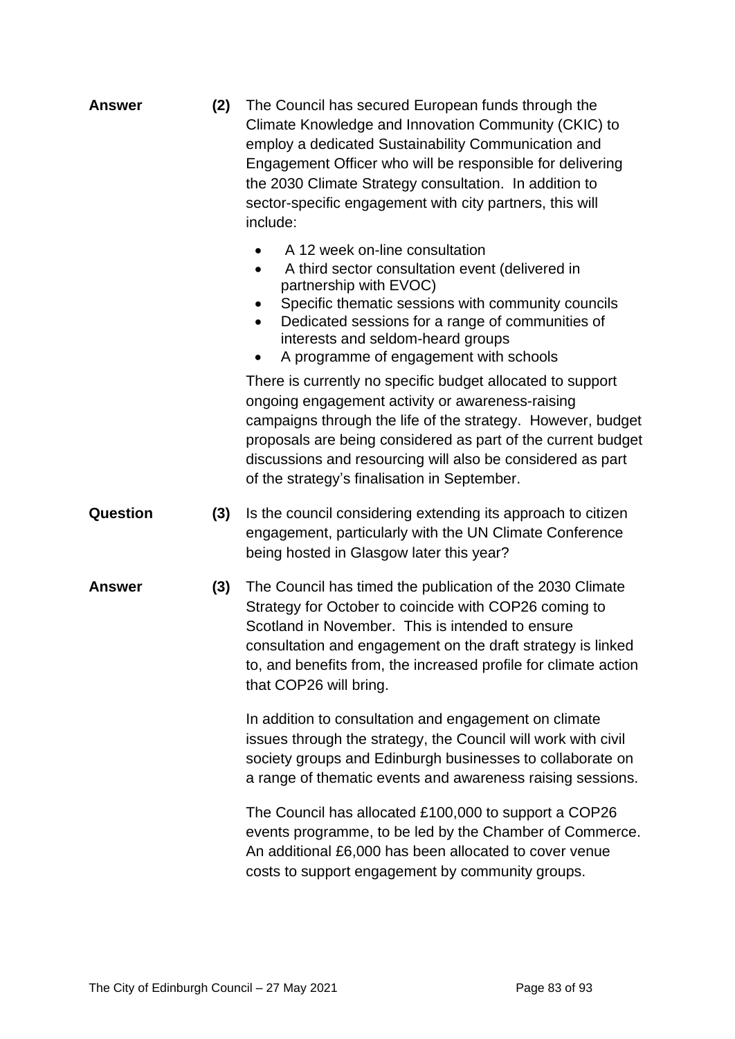**Answer** **(2)** The Council has secured European funds through the Climate Knowledge and Innovation Community (CKIC) to employ a dedicated Sustainability Communication and Engagement Officer who will be responsible for delivering the 2030 Climate Strategy consultation. In addition to sector-specific engagement with city partners, this will include:

- A 12 week on-line consultation
- A third sector consultation event (delivered in partnership with EVOC)
- Specific thematic sessions with community councils
- Dedicated sessions for a range of communities of interests and seldom-heard groups
- A programme of engagement with schools

There is currently no specific budget allocated to support ongoing engagement activity or awareness-raising campaigns through the life of the strategy. However, budget proposals are being considered as part of the current budget discussions and resourcing will also be considered as part of the strategy's finalisation in September.

**Question** **(3)** Is the council considering extending its approach to citizen engagement, particularly with the UN Climate Conference being hosted in Glasgow later this year?

**Answer** **(3)** The Council has timed the publication of the 2030 Climate Strategy for October to coincide with COP26 coming to Scotland in November. This is intended to ensure consultation and engagement on the draft strategy is linked to, and benefits from, the increased profile for climate action that COP26 will bring.

In addition to consultation and engagement on climate issues through the strategy, the Council will work with civil society groups and Edinburgh businesses to collaborate on a range of thematic events and awareness raising sessions.

The Council has allocated £100,000 to support a COP26 events programme, to be led by the Chamber of Commerce. An additional £6,000 has been allocated to cover venue costs to support engagement by community groups.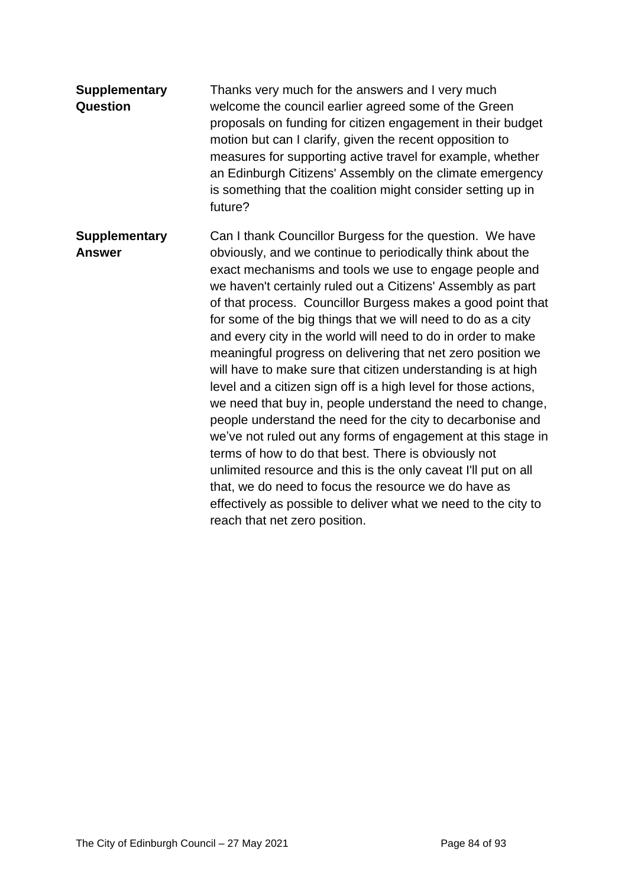**Supplementary Question**

Thanks very much for the answers and I very much welcome the council earlier agreed some of the Green proposals on funding for citizen engagement in their budget motion but can I clarify, given the recent opposition to measures for supporting active travel for example, whether an Edinburgh Citizens' Assembly on the climate emergency is something that the coalition might consider setting up in future?

**Supplementary Answer**

Can I thank Councillor Burgess for the question. We have obviously, and we continue to periodically think about the exact mechanisms and tools we use to engage people and we haven't certainly ruled out a Citizens' Assembly as part of that process. Councillor Burgess makes a good point that for some of the big things that we will need to do as a city and every city in the world will need to do in order to make meaningful progress on delivering that net zero position we will have to make sure that citizen understanding is at high level and a citizen sign off is a high level for those actions, we need that buy in, people understand the need to change, people understand the need for the city to decarbonise and we've not ruled out any forms of engagement at this stage in terms of how to do that best. There is obviously not unlimited resource and this is the only caveat I'll put on all that, we do need to focus the resource we do have as effectively as possible to deliver what we need to the city to reach that net zero position.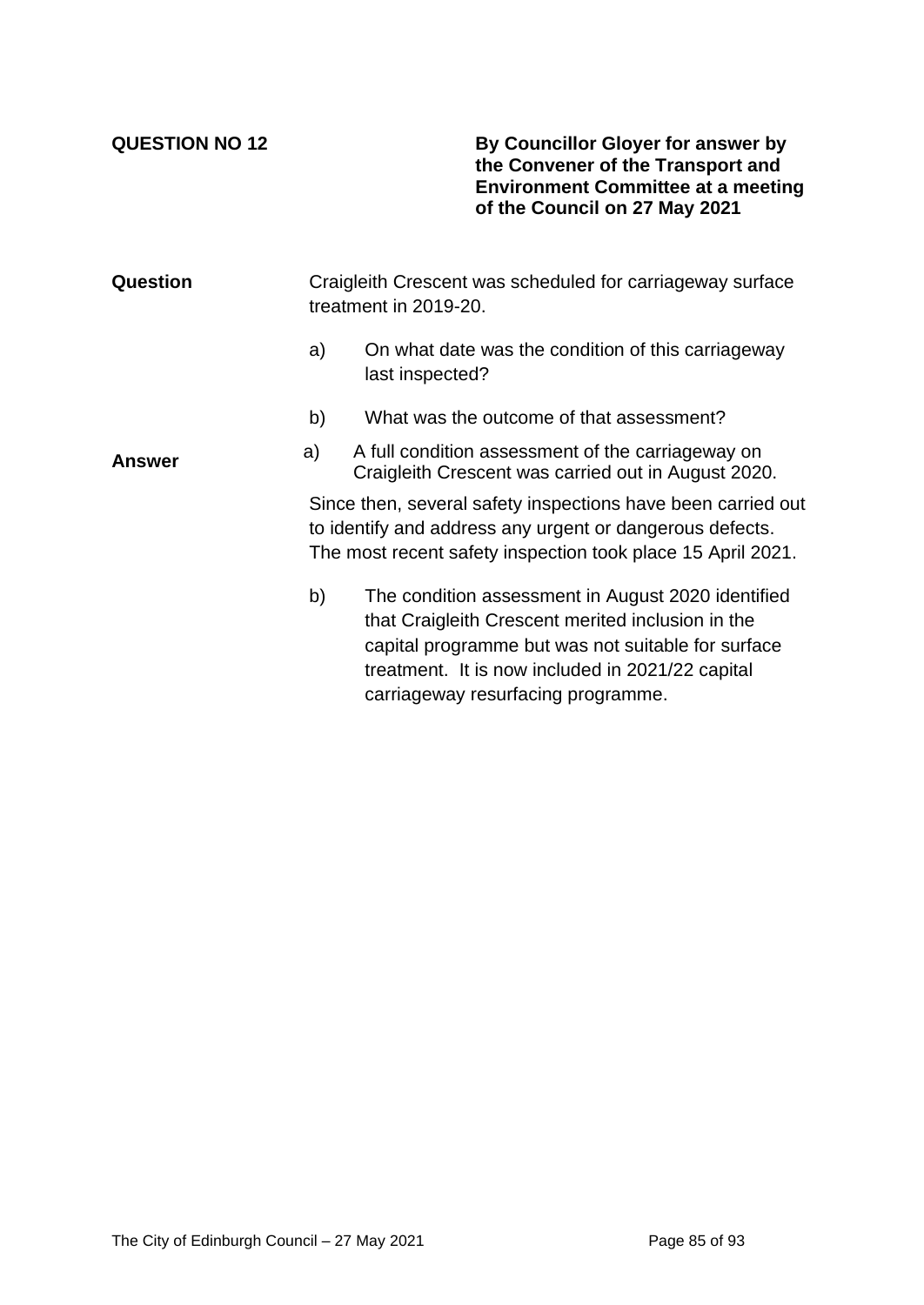**QUESTION NO 12**

**By Councillor Gloyer for answer by the Convener of the Transport and Environment Committee at a meeting of the Council on 27 May 2021**

**Question**

Craigleith Crescent was scheduled for carriageway surface treatment in 2019-20.

a) On what date was the condition of this carriageway last inspected?

b) What was the outcome of that assessment?

**Answer**

a) A full condition assessment of the carriageway on Craigleith Crescent was carried out in August 2020.

Since then, several safety inspections have been carried out to identify and address any urgent or dangerous defects. The most recent safety inspection took place 15 April 2021.

b) The condition assessment in August 2020 identified that Craigleith Crescent merited inclusion in the capital programme but was not suitable for surface treatment. It is now included in 2021/22 capital carriageway resurfacing programme.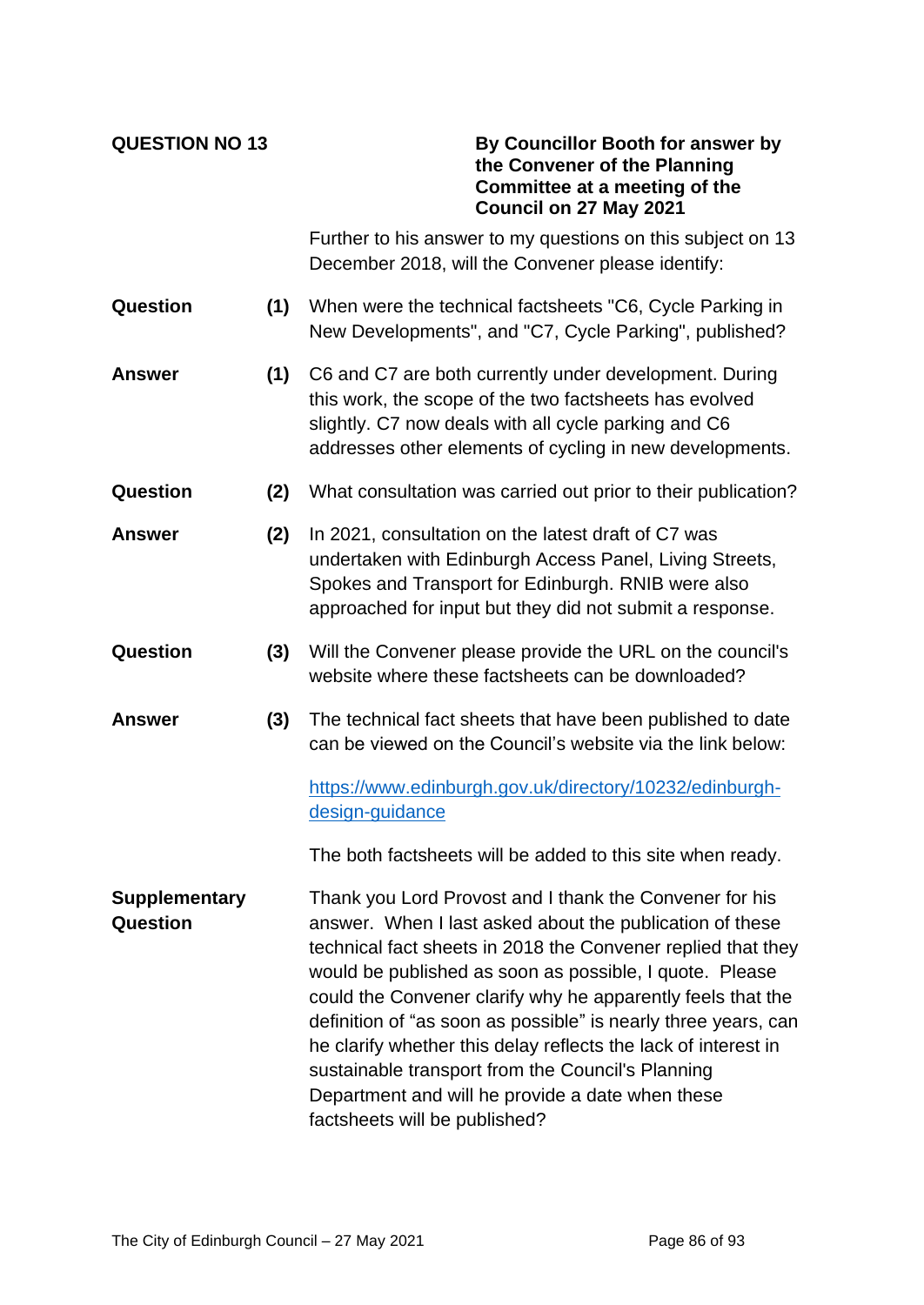**QUESTION NO 13**

**By Councillor Booth for answer by the Convener of the Planning Committee at a meeting of the Council on 27 May 2021**

Further to his answer to my questions on this subject on 13 December 2018, will the Convener please identify:

**Question** **(1)** When were the technical factsheets "C6, Cycle Parking in New Developments", and "C7, Cycle Parking", published?

**Answer** **(1)** C6 and C7 are both currently under development. During this work, the scope of the two factsheets has evolved slightly. C7 now deals with all cycle parking and C6 addresses other elements of cycling in new developments.

**Question** **(2)** What consultation was carried out prior to their publication?

**Answer** **(2)** In 2021, consultation on the latest draft of C7 was undertaken with Edinburgh Access Panel, Living Streets, Spokes and Transport for Edinburgh. RNIB were also approached for input but they did not submit a response.

**Question** **(3)** Will the Convener please provide the URL on the council's website where these factsheets can be downloaded?

**Answer** **(3)** The technical fact sheets that have been published to date can be viewed on the Council's website via the link below:

https://www.edinburgh.gov.uk/directory/10232/edinburgh-design-guidance

The both factsheets will be added to this site when ready.

**Supplementary Question**

Thank you Lord Provost and I thank the Convener for his answer. When I last asked about the publication of these technical fact sheets in 2018 the Convener replied that they would be published as soon as possible, I quote. Please could the Convener clarify why he apparently feels that the definition of "as soon as possible" is nearly three years, can he clarify whether this delay reflects the lack of interest in sustainable transport from the Council's Planning Department and will he provide a date when these factsheets will be published?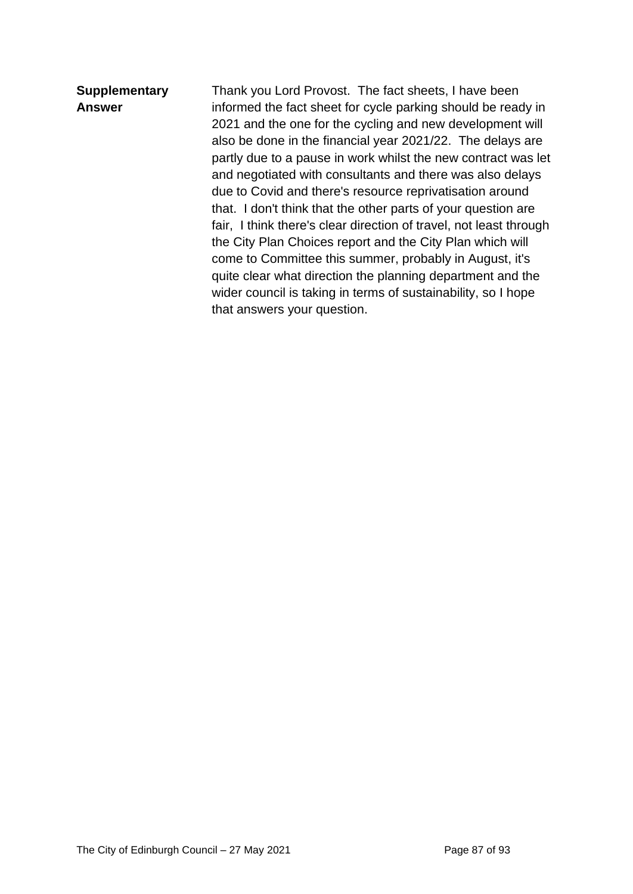| **Supplementary Answer** | Thank you Lord Provost. The fact sheets, I have been informed the fact sheet for cycle parking should be ready in 2021 and the one for the cycling and new development will also be done in the financial year 2021/22. The delays are partly due to a pause in work whilst the new contract was let and negotiated with consultants and there was also delays due to Covid and there's resource reprivatisation around that. I don't think that the other parts of your question are fair, I think there's clear direction of travel, not least through the City Plan Choices report and the City Plan which will come to Committee this summer, probably in August, it's quite clear what direction the planning department and the wider council is taking in terms of sustainability, so I hope that answers your question. |
|---|---|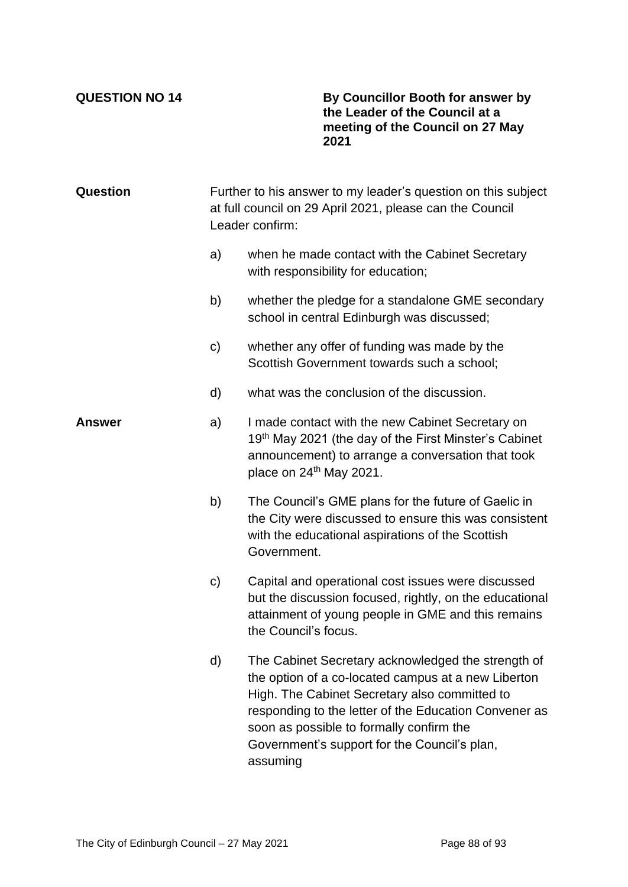**QUESTION NO 14**

**By Councillor Booth for answer by the Leader of the Council at a meeting of the Council on 27 May 2021**

**Question**

Further to his answer to my leader's question on this subject at full council on 29 April 2021, please can the Council Leader confirm:

a) when he made contact with the Cabinet Secretary with responsibility for education;

b) whether the pledge for a standalone GME secondary school in central Edinburgh was discussed;

c) whether any offer of funding was made by the Scottish Government towards such a school;

d) what was the conclusion of the discussion.

**Answer**

a) I made contact with the new Cabinet Secretary on 19th May 2021 (the day of the First Minster's Cabinet announcement) to arrange a conversation that took place on 24th May 2021.

b) The Council's GME plans for the future of Gaelic in the City were discussed to ensure this was consistent with the educational aspirations of the Scottish Government.

c) Capital and operational cost issues were discussed but the discussion focused, rightly, on the educational attainment of young people in GME and this remains the Council's focus.

d) The Cabinet Secretary acknowledged the strength of the option of a co-located campus at a new Liberton High. The Cabinet Secretary also committed to responding to the letter of the Education Convener as soon as possible to formally confirm the Government's support for the Council's plan, assuming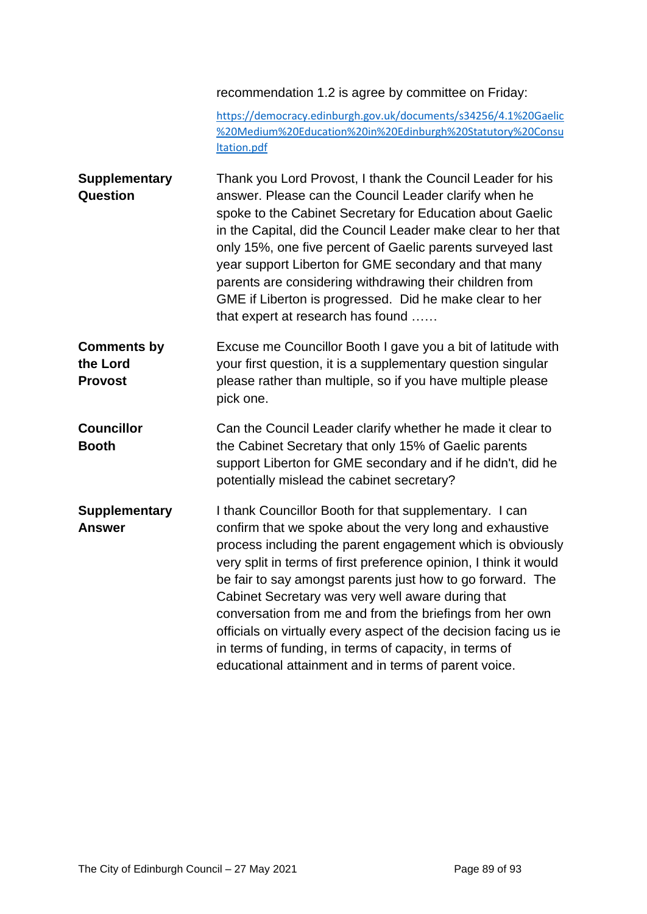| | |
|---|---|
| | recommendation 1.2 is agree by committee on Friday:<br><br>https://democracy.edinburgh.gov.uk/documents/s34256/4.1%20Gaelic%20Medium%20Education%20in%20Edinburgh%20Statutory%20Consultation.pdf |
| **Supplementary Question** | Thank you Lord Provost, I thank the Council Leader for his answer. Please can the Council Leader clarify when he spoke to the Cabinet Secretary for Education about Gaelic in the Capital, did the Council Leader make clear to her that only 15%, one five percent of Gaelic parents surveyed last year support Liberton for GME secondary and that many parents are considering withdrawing their children from GME if Liberton is progressed. Did he make clear to her that expert at research has found …… |
| **Comments by the Lord Provost** | Excuse me Councillor Booth I gave you a bit of latitude with your first question, it is a supplementary question singular please rather than multiple, so if you have multiple please pick one. |
| **Councillor Booth** | Can the Council Leader clarify whether he made it clear to the Cabinet Secretary that only 15% of Gaelic parents support Liberton for GME secondary and if he didn't, did he potentially mislead the cabinet secretary? |
| **Supplementary Answer** | I thank Councillor Booth for that supplementary. I can confirm that we spoke about the very long and exhaustive process including the parent engagement which is obviously very split in terms of first preference opinion, I think it would be fair to say amongst parents just how to go forward. The Cabinet Secretary was very well aware during that conversation from me and from the briefings from her own officials on virtually every aspect of the decision facing us ie in terms of funding, in terms of capacity, in terms of educational attainment and in terms of parent voice. |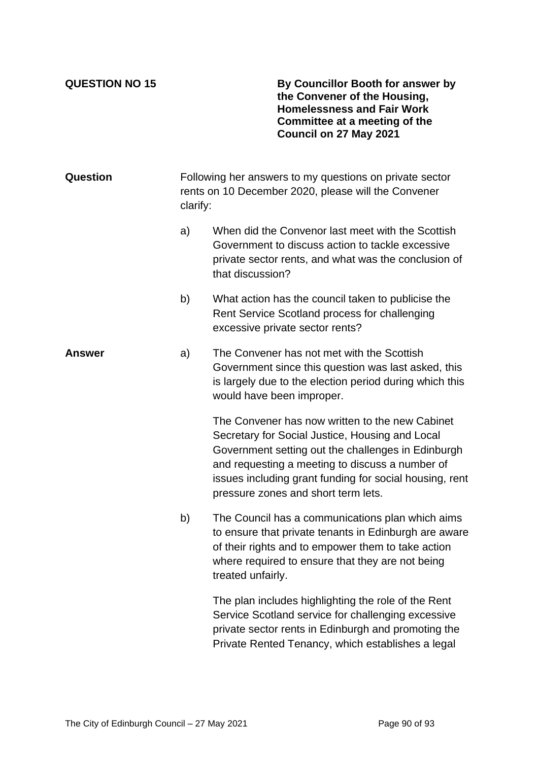**QUESTION NO 15**

**By Councillor Booth for answer by the Convener of the Housing, Homelessness and Fair Work Committee at a meeting of the Council on 27 May 2021**

**Question**

Following her answers to my questions on private sector rents on 10 December 2020, please will the Convener clarify:

a) When did the Convenor last meet with the Scottish Government to discuss action to tackle excessive private sector rents, and what was the conclusion of that discussion?

b) What action has the council taken to publicise the Rent Service Scotland process for challenging excessive private sector rents?

**Answer**

a) The Convener has not met with the Scottish Government since this question was last asked, this is largely due to the election period during which this would have been improper.

The Convener has now written to the new Cabinet Secretary for Social Justice, Housing and Local Government setting out the challenges in Edinburgh and requesting a meeting to discuss a number of issues including grant funding for social housing, rent pressure zones and short term lets.

b) The Council has a communications plan which aims to ensure that private tenants in Edinburgh are aware of their rights and to empower them to take action where required to ensure that they are not being treated unfairly.

The plan includes highlighting the role of the Rent Service Scotland service for challenging excessive private sector rents in Edinburgh and promoting the Private Rented Tenancy, which establishes a legal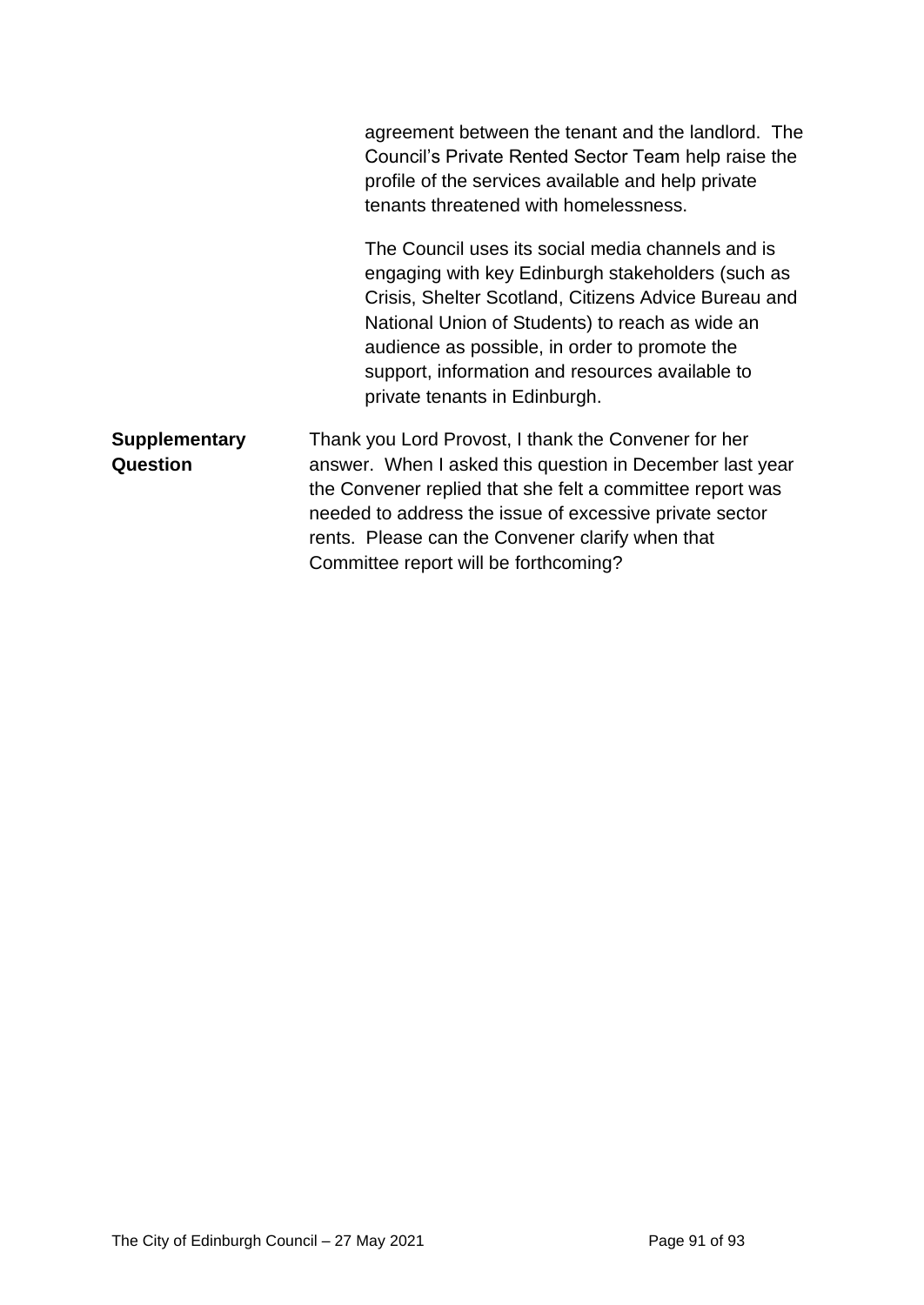agreement between the tenant and the landlord. The Council's Private Rented Sector Team help raise the profile of the services available and help private tenants threatened with homelessness.

The Council uses its social media channels and is engaging with key Edinburgh stakeholders (such as Crisis, Shelter Scotland, Citizens Advice Bureau and National Union of Students) to reach as wide an audience as possible, in order to promote the support, information and resources available to private tenants in Edinburgh.

**Supplementary Question**

Thank you Lord Provost, I thank the Convener for her answer. When I asked this question in December last year the Convener replied that she felt a committee report was needed to address the issue of excessive private sector rents. Please can the Convener clarify when that Committee report will be forthcoming?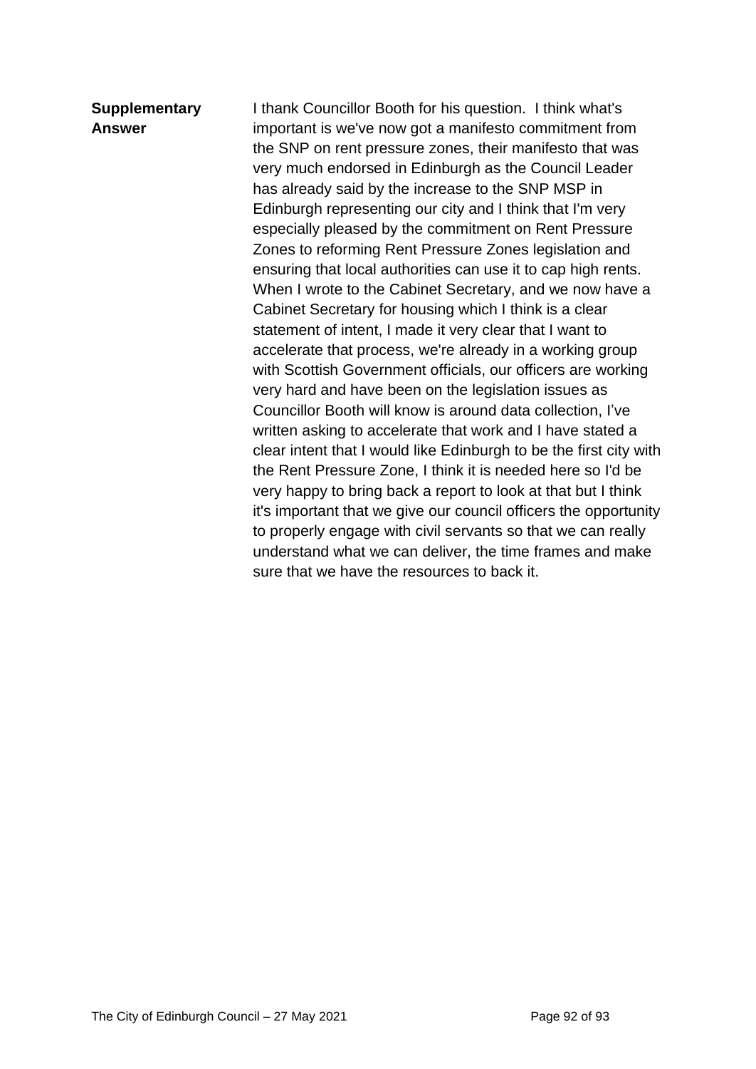**Supplementary Answer**

I thank Councillor Booth for his question. I think what's important is we've now got a manifesto commitment from the SNP on rent pressure zones, their manifesto that was very much endorsed in Edinburgh as the Council Leader has already said by the increase to the SNP MSP in Edinburgh representing our city and I think that I'm very especially pleased by the commitment on Rent Pressure Zones to reforming Rent Pressure Zones legislation and ensuring that local authorities can use it to cap high rents. When I wrote to the Cabinet Secretary, and we now have a Cabinet Secretary for housing which I think is a clear statement of intent, I made it very clear that I want to accelerate that process, we're already in a working group with Scottish Government officials, our officers are working very hard and have been on the legislation issues as Councillor Booth will know is around data collection, I've written asking to accelerate that work and I have stated a clear intent that I would like Edinburgh to be the first city with the Rent Pressure Zone, I think it is needed here so I'd be very happy to bring back a report to look at that but I think it's important that we give our council officers the opportunity to properly engage with civil servants so that we can really understand what we can deliver, the time frames and make sure that we have the resources to back it.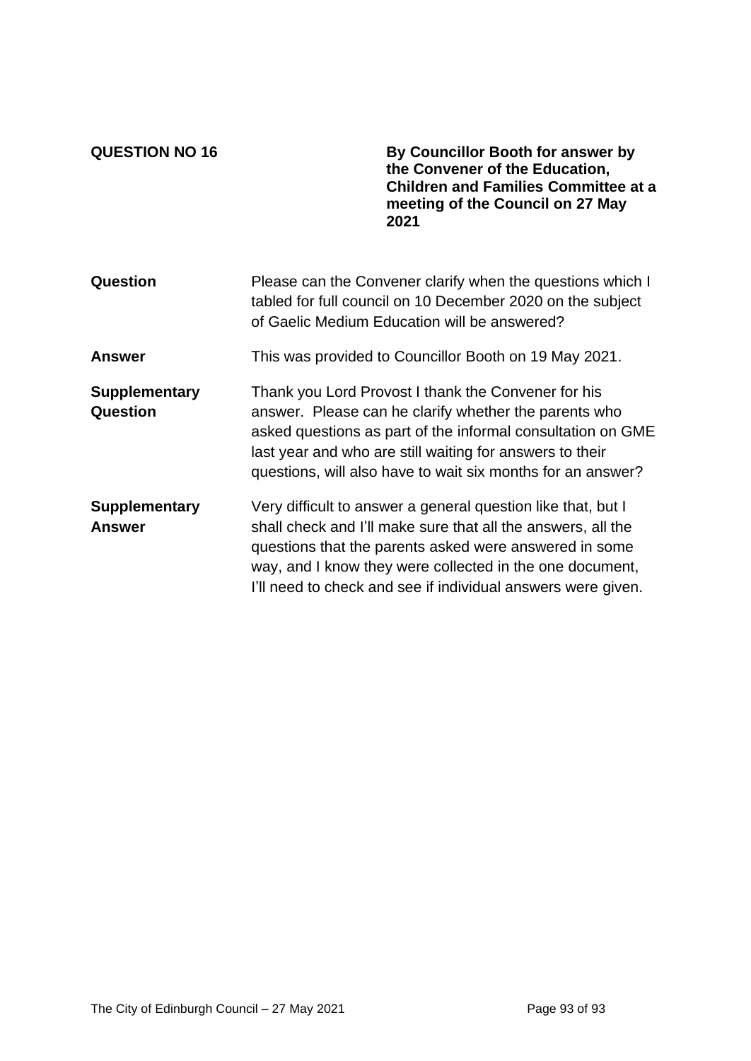**QUESTION NO 16**

**By Councillor Booth for answer by the Convener of the Education, Children and Families Committee at a meeting of the Council on 27 May 2021**

| | |
|---|---|
| **Question** | Please can the Convener clarify when the questions which I tabled for full council on 10 December 2020 on the subject of Gaelic Medium Education will be answered? |
| **Answer** | This was provided to Councillor Booth on 19 May 2021. |
| **Supplementary Question** | Thank you Lord Provost I thank the Convener for his answer. Please can he clarify whether the parents who asked questions as part of the informal consultation on GME last year and who are still waiting for answers to their questions, will also have to wait six months for an answer? |
| **Supplementary Answer** | Very difficult to answer a general question like that, but I shall check and I'll make sure that all the answers, all the questions that the parents asked were answered in some way, and I know they were collected in the one document, I'll need to check and see if individual answers were given. |